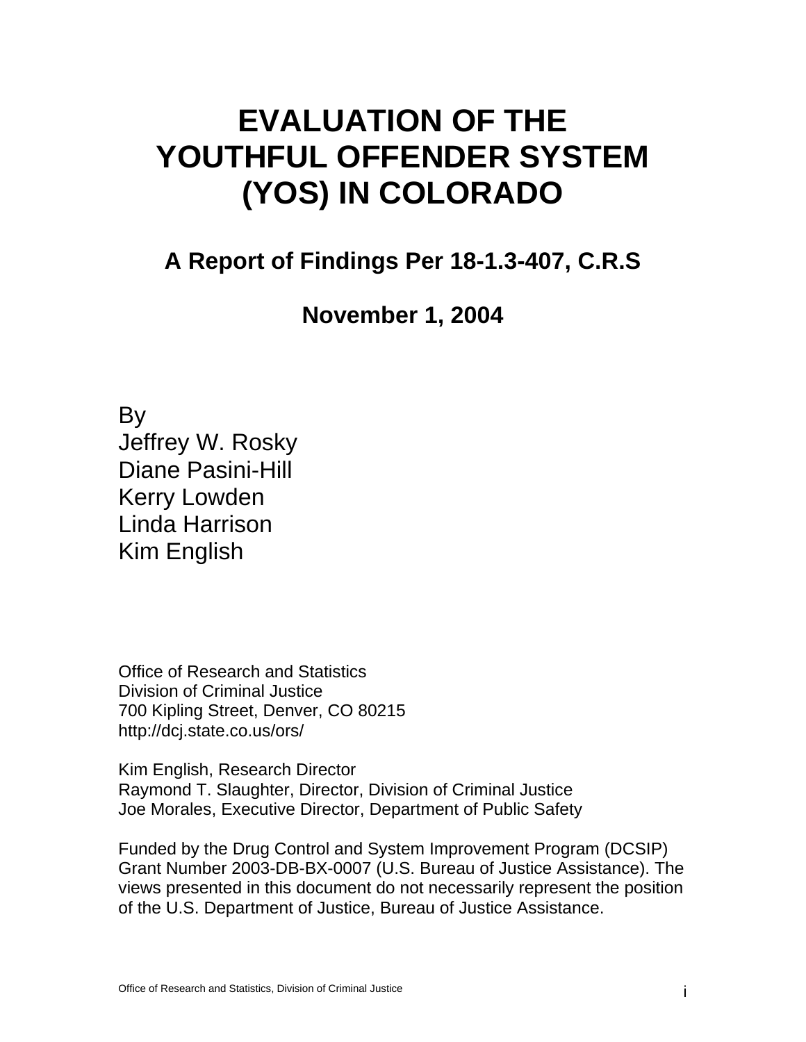# EVALUATION OF THE YOUTHFUL OFFENDER SYSTEM (YOS) IN COLORADO

## A Report of Findings Per 18-1.3-407, C.R.S

## November 1, 2004

By
Jeffrey W. Rosky
Diane Pasini-Hill
Kerry Lowden
Linda Harrison
Kim English

Office of Research and Statistics
Division of Criminal Justice
700 Kipling Street, Denver, CO 80215
http://dcj.state.co.us/ors/

Kim English, Research Director
Raymond T. Slaughter, Director, Division of Criminal Justice
Joe Morales, Executive Director, Department of Public Safety

Funded by the Drug Control and System Improvement Program (DCSIP) Grant Number 2003-DB-BX-0007 (U.S. Bureau of Justice Assistance). The views presented in this document do not necessarily represent the position of the U.S. Department of Justice, Bureau of Justice Assistance.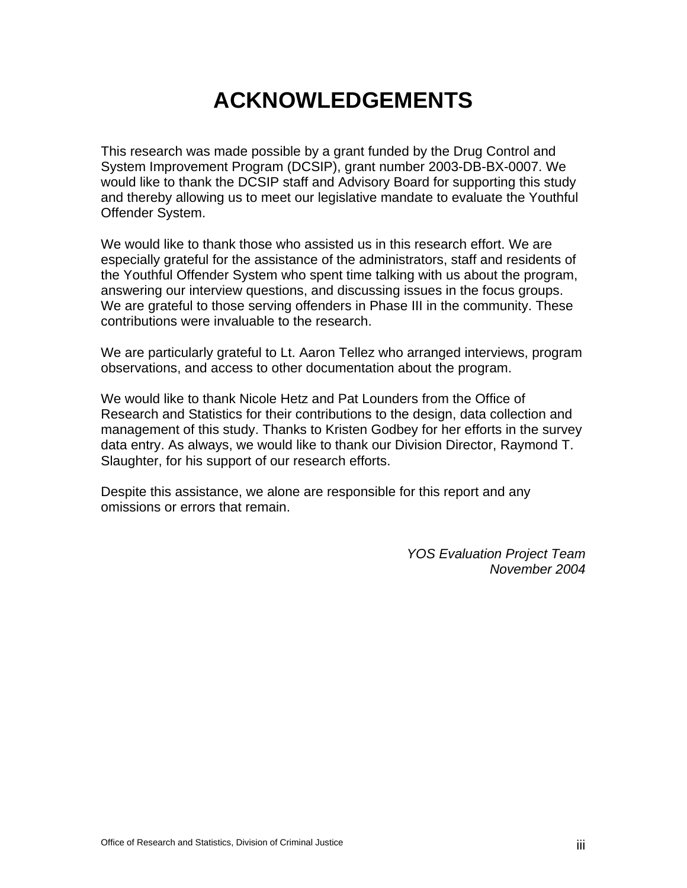# ACKNOWLEDGEMENTS

This research was made possible by a grant funded by the Drug Control and System Improvement Program (DCSIP), grant number 2003-DB-BX-0007. We would like to thank the DCSIP staff and Advisory Board for supporting this study and thereby allowing us to meet our legislative mandate to evaluate the Youthful Offender System.

We would like to thank those who assisted us in this research effort. We are especially grateful for the assistance of the administrators, staff and residents of the Youthful Offender System who spent time talking with us about the program, answering our interview questions, and discussing issues in the focus groups. We are grateful to those serving offenders in Phase III in the community. These contributions were invaluable to the research.

We are particularly grateful to Lt. Aaron Tellez who arranged interviews, program observations, and access to other documentation about the program.

We would like to thank Nicole Hetz and Pat Lounders from the Office of Research and Statistics for their contributions to the design, data collection and management of this study. Thanks to Kristen Godbey for her efforts in the survey data entry. As always, we would like to thank our Division Director, Raymond T. Slaughter, for his support of our research efforts.

Despite this assistance, we alone are responsible for this report and any omissions or errors that remain.

*YOS Evaluation Project Team*
*November 2004*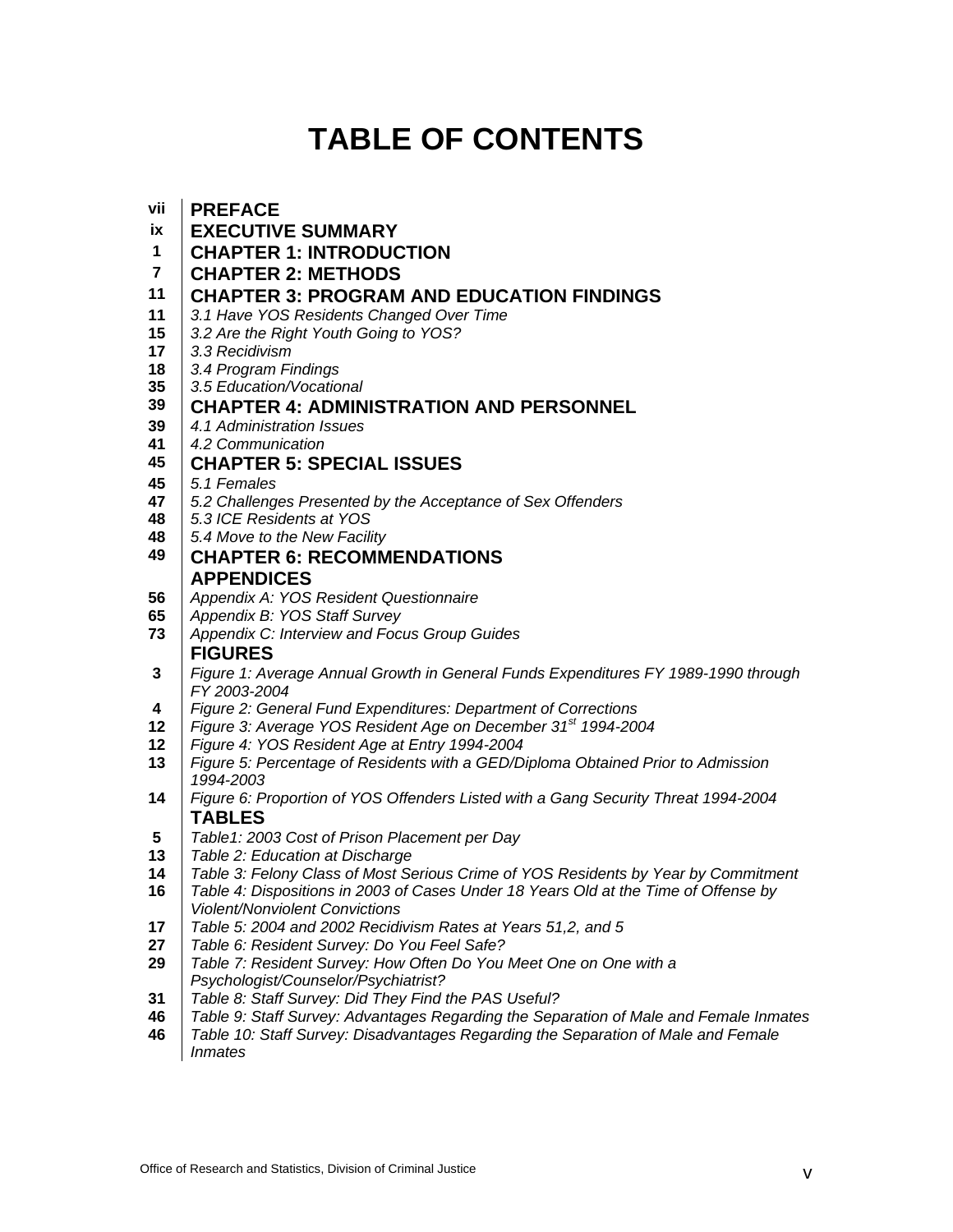# TABLE OF CONTENTS

| | |
|---|---|
| vii | **PREFACE** |
| ix | **EXECUTIVE SUMMARY** |
| 1 | **CHAPTER 1: INTRODUCTION** |
| 7 | **CHAPTER 2: METHODS** |
| 11 | **CHAPTER 3: PROGRAM AND EDUCATION FINDINGS** |
| 11 | *3.1 Have YOS Residents Changed Over Time* |
| 15 | *3.2 Are the Right Youth Going to YOS?* |
| 17 | *3.3 Recidivism* |
| 18 | *3.4 Program Findings* |
| 35 | *3.5 Education/Vocational* |
| 39 | **CHAPTER 4: ADMINISTRATION AND PERSONNEL** |
| 39 | *4.1 Administration Issues* |
| 41 | *4.2 Communication* |
| 45 | **CHAPTER 5: SPECIAL ISSUES** |
| 45 | *5.1 Females* |
| 47 | *5.2 Challenges Presented by the Acceptance of Sex Offenders* |
| 48 | *5.3 ICE Residents at YOS* |
| 48 | *5.4 Move to the New Facility* |
| 49 | **CHAPTER 6: RECOMMENDATIONS** |
| | **APPENDICES** |
| 56 | *Appendix A: YOS Resident Questionnaire* |
| 65 | *Appendix B: YOS Staff Survey* |
| 73 | *Appendix C: Interview and Focus Group Guides* |
| | **FIGURES** |
| 3 | *Figure 1: Average Annual Growth in General Funds Expenditures FY 1989-1990 through FY 2003-2004* |
| 4 | *Figure 2: General Fund Expenditures: Department of Corrections* |
| 12 | *Figure 3: Average YOS Resident Age on December 31st 1994-2004* |
| 12 | *Figure 4: YOS Resident Age at Entry 1994-2004* |
| 13 | *Figure 5: Percentage of Residents with a GED/Diploma Obtained Prior to Admission 1994-2003* |
| 14 | *Figure 6: Proportion of YOS Offenders Listed with a Gang Security Threat 1994-2004* |
| | **TABLES** |
| 5 | *Table1: 2003 Cost of Prison Placement per Day* |
| 13 | *Table 2: Education at Discharge* |
| 14 | *Table 3: Felony Class of Most Serious Crime of YOS Residents by Year by Commitment* |
| 16 | *Table 4: Dispositions in 2003 of Cases Under 18 Years Old at the Time of Offense by Violent/Nonviolent Convictions* |
| 17 | *Table 5: 2004 and 2002 Recidivism Rates at Years 51,2, and 5* |
| 27 | *Table 6: Resident Survey: Do You Feel Safe?* |
| 29 | *Table 7: Resident Survey: How Often Do You Meet One on One with a Psychologist/Counselor/Psychiatrist?* |
| 31 | *Table 8: Staff Survey: Did They Find the PAS Useful?* |
| 46 | *Table 9: Staff Survey: Advantages Regarding the Separation of Male and Female Inmates* |
| 46 | *Table 10: Staff Survey: Disadvantages Regarding the Separation of Male and Female Inmates* |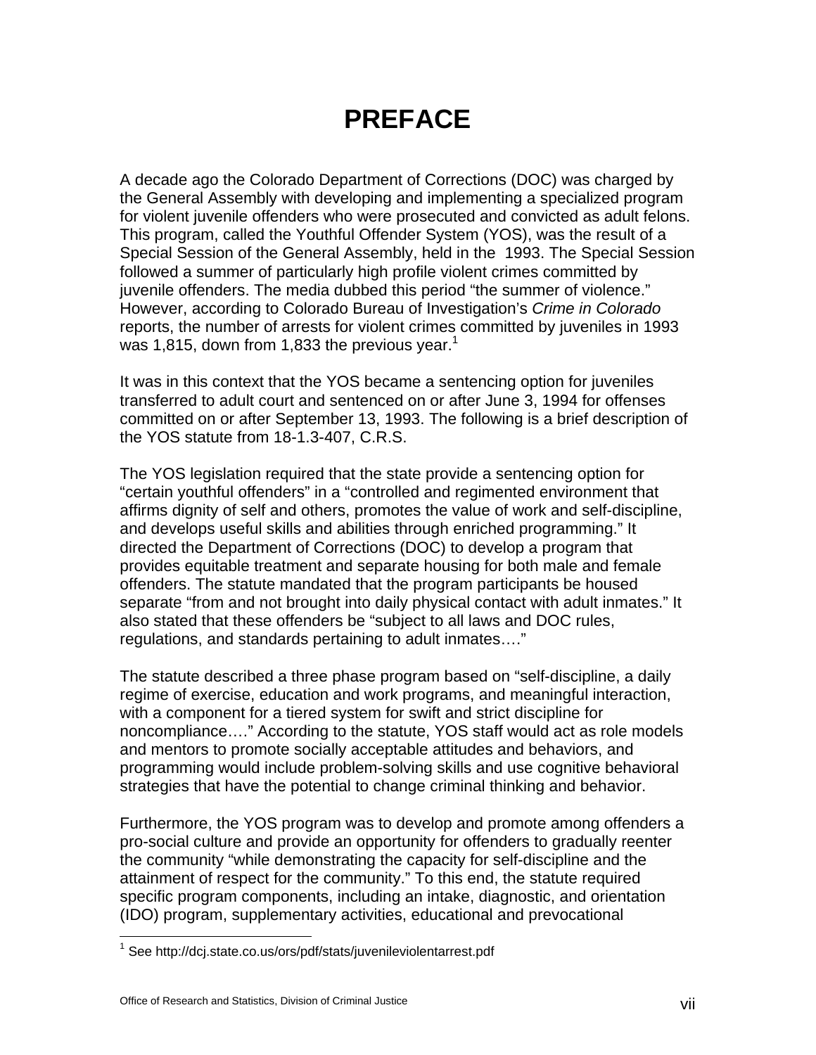# PREFACE

A decade ago the Colorado Department of Corrections (DOC) was charged by the General Assembly with developing and implementing a specialized program for violent juvenile offenders who were prosecuted and convicted as adult felons. This program, called the Youthful Offender System (YOS), was the result of a Special Session of the General Assembly, held in the 1993. The Special Session followed a summer of particularly high profile violent crimes committed by juvenile offenders. The media dubbed this period "the summer of violence." However, according to Colorado Bureau of Investigation's *Crime in Colorado* reports, the number of arrests for violent crimes committed by juveniles in 1993 was 1,815, down from 1,833 the previous year.[1]

It was in this context that the YOS became a sentencing option for juveniles transferred to adult court and sentenced on or after June 3, 1994 for offenses committed on or after September 13, 1993. The following is a brief description of the YOS statute from 18-1.3-407, C.R.S.

The YOS legislation required that the state provide a sentencing option for "certain youthful offenders" in a "controlled and regimented environment that affirms dignity of self and others, promotes the value of work and self-discipline, and develops useful skills and abilities through enriched programming." It directed the Department of Corrections (DOC) to develop a program that provides equitable treatment and separate housing for both male and female offenders. The statute mandated that the program participants be housed separate "from and not brought into daily physical contact with adult inmates." It also stated that these offenders be "subject to all laws and DOC rules, regulations, and standards pertaining to adult inmates…."

The statute described a three phase program based on "self-discipline, a daily regime of exercise, education and work programs, and meaningful interaction, with a component for a tiered system for swift and strict discipline for noncompliance…." According to the statute, YOS staff would act as role models and mentors to promote socially acceptable attitudes and behaviors, and programming would include problem-solving skills and use cognitive behavioral strategies that have the potential to change criminal thinking and behavior.

Furthermore, the YOS program was to develop and promote among offenders a pro-social culture and provide an opportunity for offenders to gradually reenter the community "while demonstrating the capacity for self-discipline and the attainment of respect for the community." To this end, the statute required specific program components, including an intake, diagnostic, and orientation (IDO) program, supplementary activities, educational and prevocational

[1] See http://dcj.state.co.us/ors/pdf/stats/juvenileviolentarrest.pdf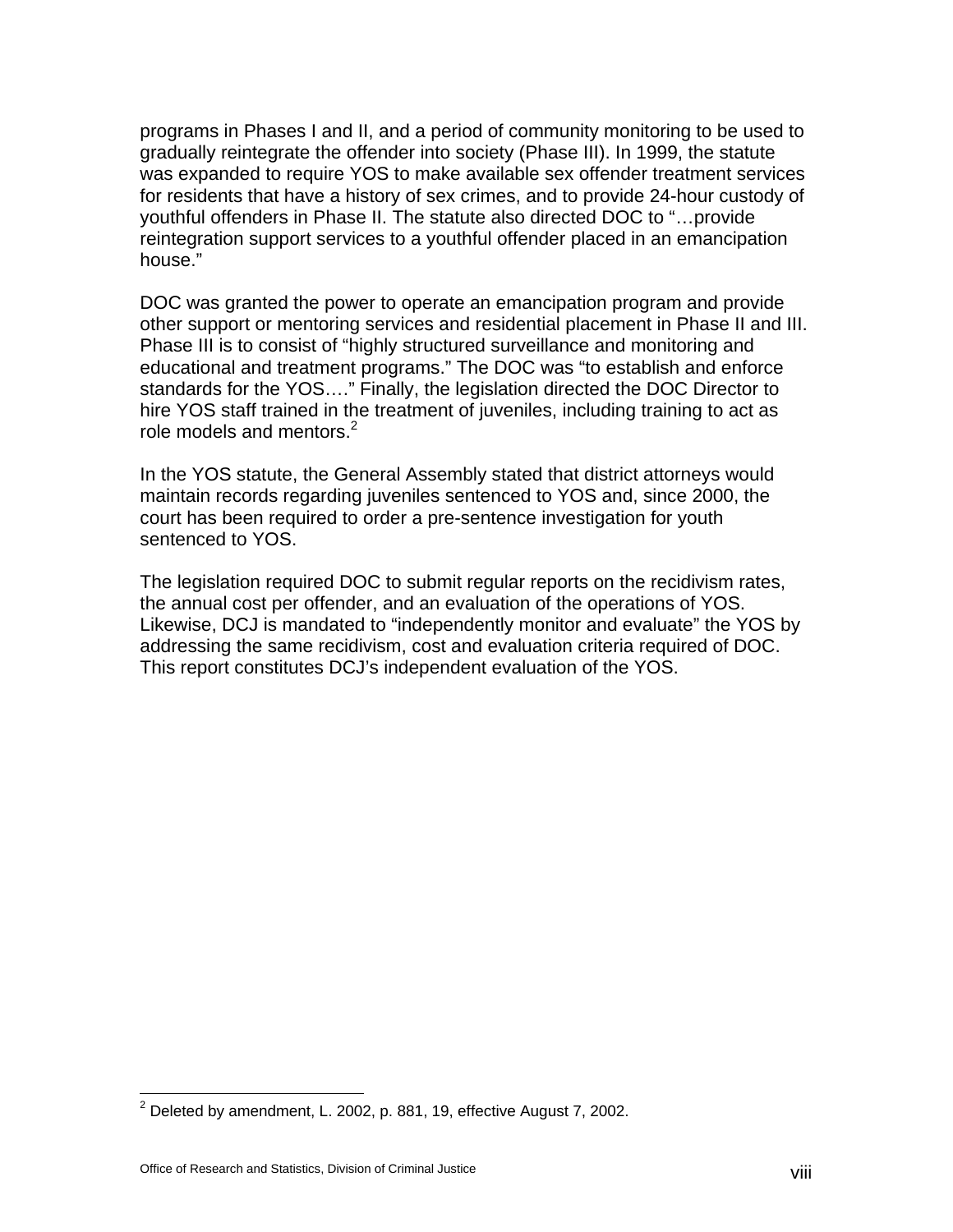programs in Phases I and II, and a period of community monitoring to be used to gradually reintegrate the offender into society (Phase III). In 1999, the statute was expanded to require YOS to make available sex offender treatment services for residents that have a history of sex crimes, and to provide 24-hour custody of youthful offenders in Phase II. The statute also directed DOC to "…provide reintegration support services to a youthful offender placed in an emancipation house."

DOC was granted the power to operate an emancipation program and provide other support or mentoring services and residential placement in Phase II and III. Phase III is to consist of "highly structured surveillance and monitoring and educational and treatment programs." The DOC was "to establish and enforce standards for the YOS…." Finally, the legislation directed the DOC Director to hire YOS staff trained in the treatment of juveniles, including training to act as role models and mentors.[2]

In the YOS statute, the General Assembly stated that district attorneys would maintain records regarding juveniles sentenced to YOS and, since 2000, the court has been required to order a pre-sentence investigation for youth sentenced to YOS.

The legislation required DOC to submit regular reports on the recidivism rates, the annual cost per offender, and an evaluation of the operations of YOS. Likewise, DCJ is mandated to "independently monitor and evaluate" the YOS by addressing the same recidivism, cost and evaluation criteria required of DOC. This report constitutes DCJ's independent evaluation of the YOS.

---

[2] Deleted by amendment, L. 2002, p. 881, 19, effective August 7, 2002.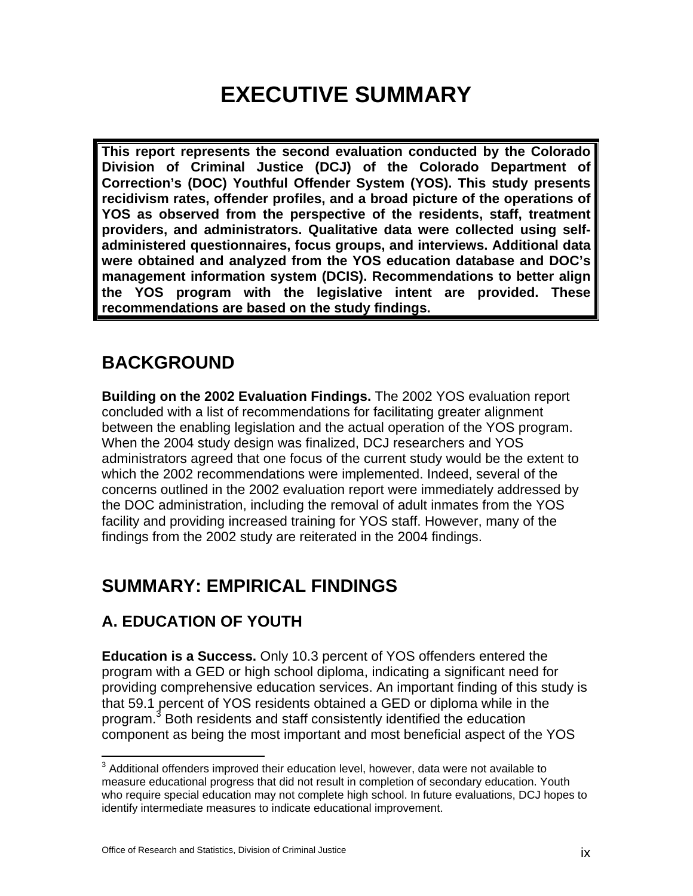# EXECUTIVE SUMMARY

**This report represents the second evaluation conducted by the Colorado Division of Criminal Justice (DCJ) of the Colorado Department of Correction's (DOC) Youthful Offender System (YOS). This study presents recidivism rates, offender profiles, and a broad picture of the operations of YOS as observed from the perspective of the residents, staff, treatment providers, and administrators. Qualitative data were collected using self-administered questionnaires, focus groups, and interviews. Additional data were obtained and analyzed from the YOS education database and DOC's management information system (DCIS). Recommendations to better align the YOS program with the legislative intent are provided. These recommendations are based on the study findings.**

## BACKGROUND

**Building on the 2002 Evaluation Findings.** The 2002 YOS evaluation report concluded with a list of recommendations for facilitating greater alignment between the enabling legislation and the actual operation of the YOS program. When the 2004 study design was finalized, DCJ researchers and YOS administrators agreed that one focus of the current study would be the extent to which the 2002 recommendations were implemented. Indeed, several of the concerns outlined in the 2002 evaluation report were immediately addressed by the DOC administration, including the removal of adult inmates from the YOS facility and providing increased training for YOS staff. However, many of the findings from the 2002 study are reiterated in the 2004 findings.

## SUMMARY: EMPIRICAL FINDINGS

### A. EDUCATION OF YOUTH

**Education is a Success.** Only 10.3 percent of YOS offenders entered the program with a GED or high school diploma, indicating a significant need for providing comprehensive education services. An important finding of this study is that 59.1 percent of YOS residents obtained a GED or diploma while in the program.[3] Both residents and staff consistently identified the education component as being the most important and most beneficial aspect of the YOS

[3] Additional offenders improved their education level, however, data were not available to measure educational progress that did not result in completion of secondary education. Youth who require special education may not complete high school. In future evaluations, DCJ hopes to identify intermediate measures to indicate educational improvement.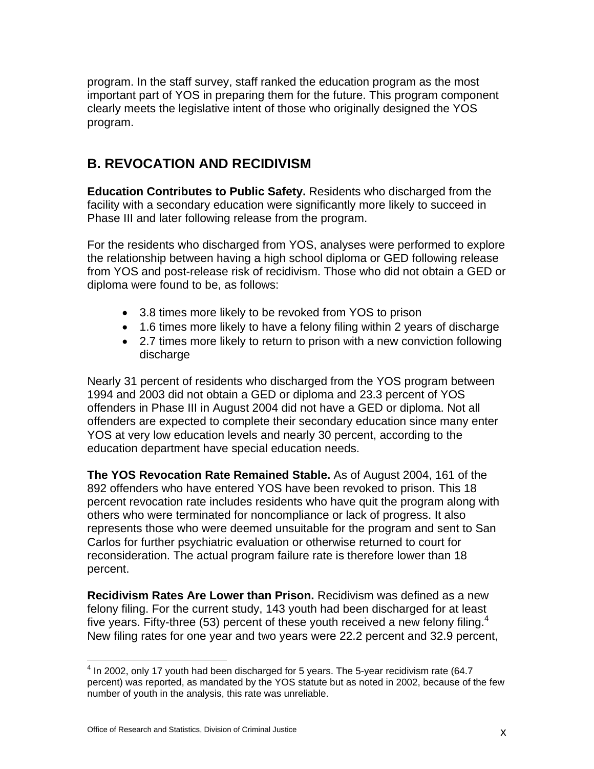program. In the staff survey, staff ranked the education program as the most important part of YOS in preparing them for the future. This program component clearly meets the legislative intent of those who originally designed the YOS program.

## B. REVOCATION AND RECIDIVISM

**Education Contributes to Public Safety.** Residents who discharged from the facility with a secondary education were significantly more likely to succeed in Phase III and later following release from the program.

For the residents who discharged from YOS, analyses were performed to explore the relationship between having a high school diploma or GED following release from YOS and post-release risk of recidivism. Those who did not obtain a GED or diploma were found to be, as follows:

- 3.8 times more likely to be revoked from YOS to prison
- 1.6 times more likely to have a felony filing within 2 years of discharge
- 2.7 times more likely to return to prison with a new conviction following discharge

Nearly 31 percent of residents who discharged from the YOS program between 1994 and 2003 did not obtain a GED or diploma and 23.3 percent of YOS offenders in Phase III in August 2004 did not have a GED or diploma. Not all offenders are expected to complete their secondary education since many enter YOS at very low education levels and nearly 30 percent, according to the education department have special education needs.

**The YOS Revocation Rate Remained Stable.** As of August 2004, 161 of the 892 offenders who have entered YOS have been revoked to prison. This 18 percent revocation rate includes residents who have quit the program along with others who were terminated for noncompliance or lack of progress. It also represents those who were deemed unsuitable for the program and sent to San Carlos for further psychiatric evaluation or otherwise returned to court for reconsideration. The actual program failure rate is therefore lower than 18 percent.

**Recidivism Rates Are Lower than Prison.** Recidivism was defined as a new felony filing. For the current study, 143 youth had been discharged for at least five years. Fifty-three (53) percent of these youth received a new felony filing.[4] New filing rates for one year and two years were 22.2 percent and 32.9 percent,

[4] In 2002, only 17 youth had been discharged for 5 years. The 5-year recidivism rate (64.7 percent) was reported, as mandated by the YOS statute but as noted in 2002, because of the few number of youth in the analysis, this rate was unreliable.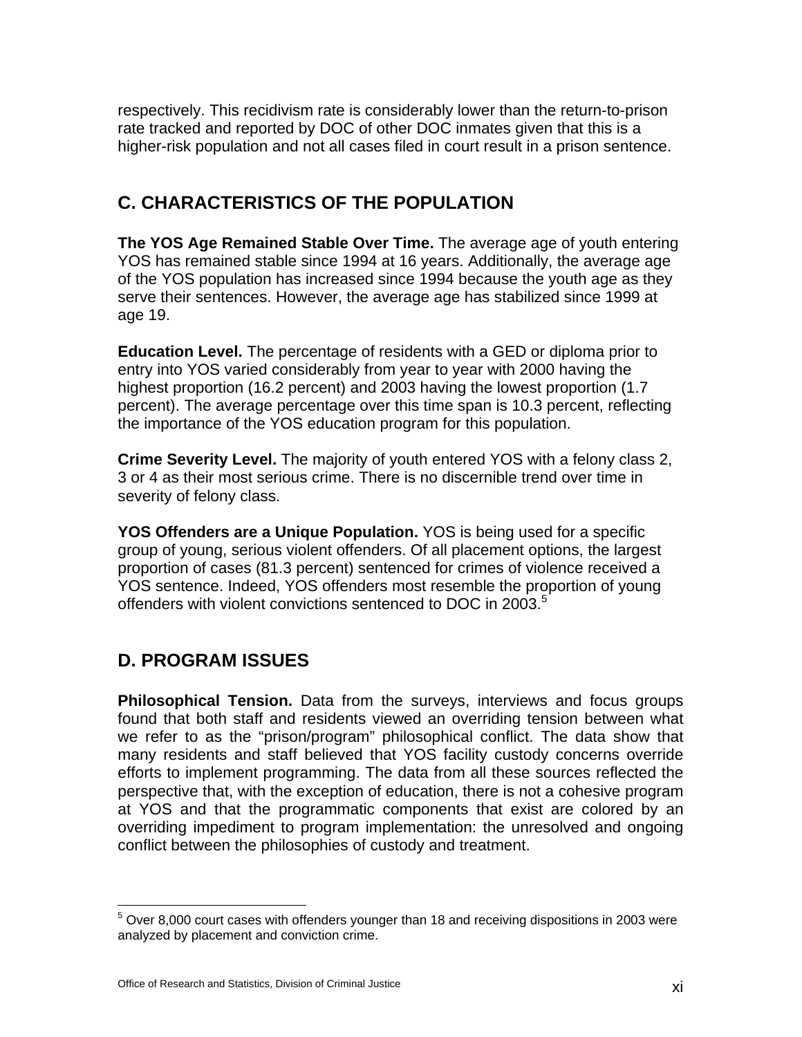respectively. This recidivism rate is considerably lower than the return-to-prison rate tracked and reported by DOC of other DOC inmates given that this is a higher-risk population and not all cases filed in court result in a prison sentence.

## C. CHARACTERISTICS OF THE POPULATION

**The YOS Age Remained Stable Over Time.** The average age of youth entering YOS has remained stable since 1994 at 16 years. Additionally, the average age of the YOS population has increased since 1994 because the youth age as they serve their sentences. However, the average age has stabilized since 1999 at age 19.

**Education Level.** The percentage of residents with a GED or diploma prior to entry into YOS varied considerably from year to year with 2000 having the highest proportion (16.2 percent) and 2003 having the lowest proportion (1.7 percent). The average percentage over this time span is 10.3 percent, reflecting the importance of the YOS education program for this population.

**Crime Severity Level.** The majority of youth entered YOS with a felony class 2, 3 or 4 as their most serious crime. There is no discernible trend over time in severity of felony class.

**YOS Offenders are a Unique Population.** YOS is being used for a specific group of young, serious violent offenders. Of all placement options, the largest proportion of cases (81.3 percent) sentenced for crimes of violence received a YOS sentence. Indeed, YOS offenders most resemble the proportion of young offenders with violent convictions sentenced to DOC in 2003.[5]

## D. PROGRAM ISSUES

**Philosophical Tension.** Data from the surveys, interviews and focus groups found that both staff and residents viewed an overriding tension between what we refer to as the "prison/program" philosophical conflict. The data show that many residents and staff believed that YOS facility custody concerns override efforts to implement programming. The data from all these sources reflected the perspective that, with the exception of education, there is not a cohesive program at YOS and that the programmatic components that exist are colored by an overriding impediment to program implementation: the unresolved and ongoing conflict between the philosophies of custody and treatment.

[5] Over 8,000 court cases with offenders younger than 18 and receiving dispositions in 2003 were analyzed by placement and conviction crime.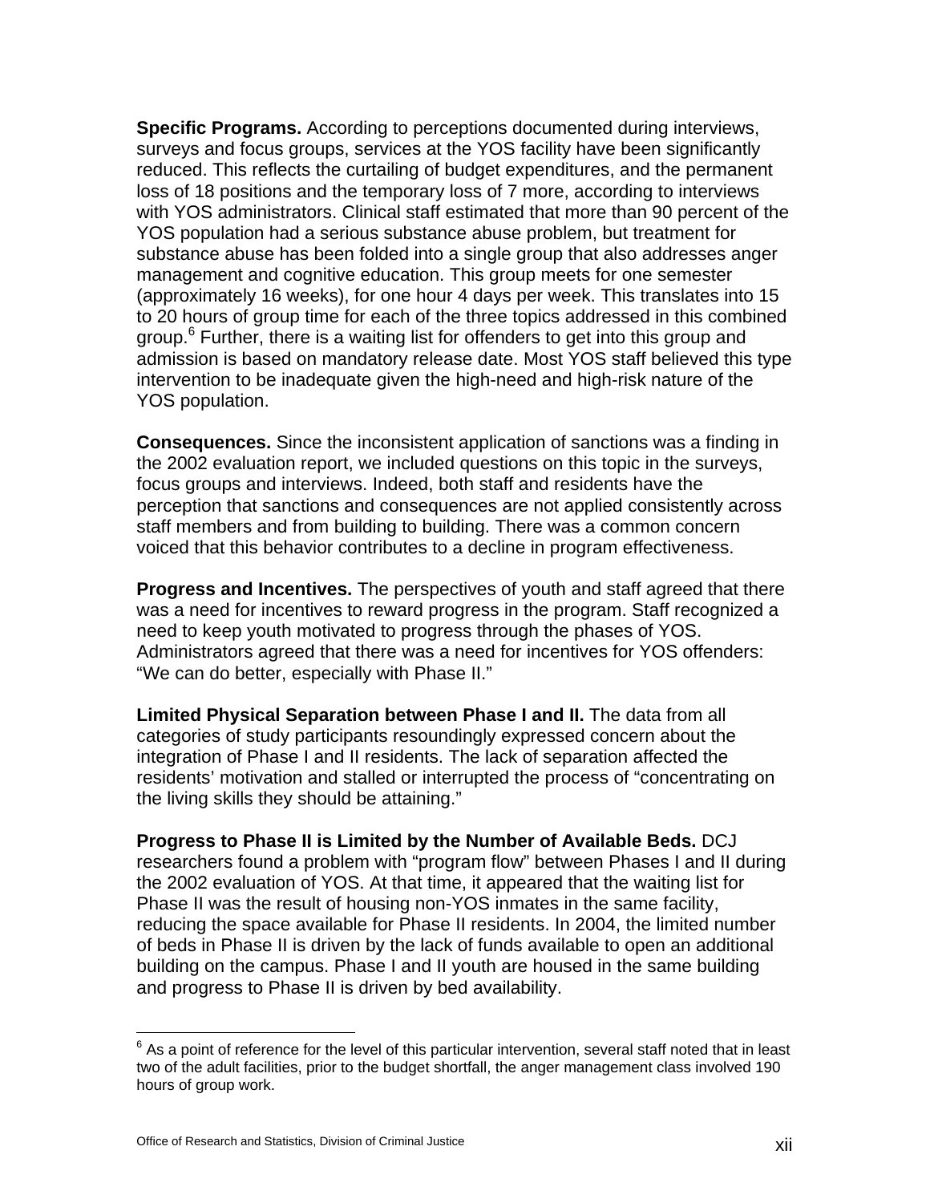**Specific Programs.** According to perceptions documented during interviews, surveys and focus groups, services at the YOS facility have been significantly reduced. This reflects the curtailing of budget expenditures, and the permanent loss of 18 positions and the temporary loss of 7 more, according to interviews with YOS administrators. Clinical staff estimated that more than 90 percent of the YOS population had a serious substance abuse problem, but treatment for substance abuse has been folded into a single group that also addresses anger management and cognitive education. This group meets for one semester (approximately 16 weeks), for one hour 4 days per week. This translates into 15 to 20 hours of group time for each of the three topics addressed in this combined group.[6] Further, there is a waiting list for offenders to get into this group and admission is based on mandatory release date. Most YOS staff believed this type intervention to be inadequate given the high-need and high-risk nature of the YOS population.

**Consequences.** Since the inconsistent application of sanctions was a finding in the 2002 evaluation report, we included questions on this topic in the surveys, focus groups and interviews. Indeed, both staff and residents have the perception that sanctions and consequences are not applied consistently across staff members and from building to building. There was a common concern voiced that this behavior contributes to a decline in program effectiveness.

**Progress and Incentives.** The perspectives of youth and staff agreed that there was a need for incentives to reward progress in the program. Staff recognized a need to keep youth motivated to progress through the phases of YOS. Administrators agreed that there was a need for incentives for YOS offenders: "We can do better, especially with Phase II."

**Limited Physical Separation between Phase I and II.** The data from all categories of study participants resoundingly expressed concern about the integration of Phase I and II residents. The lack of separation affected the residents' motivation and stalled or interrupted the process of "concentrating on the living skills they should be attaining."

**Progress to Phase II is Limited by the Number of Available Beds.** DCJ researchers found a problem with "program flow" between Phases I and II during the 2002 evaluation of YOS. At that time, it appeared that the waiting list for Phase II was the result of housing non-YOS inmates in the same facility, reducing the space available for Phase II residents. In 2004, the limited number of beds in Phase II is driven by the lack of funds available to open an additional building on the campus. Phase I and II youth are housed in the same building and progress to Phase II is driven by bed availability.

---

[6] As a point of reference for the level of this particular intervention, several staff noted that in least two of the adult facilities, prior to the budget shortfall, the anger management class involved 190 hours of group work.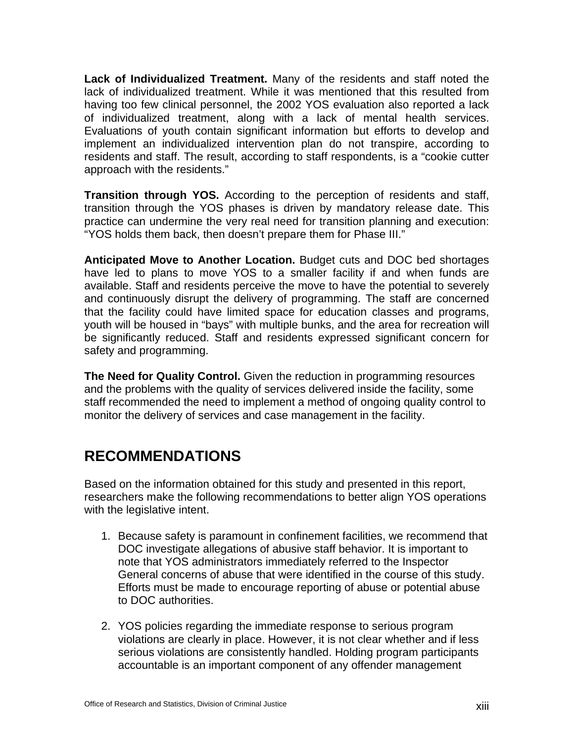**Lack of Individualized Treatment.** Many of the residents and staff noted the lack of individualized treatment. While it was mentioned that this resulted from having too few clinical personnel, the 2002 YOS evaluation also reported a lack of individualized treatment, along with a lack of mental health services. Evaluations of youth contain significant information but efforts to develop and implement an individualized intervention plan do not transpire, according to residents and staff. The result, according to staff respondents, is a "cookie cutter approach with the residents."

**Transition through YOS.** According to the perception of residents and staff, transition through the YOS phases is driven by mandatory release date. This practice can undermine the very real need for transition planning and execution: "YOS holds them back, then doesn't prepare them for Phase III."

**Anticipated Move to Another Location.** Budget cuts and DOC bed shortages have led to plans to move YOS to a smaller facility if and when funds are available. Staff and residents perceive the move to have the potential to severely and continuously disrupt the delivery of programming. The staff are concerned that the facility could have limited space for education classes and programs, youth will be housed in "bays" with multiple bunks, and the area for recreation will be significantly reduced. Staff and residents expressed significant concern for safety and programming.

**The Need for Quality Control.** Given the reduction in programming resources and the problems with the quality of services delivered inside the facility, some staff recommended the need to implement a method of ongoing quality control to monitor the delivery of services and case management in the facility.

## RECOMMENDATIONS

Based on the information obtained for this study and presented in this report, researchers make the following recommendations to better align YOS operations with the legislative intent.

1. Because safety is paramount in confinement facilities, we recommend that DOC investigate allegations of abusive staff behavior. It is important to note that YOS administrators immediately referred to the Inspector General concerns of abuse that were identified in the course of this study. Efforts must be made to encourage reporting of abuse or potential abuse to DOC authorities.

2. YOS policies regarding the immediate response to serious program violations are clearly in place. However, it is not clear whether and if less serious violations are consistently handled. Holding program participants accountable is an important component of any offender management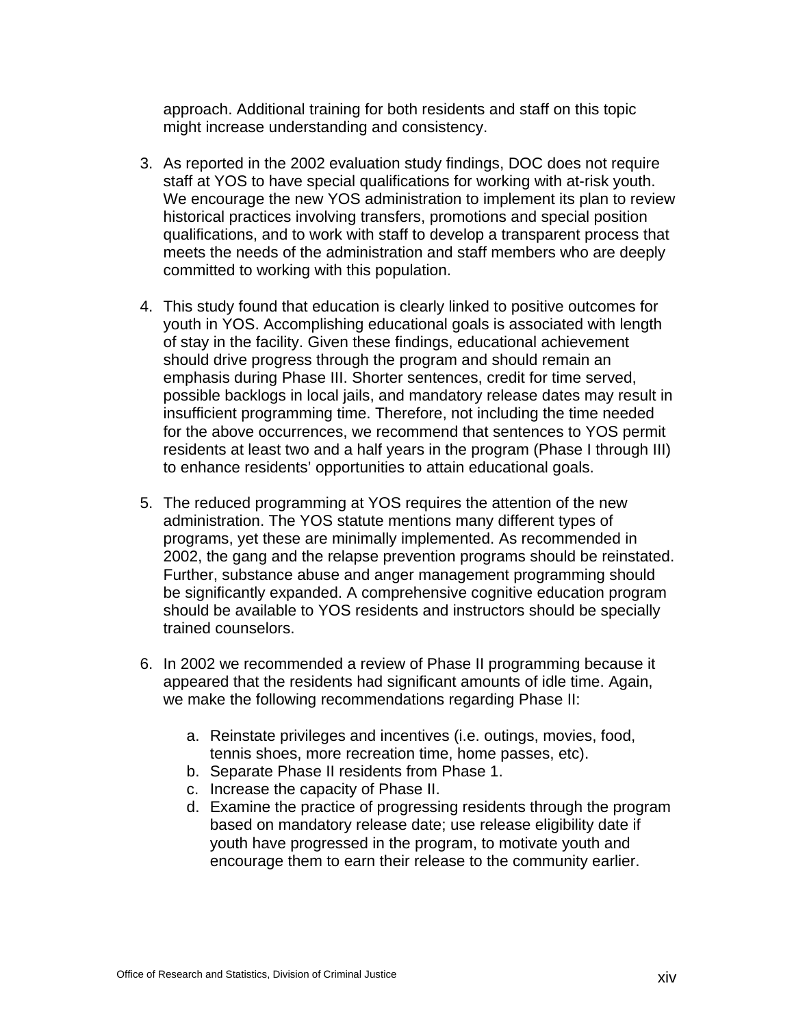approach. Additional training for both residents and staff on this topic might increase understanding and consistency.

3. As reported in the 2002 evaluation study findings, DOC does not require staff at YOS to have special qualifications for working with at-risk youth. We encourage the new YOS administration to implement its plan to review historical practices involving transfers, promotions and special position qualifications, and to work with staff to develop a transparent process that meets the needs of the administration and staff members who are deeply committed to working with this population.

4. This study found that education is clearly linked to positive outcomes for youth in YOS. Accomplishing educational goals is associated with length of stay in the facility. Given these findings, educational achievement should drive progress through the program and should remain an emphasis during Phase III. Shorter sentences, credit for time served, possible backlogs in local jails, and mandatory release dates may result in insufficient programming time. Therefore, not including the time needed for the above occurrences, we recommend that sentences to YOS permit residents at least two and a half years in the program (Phase I through III) to enhance residents' opportunities to attain educational goals.

5. The reduced programming at YOS requires the attention of the new administration. The YOS statute mentions many different types of programs, yet these are minimally implemented. As recommended in 2002, the gang and the relapse prevention programs should be reinstated. Further, substance abuse and anger management programming should be significantly expanded. A comprehensive cognitive education program should be available to YOS residents and instructors should be specially trained counselors.

6. In 2002 we recommended a review of Phase II programming because it appeared that the residents had significant amounts of idle time. Again, we make the following recommendations regarding Phase II:

   a. Reinstate privileges and incentives (i.e. outings, movies, food, tennis shoes, more recreation time, home passes, etc).
   b. Separate Phase II residents from Phase 1.
   c. Increase the capacity of Phase II.
   d. Examine the practice of progressing residents through the program based on mandatory release date; use release eligibility date if youth have progressed in the program, to motivate youth and encourage them to earn their release to the community earlier.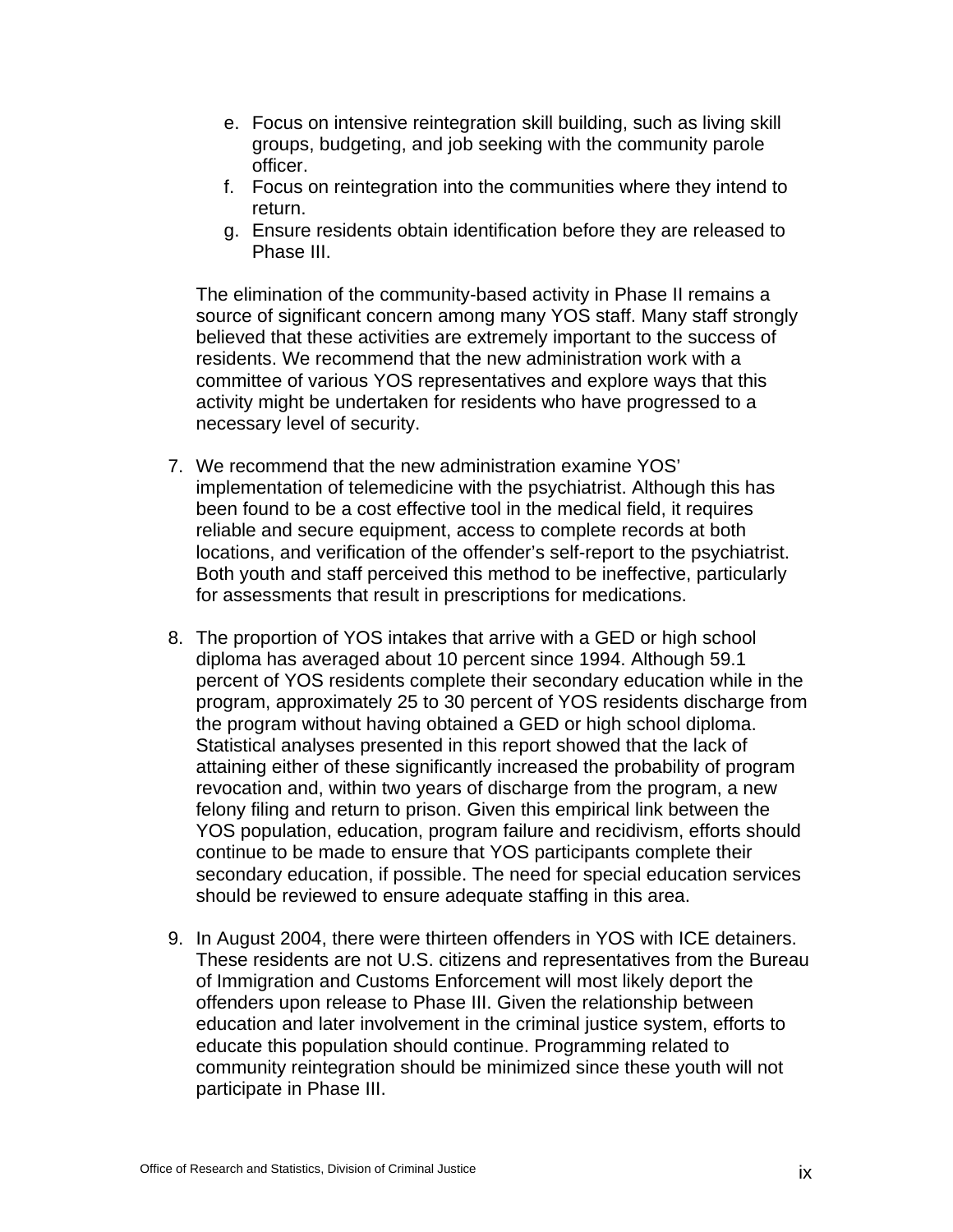e. Focus on intensive reintegration skill building, such as living skill groups, budgeting, and job seeking with the community parole officer.
f. Focus on reintegration into the communities where they intend to return.
g. Ensure residents obtain identification before they are released to Phase III.

The elimination of the community-based activity in Phase II remains a source of significant concern among many YOS staff. Many staff strongly believed that these activities are extremely important to the success of residents. We recommend that the new administration work with a committee of various YOS representatives and explore ways that this activity might be undertaken for residents who have progressed to a necessary level of security.

7. We recommend that the new administration examine YOS' implementation of telemedicine with the psychiatrist. Although this has been found to be a cost effective tool in the medical field, it requires reliable and secure equipment, access to complete records at both locations, and verification of the offender's self-report to the psychiatrist. Both youth and staff perceived this method to be ineffective, particularly for assessments that result in prescriptions for medications.

8. The proportion of YOS intakes that arrive with a GED or high school diploma has averaged about 10 percent since 1994. Although 59.1 percent of YOS residents complete their secondary education while in the program, approximately 25 to 30 percent of YOS residents discharge from the program without having obtained a GED or high school diploma. Statistical analyses presented in this report showed that the lack of attaining either of these significantly increased the probability of program revocation and, within two years of discharge from the program, a new felony filing and return to prison. Given this empirical link between the YOS population, education, program failure and recidivism, efforts should continue to be made to ensure that YOS participants complete their secondary education, if possible. The need for special education services should be reviewed to ensure adequate staffing in this area.

9. In August 2004, there were thirteen offenders in YOS with ICE detainers. These residents are not U.S. citizens and representatives from the Bureau of Immigration and Customs Enforcement will most likely deport the offenders upon release to Phase III. Given the relationship between education and later involvement in the criminal justice system, efforts to educate this population should continue. Programming related to community reintegration should be minimized since these youth will not participate in Phase III.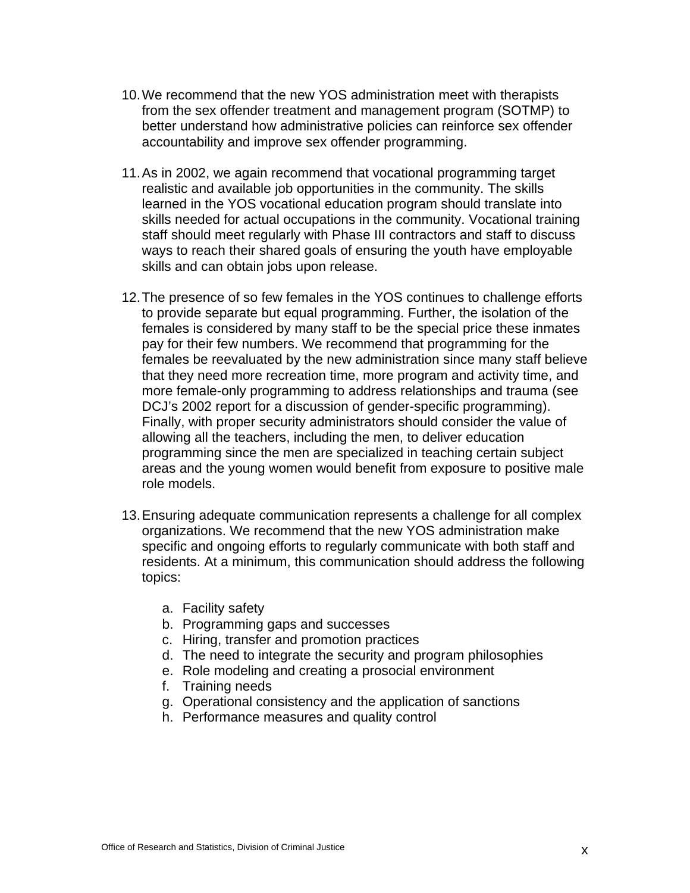10. We recommend that the new YOS administration meet with therapists from the sex offender treatment and management program (SOTMP) to better understand how administrative policies can reinforce sex offender accountability and improve sex offender programming.

11. As in 2002, we again recommend that vocational programming target realistic and available job opportunities in the community. The skills learned in the YOS vocational education program should translate into skills needed for actual occupations in the community. Vocational training staff should meet regularly with Phase III contractors and staff to discuss ways to reach their shared goals of ensuring the youth have employable skills and can obtain jobs upon release.

12. The presence of so few females in the YOS continues to challenge efforts to provide separate but equal programming. Further, the isolation of the females is considered by many staff to be the special price these inmates pay for their few numbers. We recommend that programming for the females be reevaluated by the new administration since many staff believe that they need more recreation time, more program and activity time, and more female-only programming to address relationships and trauma (see DCJ's 2002 report for a discussion of gender-specific programming). Finally, with proper security administrators should consider the value of allowing all the teachers, including the men, to deliver education programming since the men are specialized in teaching certain subject areas and the young women would benefit from exposure to positive male role models.

13. Ensuring adequate communication represents a challenge for all complex organizations. We recommend that the new YOS administration make specific and ongoing efforts to regularly communicate with both staff and residents. At a minimum, this communication should address the following topics:

    a. Facility safety
    b. Programming gaps and successes
    c. Hiring, transfer and promotion practices
    d. The need to integrate the security and program philosophies
    e. Role modeling and creating a prosocial environment
    f. Training needs
    g. Operational consistency and the application of sanctions
    h. Performance measures and quality control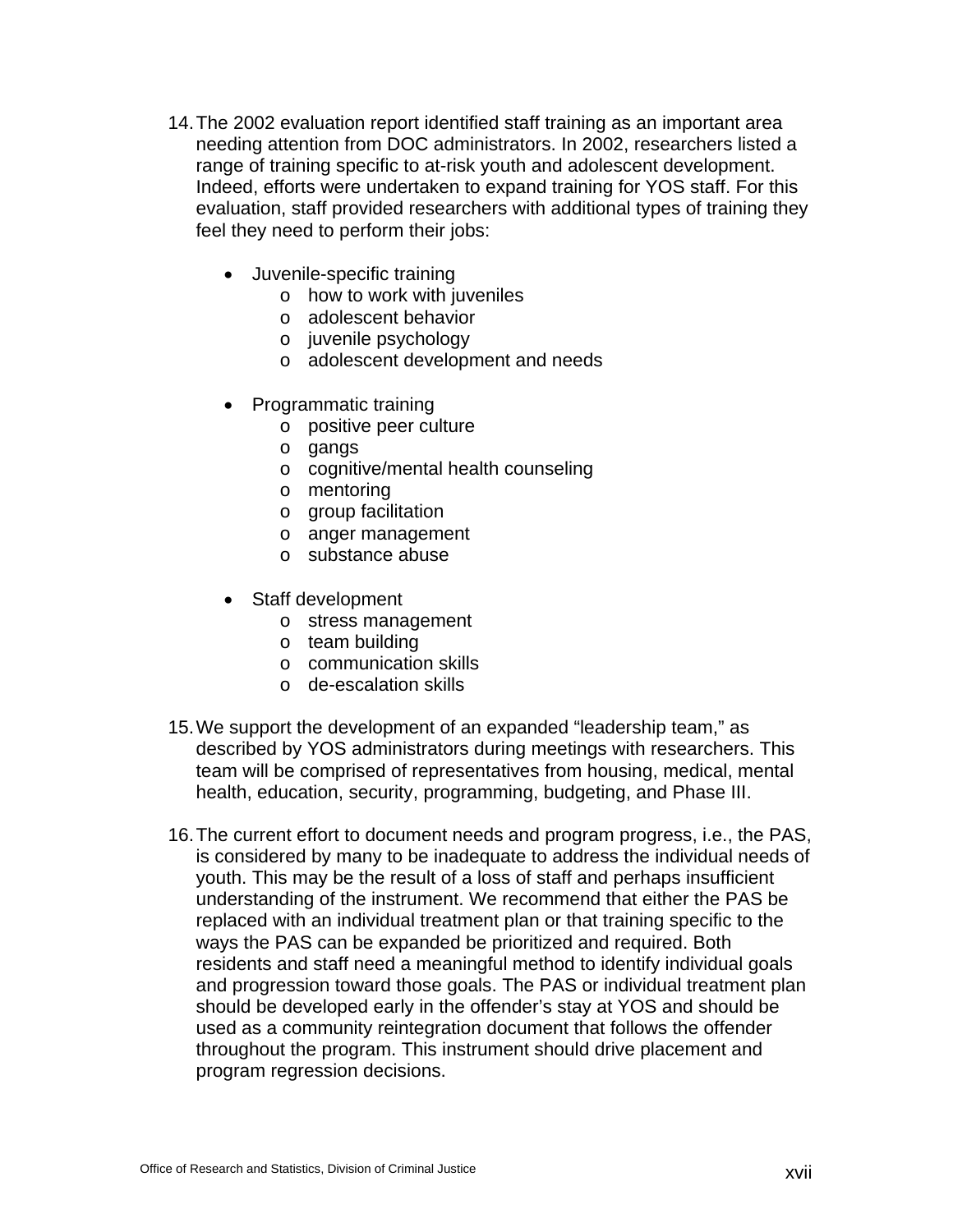14. The 2002 evaluation report identified staff training as an important area needing attention from DOC administrators. In 2002, researchers listed a range of training specific to at-risk youth and adolescent development. Indeed, efforts were undertaken to expand training for YOS staff. For this evaluation, staff provided researchers with additional types of training they feel they need to perform their jobs:

    - Juvenile-specific training
        - how to work with juveniles
        - adolescent behavior
        - juvenile psychology
        - adolescent development and needs

    - Programmatic training
        - positive peer culture
        - gangs
        - cognitive/mental health counseling
        - mentoring
        - group facilitation
        - anger management
        - substance abuse

    - Staff development
        - stress management
        - team building
        - communication skills
        - de-escalation skills

15. We support the development of an expanded "leadership team," as described by YOS administrators during meetings with researchers. This team will be comprised of representatives from housing, medical, mental health, education, security, programming, budgeting, and Phase III.

16. The current effort to document needs and program progress, i.e., the PAS, is considered by many to be inadequate to address the individual needs of youth. This may be the result of a loss of staff and perhaps insufficient understanding of the instrument. We recommend that either the PAS be replaced with an individual treatment plan or that training specific to the ways the PAS can be expanded be prioritized and required. Both residents and staff need a meaningful method to identify individual goals and progression toward those goals. The PAS or individual treatment plan should be developed early in the offender's stay at YOS and should be used as a community reintegration document that follows the offender throughout the program. This instrument should drive placement and program regression decisions.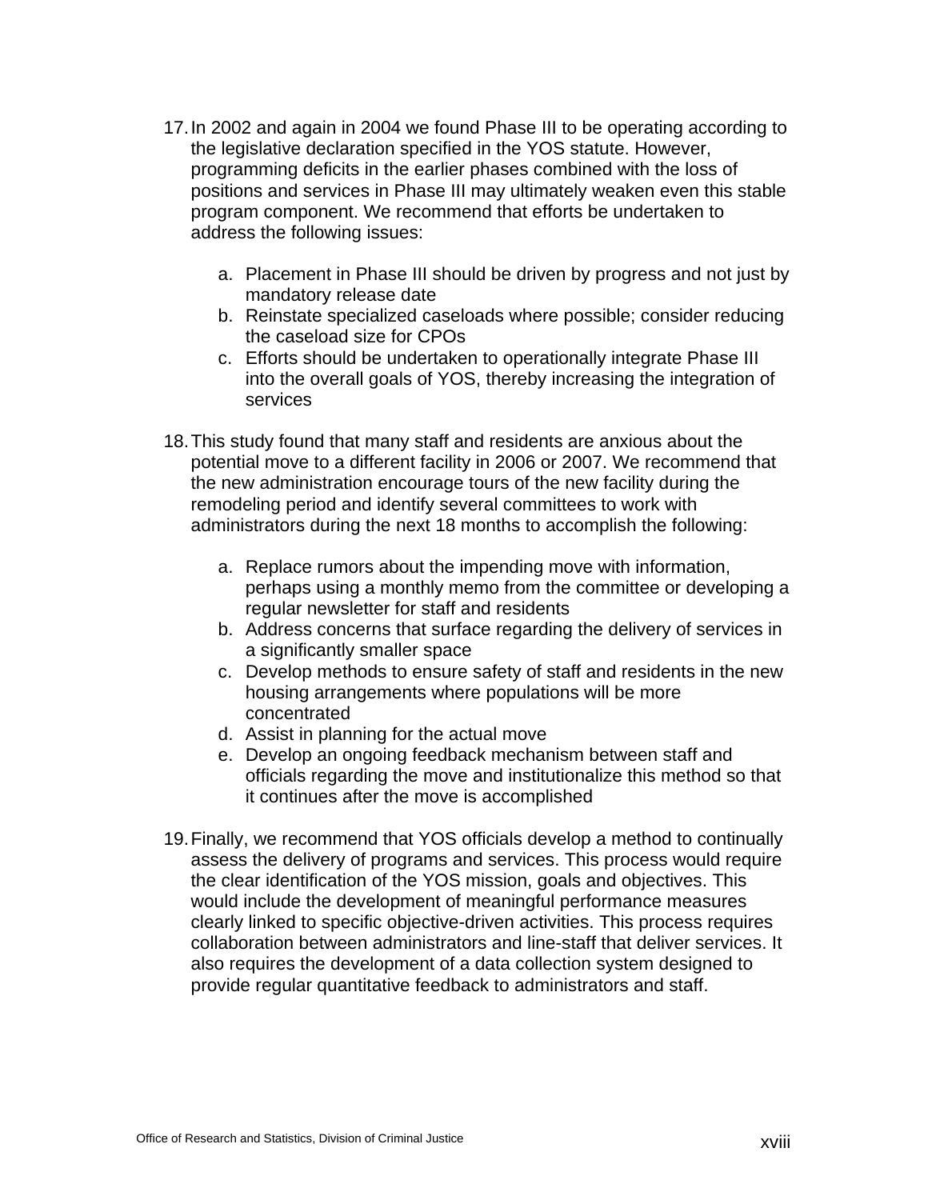17. In 2002 and again in 2004 we found Phase III to be operating according to the legislative declaration specified in the YOS statute. However, programming deficits in the earlier phases combined with the loss of positions and services in Phase III may ultimately weaken even this stable program component. We recommend that efforts be undertaken to address the following issues:

    a. Placement in Phase III should be driven by progress and not just by mandatory release date
    b. Reinstate specialized caseloads where possible; consider reducing the caseload size for CPOs
    c. Efforts should be undertaken to operationally integrate Phase III into the overall goals of YOS, thereby increasing the integration of services

18. This study found that many staff and residents are anxious about the potential move to a different facility in 2006 or 2007. We recommend that the new administration encourage tours of the new facility during the remodeling period and identify several committees to work with administrators during the next 18 months to accomplish the following:

    a. Replace rumors about the impending move with information, perhaps using a monthly memo from the committee or developing a regular newsletter for staff and residents
    b. Address concerns that surface regarding the delivery of services in a significantly smaller space
    c. Develop methods to ensure safety of staff and residents in the new housing arrangements where populations will be more concentrated
    d. Assist in planning for the actual move
    e. Develop an ongoing feedback mechanism between staff and officials regarding the move and institutionalize this method so that it continues after the move is accomplished

19. Finally, we recommend that YOS officials develop a method to continually assess the delivery of programs and services. This process would require the clear identification of the YOS mission, goals and objectives. This would include the development of meaningful performance measures clearly linked to specific objective-driven activities. This process requires collaboration between administrators and line-staff that deliver services. It also requires the development of a data collection system designed to provide regular quantitative feedback to administrators and staff.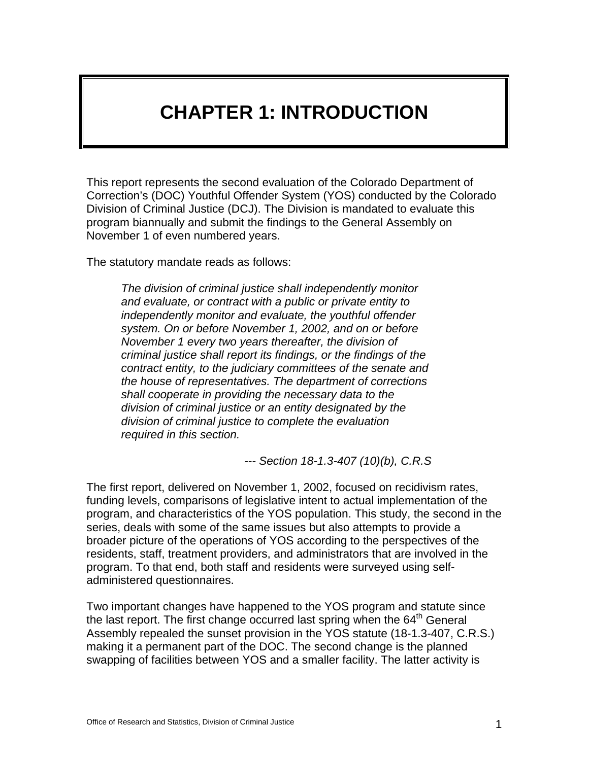# CHAPTER 1: INTRODUCTION

This report represents the second evaluation of the Colorado Department of Correction's (DOC) Youthful Offender System (YOS) conducted by the Colorado Division of Criminal Justice (DCJ). The Division is mandated to evaluate this program biannually and submit the findings to the General Assembly on November 1 of even numbered years.

The statutory mandate reads as follows:

> *The division of criminal justice shall independently monitor and evaluate, or contract with a public or private entity to independently monitor and evaluate, the youthful offender system. On or before November 1, 2002, and on or before November 1 every two years thereafter, the division of criminal justice shall report its findings, or the findings of the contract entity, to the judiciary committees of the senate and the house of representatives. The department of corrections shall cooperate in providing the necessary data to the division of criminal justice or an entity designated by the division of criminal justice to complete the evaluation required in this section.*
>
> *--- Section 18-1.3-407 (10)(b), C.R.S*

The first report, delivered on November 1, 2002, focused on recidivism rates, funding levels, comparisons of legislative intent to actual implementation of the program, and characteristics of the YOS population. This study, the second in the series, deals with some of the same issues but also attempts to provide a broader picture of the operations of YOS according to the perspectives of the residents, staff, treatment providers, and administrators that are involved in the program. To that end, both staff and residents were surveyed using self-administered questionnaires.

Two important changes have happened to the YOS program and statute since the last report. The first change occurred last spring when the 64th General Assembly repealed the sunset provision in the YOS statute (18-1.3-407, C.R.S.) making it a permanent part of the DOC. The second change is the planned swapping of facilities between YOS and a smaller facility. The latter activity is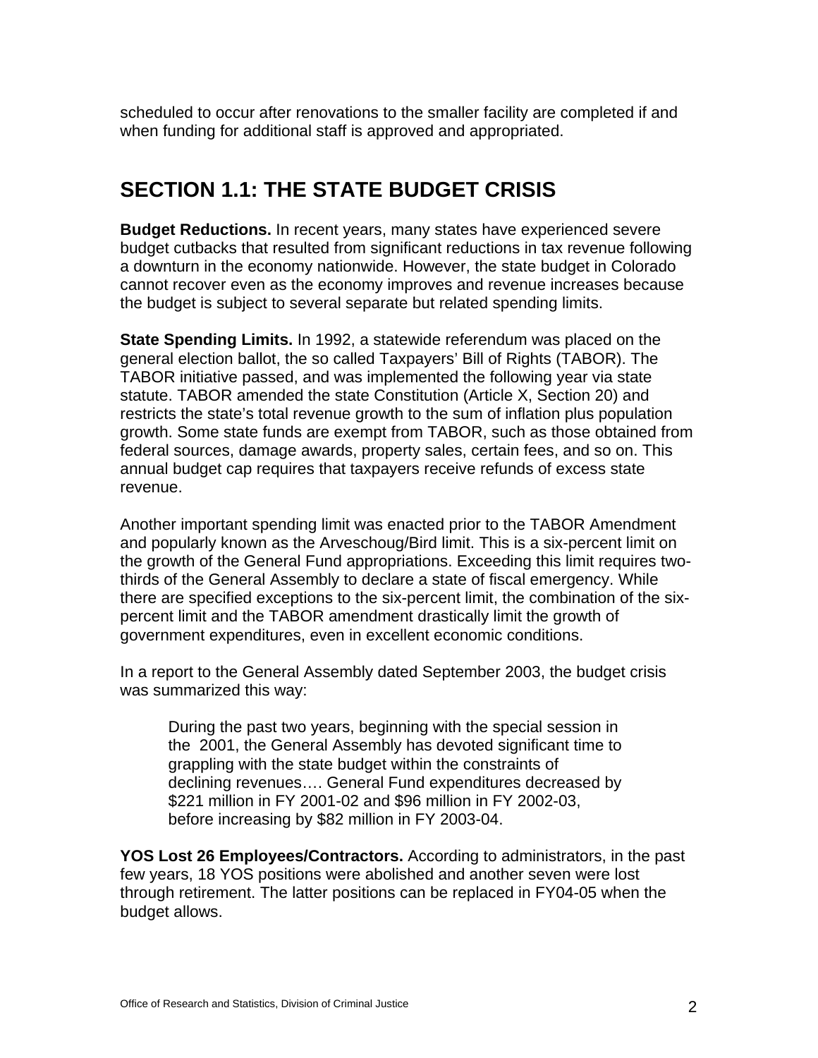scheduled to occur after renovations to the smaller facility are completed if and when funding for additional staff is approved and appropriated.

## SECTION 1.1: THE STATE BUDGET CRISIS

**Budget Reductions.** In recent years, many states have experienced severe budget cutbacks that resulted from significant reductions in tax revenue following a downturn in the economy nationwide. However, the state budget in Colorado cannot recover even as the economy improves and revenue increases because the budget is subject to several separate but related spending limits.

**State Spending Limits.** In 1992, a statewide referendum was placed on the general election ballot, the so called Taxpayers' Bill of Rights (TABOR). The TABOR initiative passed, and was implemented the following year via state statute. TABOR amended the state Constitution (Article X, Section 20) and restricts the state's total revenue growth to the sum of inflation plus population growth. Some state funds are exempt from TABOR, such as those obtained from federal sources, damage awards, property sales, certain fees, and so on. This annual budget cap requires that taxpayers receive refunds of excess state revenue.

Another important spending limit was enacted prior to the TABOR Amendment and popularly known as the Arveschoug/Bird limit. This is a six-percent limit on the growth of the General Fund appropriations. Exceeding this limit requires two-thirds of the General Assembly to declare a state of fiscal emergency. While there are specified exceptions to the six-percent limit, the combination of the six-percent limit and the TABOR amendment drastically limit the growth of government expenditures, even in excellent economic conditions.

In a report to the General Assembly dated September 2003, the budget crisis was summarized this way:

> During the past two years, beginning with the special session in the 2001, the General Assembly has devoted significant time to grappling with the state budget within the constraints of declining revenues…. General Fund expenditures decreased by \$221 million in FY 2001-02 and \$96 million in FY 2002-03, before increasing by \$82 million in FY 2003-04.

**YOS Lost 26 Employees/Contractors.** According to administrators, in the past few years, 18 YOS positions were abolished and another seven were lost through retirement. The latter positions can be replaced in FY04-05 when the budget allows.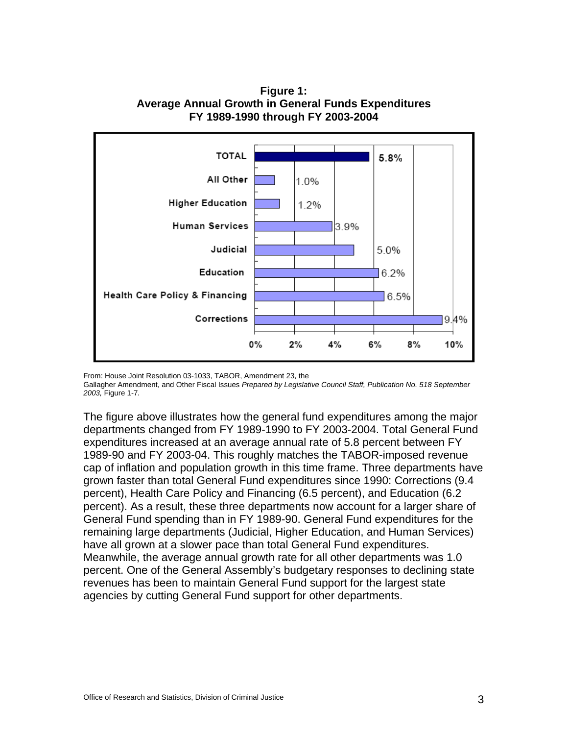**Figure 1:**
**Average Annual Growth in General Funds Expenditures**
**FY 1989-1990 through FY 2003-2004**

| Department | Average Annual Growth |
|---|---|
| TOTAL | 5.8% |
| All Other | 1.0% |
| Higher Education | 1.2% |
| Human Services | 3.9% |
| Judicial | 5.0% |
| Education | 6.2% |
| Health Care Policy & Financing | 6.5% |
| Corrections | 9.4% |

From: House Joint Resolution 03-1033, TABOR, Amendment 23, the Gallagher Amendment, and Other Fiscal Issues *Prepared by Legislative Council Staff, Publication No. 518 September 2003,* Figure 1-7*.*

The figure above illustrates how the general fund expenditures among the major departments changed from FY 1989-1990 to FY 2003-2004. Total General Fund expenditures increased at an average annual rate of 5.8 percent between FY 1989-90 and FY 2003-04. This roughly matches the TABOR-imposed revenue cap of inflation and population growth in this time frame. Three departments have grown faster than total General Fund expenditures since 1990: Corrections (9.4 percent), Health Care Policy and Financing (6.5 percent), and Education (6.2 percent). As a result, these three departments now account for a larger share of General Fund spending than in FY 1989-90. General Fund expenditures for the remaining large departments (Judicial, Higher Education, and Human Services) have all grown at a slower pace than total General Fund expenditures. Meanwhile, the average annual growth rate for all other departments was 1.0 percent. One of the General Assembly's budgetary responses to declining state revenues has been to maintain General Fund support for the largest state agencies by cutting General Fund support for other departments.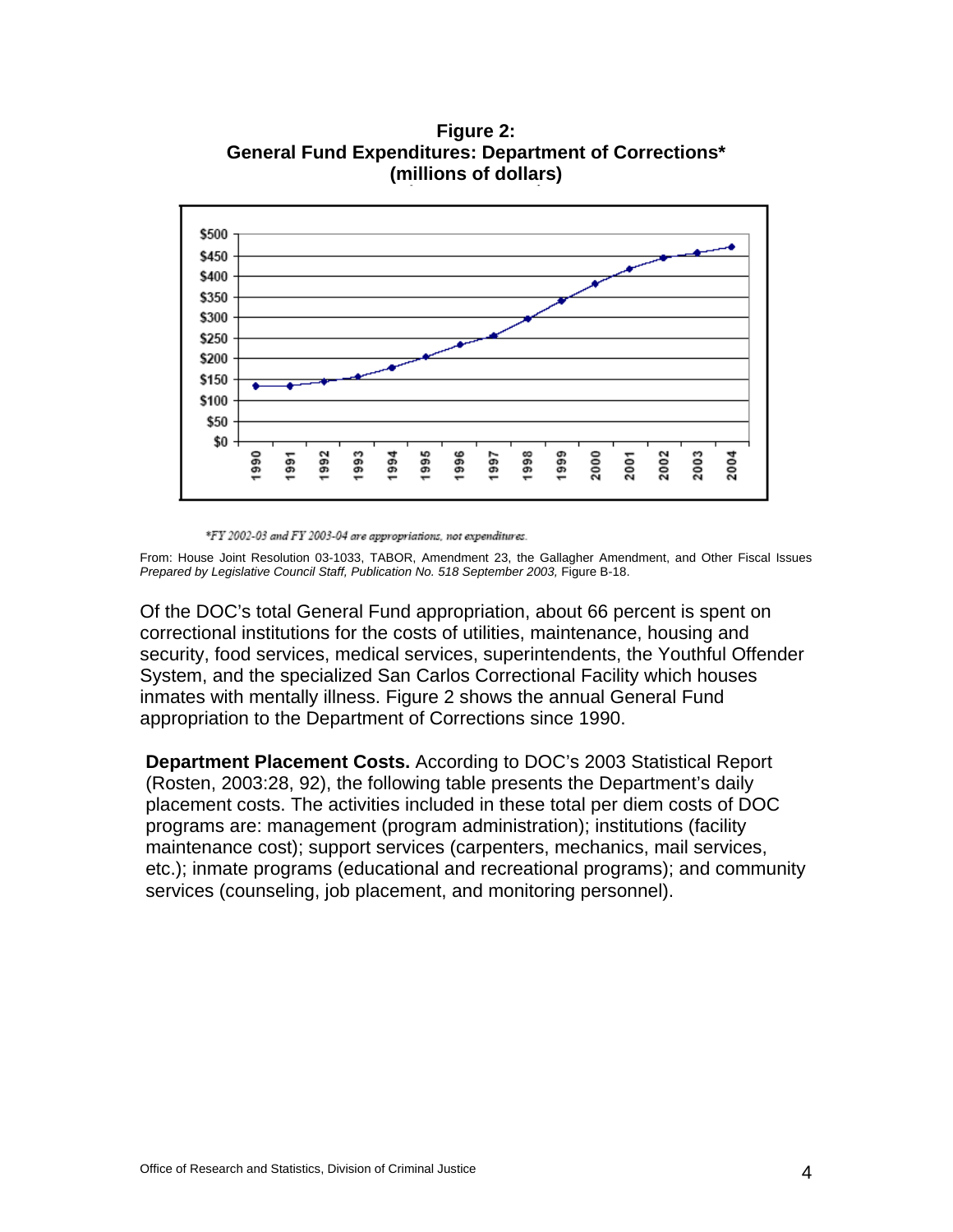**Figure 2:**
**General Fund Expenditures: Department of Corrections***
**(millions of dollars)**

*FY 2002-03 and FY 2003-04 are appropriations, not expenditures.

From: House Joint Resolution 03-1033, TABOR, Amendment 23, the Gallagher Amendment, and Other Fiscal Issues *Prepared by Legislative Council Staff, Publication No. 518 September 2003,* Figure B-18.

Of the DOC's total General Fund appropriation, about 66 percent is spent on correctional institutions for the costs of utilities, maintenance, housing and security, food services, medical services, superintendents, the Youthful Offender System, and the specialized San Carlos Correctional Facility which houses inmates with mentally illness. Figure 2 shows the annual General Fund appropriation to the Department of Corrections since 1990.

**Department Placement Costs.** According to DOC's 2003 Statistical Report (Rosten, 2003:28, 92), the following table presents the Department's daily placement costs. The activities included in these total per diem costs of DOC programs are: management (program administration); institutions (facility maintenance cost); support services (carpenters, mechanics, mail services, etc.); inmate programs (educational and recreational programs); and community services (counseling, job placement, and monitoring personnel).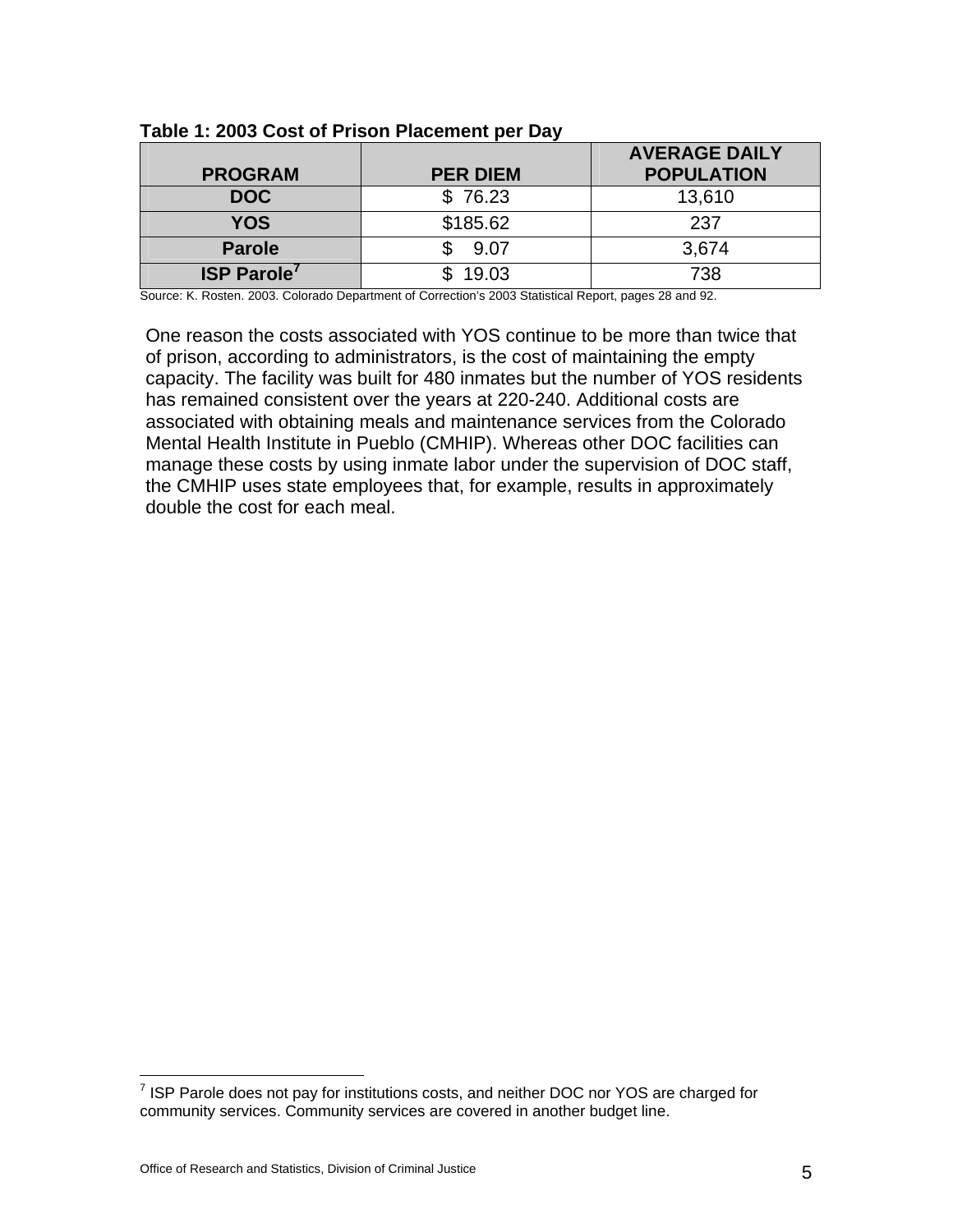**Table 1: 2003 Cost of Prison Placement per Day**

| PROGRAM | PER DIEM | AVERAGE DAILY POPULATION |
|---|---|---|
| DOC | $ 76.23 | 13,610 |
| YOS | $185.62 | 237 |
| Parole | $ 9.07 | 3,674 |
| ISP Parole[7] | $ 19.03 | 738 |

Source: K. Rosten. 2003. Colorado Department of Correction's 2003 Statistical Report, pages 28 and 92.

One reason the costs associated with YOS continue to be more than twice that of prison, according to administrators, is the cost of maintaining the empty capacity. The facility was built for 480 inmates but the number of YOS residents has remained consistent over the years at 220-240. Additional costs are associated with obtaining meals and maintenance services from the Colorado Mental Health Institute in Pueblo (CMHIP). Whereas other DOC facilities can manage these costs by using inmate labor under the supervision of DOC staff, the CMHIP uses state employees that, for example, results in approximately double the cost for each meal.

[7] ISP Parole does not pay for institutions costs, and neither DOC nor YOS are charged for community services. Community services are covered in another budget line.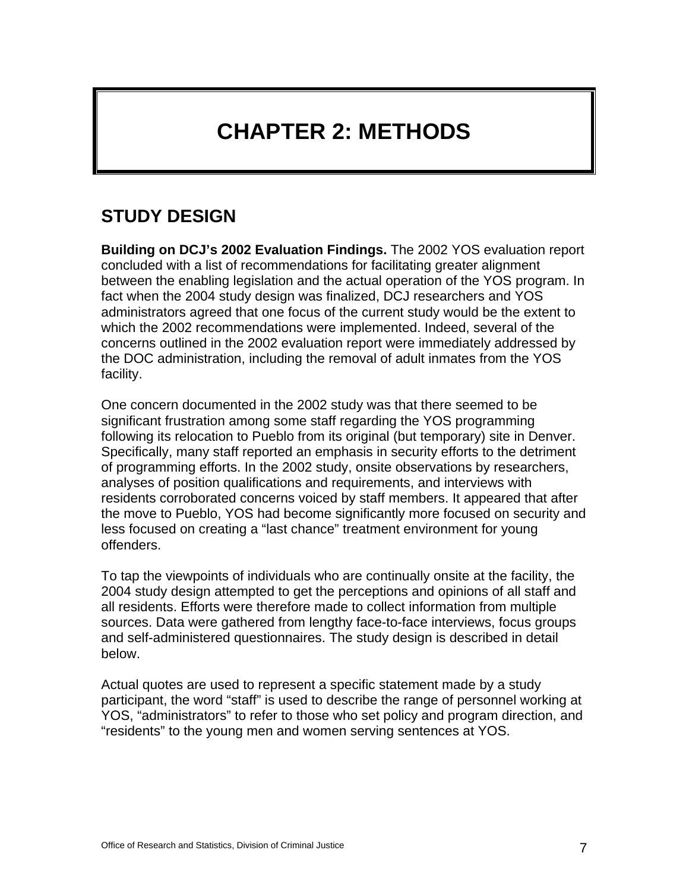# CHAPTER 2: METHODS

## STUDY DESIGN

**Building on DCJ's 2002 Evaluation Findings.** The 2002 YOS evaluation report concluded with a list of recommendations for facilitating greater alignment between the enabling legislation and the actual operation of the YOS program. In fact when the 2004 study design was finalized, DCJ researchers and YOS administrators agreed that one focus of the current study would be the extent to which the 2002 recommendations were implemented. Indeed, several of the concerns outlined in the 2002 evaluation report were immediately addressed by the DOC administration, including the removal of adult inmates from the YOS facility.

One concern documented in the 2002 study was that there seemed to be significant frustration among some staff regarding the YOS programming following its relocation to Pueblo from its original (but temporary) site in Denver. Specifically, many staff reported an emphasis in security efforts to the detriment of programming efforts. In the 2002 study, onsite observations by researchers, analyses of position qualifications and requirements, and interviews with residents corroborated concerns voiced by staff members. It appeared that after the move to Pueblo, YOS had become significantly more focused on security and less focused on creating a "last chance" treatment environment for young offenders.

To tap the viewpoints of individuals who are continually onsite at the facility, the 2004 study design attempted to get the perceptions and opinions of all staff and all residents. Efforts were therefore made to collect information from multiple sources. Data were gathered from lengthy face-to-face interviews, focus groups and self-administered questionnaires. The study design is described in detail below.

Actual quotes are used to represent a specific statement made by a study participant, the word "staff" is used to describe the range of personnel working at YOS, "administrators" to refer to those who set policy and program direction, and "residents" to the young men and women serving sentences at YOS.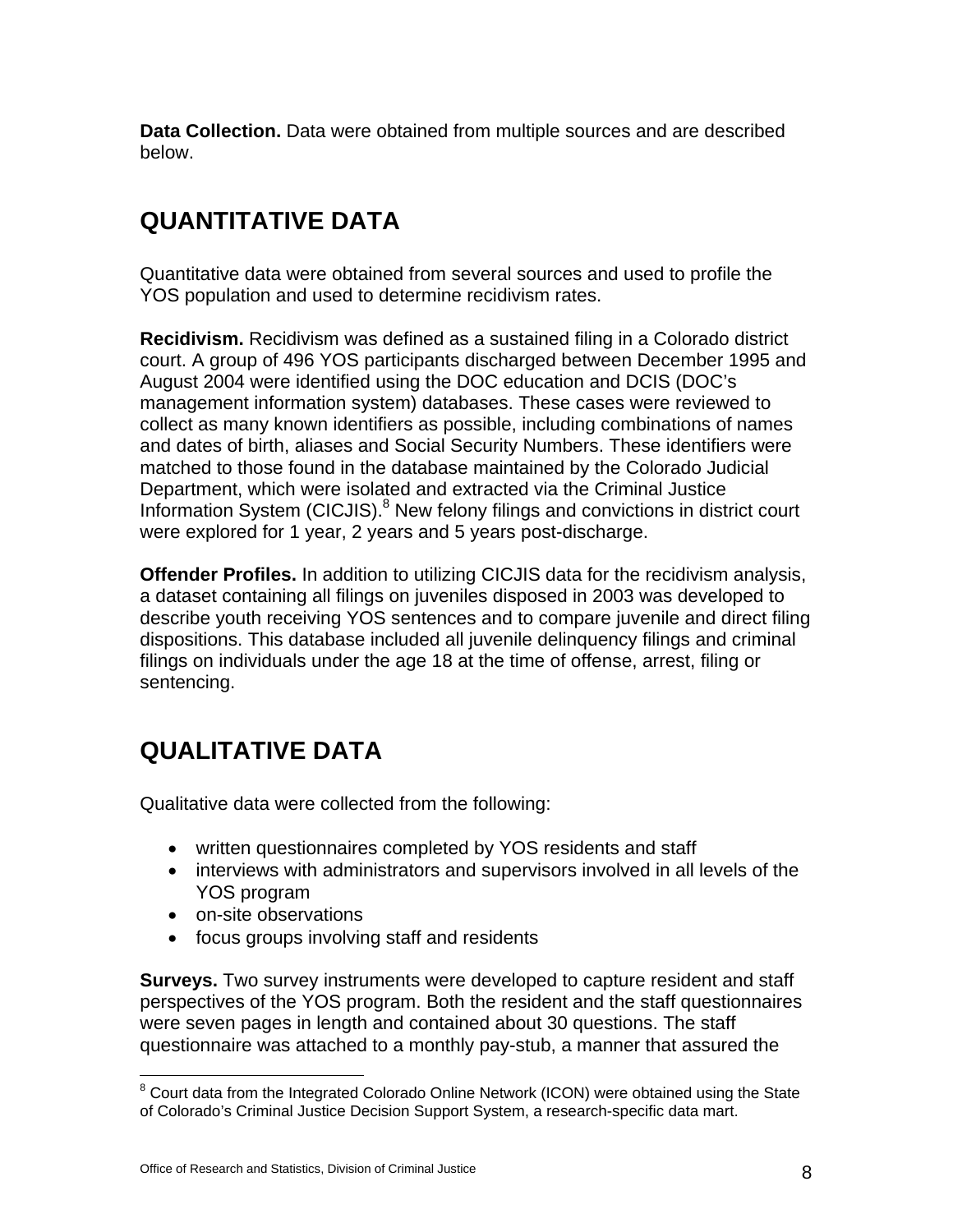**Data Collection.** Data were obtained from multiple sources and are described below.

## QUANTITATIVE DATA

Quantitative data were obtained from several sources and used to profile the YOS population and used to determine recidivism rates.

**Recidivism.** Recidivism was defined as a sustained filing in a Colorado district court. A group of 496 YOS participants discharged between December 1995 and August 2004 were identified using the DOC education and DCIS (DOC's management information system) databases. These cases were reviewed to collect as many known identifiers as possible, including combinations of names and dates of birth, aliases and Social Security Numbers. These identifiers were matched to those found in the database maintained by the Colorado Judicial Department, which were isolated and extracted via the Criminal Justice Information System (CICJIS).[8] New felony filings and convictions in district court were explored for 1 year, 2 years and 5 years post-discharge.

**Offender Profiles.** In addition to utilizing CICJIS data for the recidivism analysis, a dataset containing all filings on juveniles disposed in 2003 was developed to describe youth receiving YOS sentences and to compare juvenile and direct filing dispositions. This database included all juvenile delinquency filings and criminal filings on individuals under the age 18 at the time of offense, arrest, filing or sentencing.

## QUALITATIVE DATA

Qualitative data were collected from the following:

- written questionnaires completed by YOS residents and staff
- interviews with administrators and supervisors involved in all levels of the YOS program
- on-site observations
- focus groups involving staff and residents

**Surveys.** Two survey instruments were developed to capture resident and staff perspectives of the YOS program. Both the resident and the staff questionnaires were seven pages in length and contained about 30 questions. The staff questionnaire was attached to a monthly pay-stub, a manner that assured the

[8] Court data from the Integrated Colorado Online Network (ICON) were obtained using the State of Colorado's Criminal Justice Decision Support System, a research-specific data mart.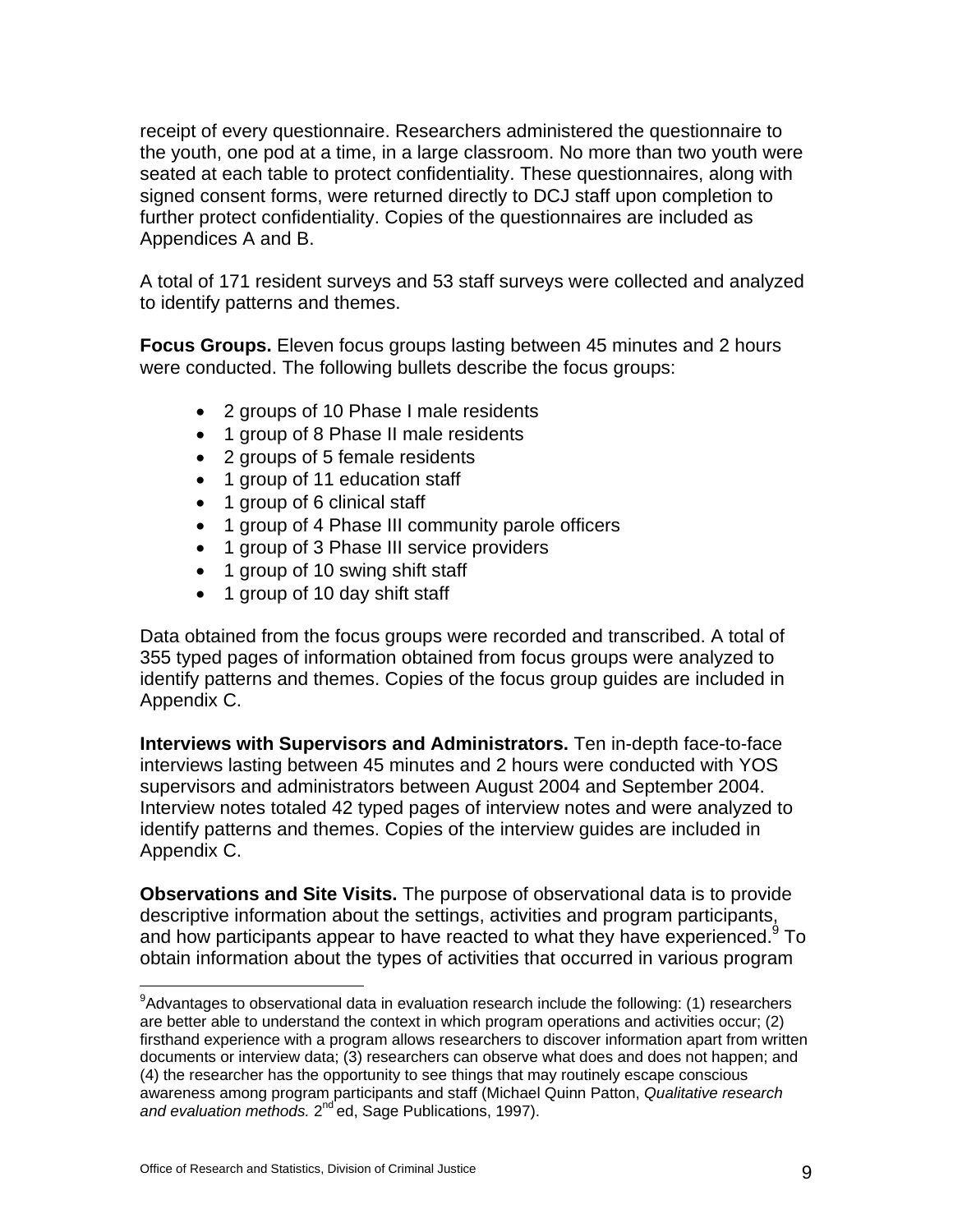receipt of every questionnaire. Researchers administered the questionnaire to the youth, one pod at a time, in a large classroom. No more than two youth were seated at each table to protect confidentiality. These questionnaires, along with signed consent forms, were returned directly to DCJ staff upon completion to further protect confidentiality. Copies of the questionnaires are included as Appendices A and B.

A total of 171 resident surveys and 53 staff surveys were collected and analyzed to identify patterns and themes.

**Focus Groups.** Eleven focus groups lasting between 45 minutes and 2 hours were conducted. The following bullets describe the focus groups:

- 2 groups of 10 Phase I male residents
- 1 group of 8 Phase II male residents
- 2 groups of 5 female residents
- 1 group of 11 education staff
- 1 group of 6 clinical staff
- 1 group of 4 Phase III community parole officers
- 1 group of 3 Phase III service providers
- 1 group of 10 swing shift staff
- 1 group of 10 day shift staff

Data obtained from the focus groups were recorded and transcribed. A total of 355 typed pages of information obtained from focus groups were analyzed to identify patterns and themes. Copies of the focus group guides are included in Appendix C.

**Interviews with Supervisors and Administrators.** Ten in-depth face-to-face interviews lasting between 45 minutes and 2 hours were conducted with YOS supervisors and administrators between August 2004 and September 2004. Interview notes totaled 42 typed pages of interview notes and were analyzed to identify patterns and themes. Copies of the interview guides are included in Appendix C.

**Observations and Site Visits.** The purpose of observational data is to provide descriptive information about the settings, activities and program participants, and how participants appear to have reacted to what they have experienced.[9] To obtain information about the types of activities that occurred in various program

---

[9]Advantages to observational data in evaluation research include the following: (1) researchers are better able to understand the context in which program operations and activities occur; (2) firsthand experience with a program allows researchers to discover information apart from written documents or interview data; (3) researchers can observe what does and does not happen; and (4) the researcher has the opportunity to see things that may routinely escape conscious awareness among program participants and staff (Michael Quinn Patton, *Qualitative research and evaluation methods.* 2nd ed, Sage Publications, 1997).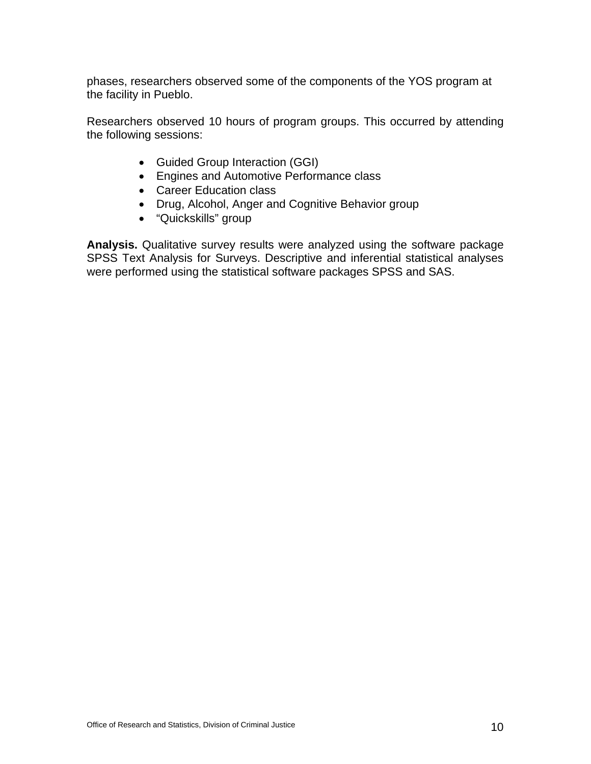phases, researchers observed some of the components of the YOS program at the facility in Pueblo.

Researchers observed 10 hours of program groups. This occurred by attending the following sessions:

- Guided Group Interaction (GGI)
- Engines and Automotive Performance class
- Career Education class
- Drug, Alcohol, Anger and Cognitive Behavior group
- “Quickskills” group

**Analysis.** Qualitative survey results were analyzed using the software package SPSS Text Analysis for Surveys. Descriptive and inferential statistical analyses were performed using the statistical software packages SPSS and SAS.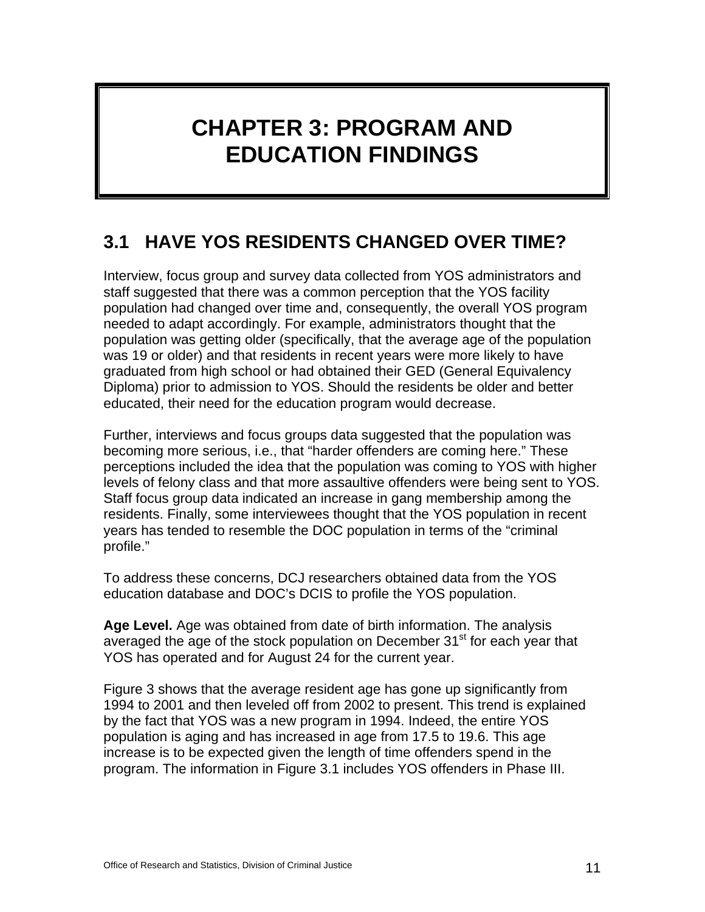# CHAPTER 3: PROGRAM AND EDUCATION FINDINGS

## 3.1 HAVE YOS RESIDENTS CHANGED OVER TIME?

Interview, focus group and survey data collected from YOS administrators and staff suggested that there was a common perception that the YOS facility population had changed over time and, consequently, the overall YOS program needed to adapt accordingly. For example, administrators thought that the population was getting older (specifically, that the average age of the population was 19 or older) and that residents in recent years were more likely to have graduated from high school or had obtained their GED (General Equivalency Diploma) prior to admission to YOS. Should the residents be older and better educated, their need for the education program would decrease.

Further, interviews and focus groups data suggested that the population was becoming more serious, i.e., that "harder offenders are coming here." These perceptions included the idea that the population was coming to YOS with higher levels of felony class and that more assaultive offenders were being sent to YOS. Staff focus group data indicated an increase in gang membership among the residents. Finally, some interviewees thought that the YOS population in recent years has tended to resemble the DOC population in terms of the "criminal profile."

To address these concerns, DCJ researchers obtained data from the YOS education database and DOC's DCIS to profile the YOS population.

**Age Level.** Age was obtained from date of birth information. The analysis averaged the age of the stock population on December 31st for each year that YOS has operated and for August 24 for the current year.

Figure 3 shows that the average resident age has gone up significantly from 1994 to 2001 and then leveled off from 2002 to present. This trend is explained by the fact that YOS was a new program in 1994. Indeed, the entire YOS population is aging and has increased in age from 17.5 to 19.6. This age increase is to be expected given the length of time offenders spend in the program. The information in Figure 3.1 includes YOS offenders in Phase III.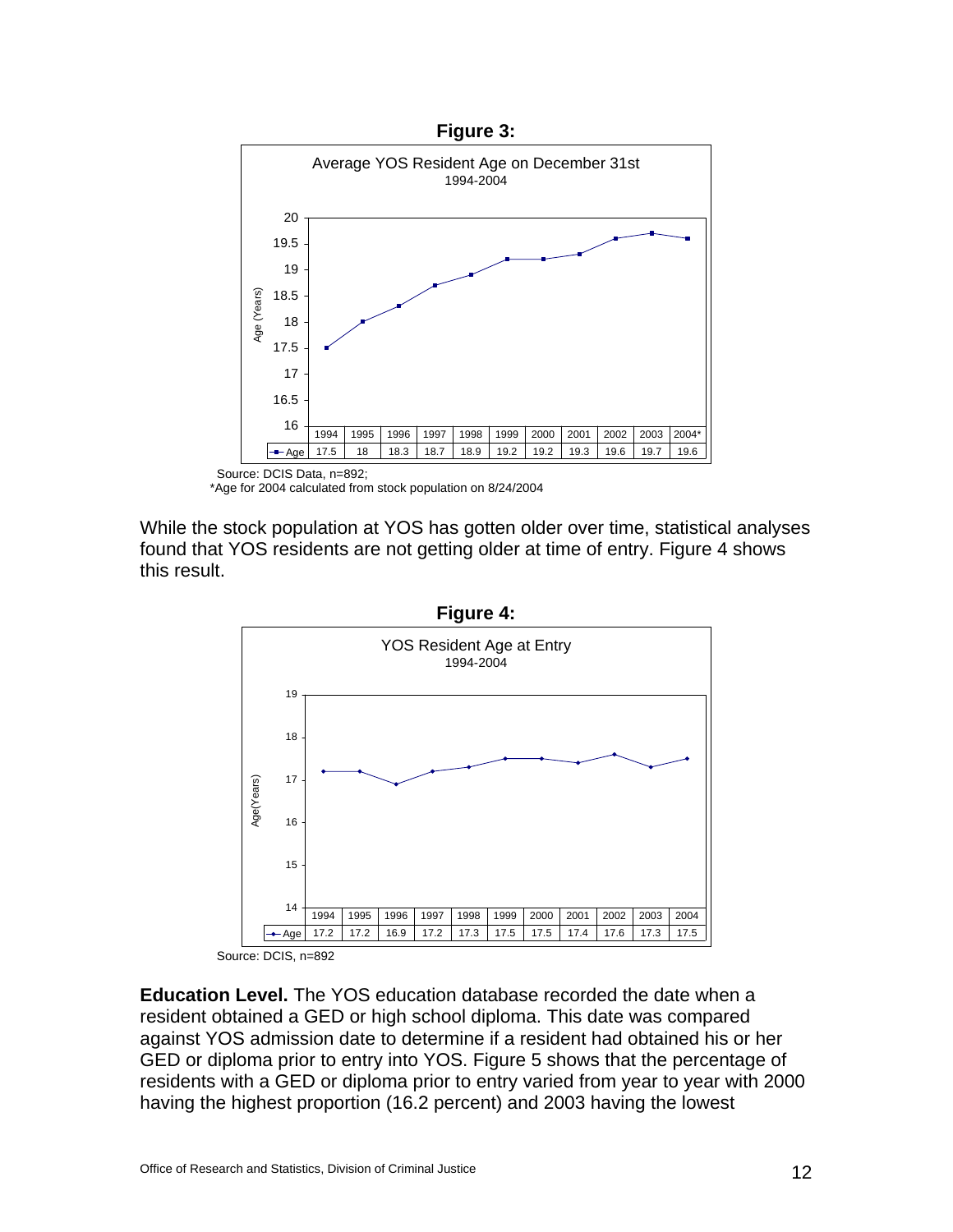**Figure 3:**

Average YOS Resident Age on December 31st
1994-2004

| | 1994 | 1995 | 1996 | 1997 | 1998 | 1999 | 2000 | 2001 | 2002 | 2003 | 2004* |
|---|---|---|---|---|---|---|---|---|---|---|---|
| Age | 17.5 | 18 | 18.3 | 18.7 | 18.9 | 19.2 | 19.2 | 19.3 | 19.6 | 19.7 | 19.6 |

Source: DCIS Data, n=892;
*Age for 2004 calculated from stock population on 8/24/2004

While the stock population at YOS has gotten older over time, statistical analyses found that YOS residents are not getting older at time of entry. Figure 4 shows this result.

**Figure 4:**

YOS Resident Age at Entry
1994-2004

| | 1994 | 1995 | 1996 | 1997 | 1998 | 1999 | 2000 | 2001 | 2002 | 2003 | 2004 |
|---|---|---|---|---|---|---|---|---|---|---|---|
| Age | 17.2 | 17.2 | 16.9 | 17.2 | 17.3 | 17.5 | 17.5 | 17.4 | 17.6 | 17.3 | 17.5 |

Source: DCIS, n=892

**Education Level.** The YOS education database recorded the date when a resident obtained a GED or high school diploma. This date was compared against YOS admission date to determine if a resident had obtained his or her GED or diploma prior to entry into YOS. Figure 5 shows that the percentage of residents with a GED or diploma prior to entry varied from year to year with 2000 having the highest proportion (16.2 percent) and 2003 having the lowest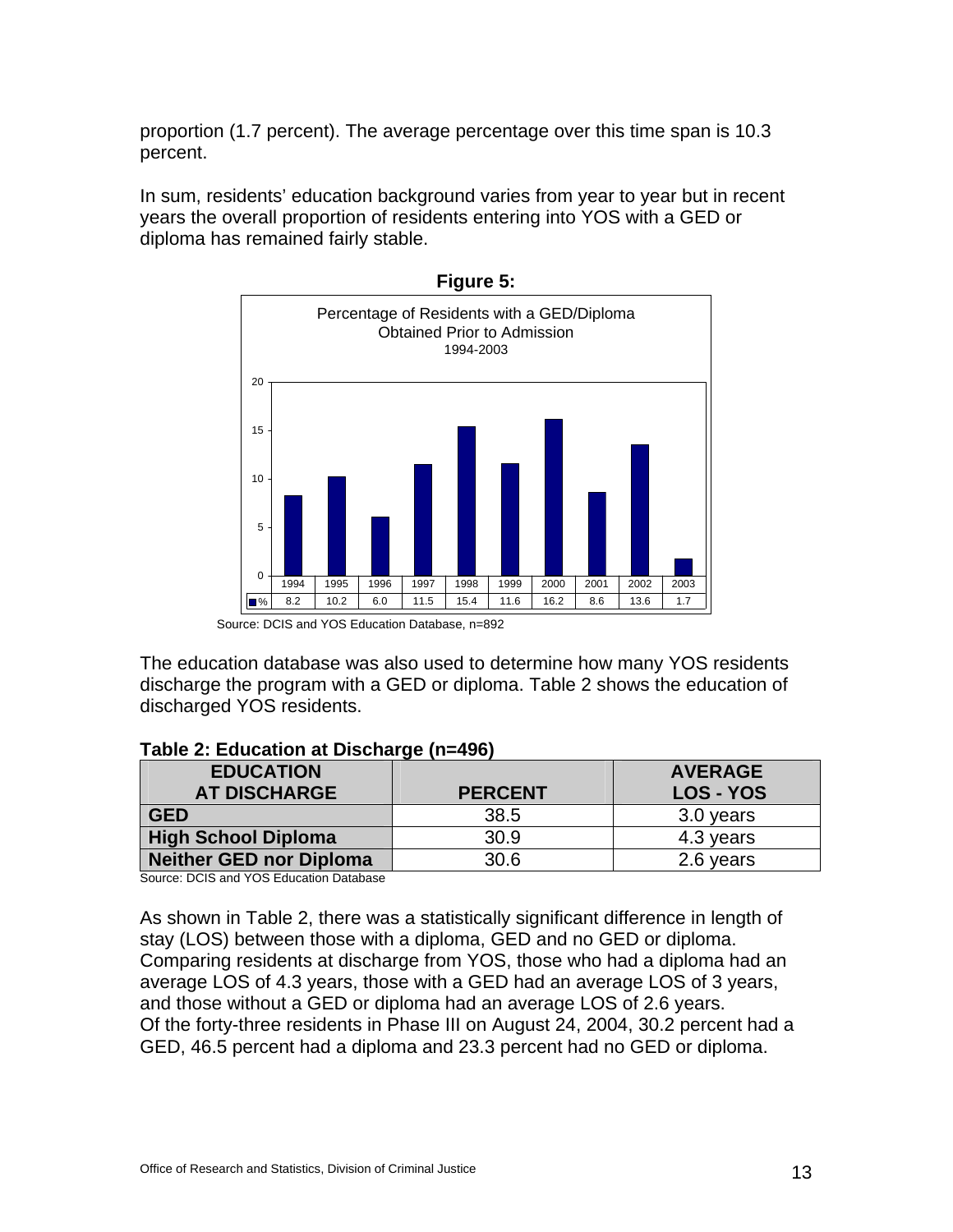proportion (1.7 percent). The average percentage over this time span is 10.3 percent.

In sum, residents' education background varies from year to year but in recent years the overall proportion of residents entering into YOS with a GED or diploma has remained fairly stable.

**Figure 5:**

Percentage of Residents with a GED/Diploma Obtained Prior to Admission
1994-2003

| | 1994 | 1995 | 1996 | 1997 | 1998 | 1999 | 2000 | 2001 | 2002 | 2003 |
|---|---|---|---|---|---|---|---|---|---|---|
| % | 8.2 | 10.2 | 6.0 | 11.5 | 15.4 | 11.6 | 16.2 | 8.6 | 13.6 | 1.7 |

Source: DCIS and YOS Education Database, n=892

The education database was also used to determine how many YOS residents discharge the program with a GED or diploma. Table 2 shows the education of discharged YOS residents.

**Table 2: Education at Discharge (n=496)**

| EDUCATION AT DISCHARGE | PERCENT | AVERAGE LOS - YOS |
|---|---|---|
| GED | 38.5 | 3.0 years |
| High School Diploma | 30.9 | 4.3 years |
| Neither GED nor Diploma | 30.6 | 2.6 years |

Source: DCIS and YOS Education Database

As shown in Table 2, there was a statistically significant difference in length of stay (LOS) between those with a diploma, GED and no GED or diploma. Comparing residents at discharge from YOS, those who had a diploma had an average LOS of 4.3 years, those with a GED had an average LOS of 3 years, and those without a GED or diploma had an average LOS of 2.6 years. Of the forty-three residents in Phase III on August 24, 2004, 30.2 percent had a GED, 46.5 percent had a diploma and 23.3 percent had no GED or diploma.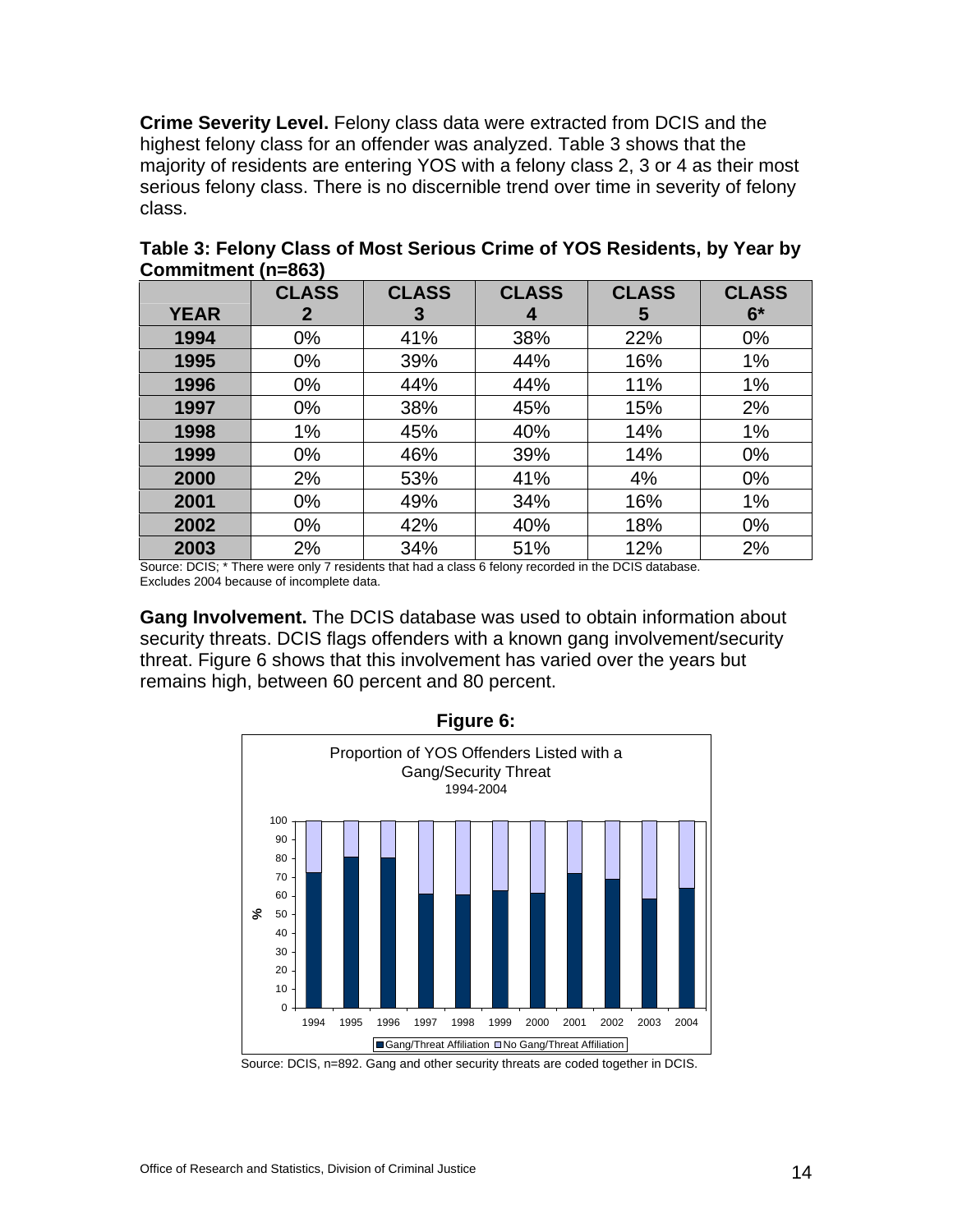**Crime Severity Level.** Felony class data were extracted from DCIS and the highest felony class for an offender was analyzed. Table 3 shows that the majority of residents are entering YOS with a felony class 2, 3 or 4 as their most serious felony class. There is no discernible trend over time in severity of felony class.

**Table 3: Felony Class of Most Serious Crime of YOS Residents, by Year by Commitment (n=863)**

| YEAR | CLASS 2 | CLASS 3 | CLASS 4 | CLASS 5 | CLASS 6* |
|---|---|---|---|---|---|
| 1994 | 0% | 41% | 38% | 22% | 0% |
| 1995 | 0% | 39% | 44% | 16% | 1% |
| 1996 | 0% | 44% | 44% | 11% | 1% |
| 1997 | 0% | 38% | 45% | 15% | 2% |
| 1998 | 1% | 45% | 40% | 14% | 1% |
| 1999 | 0% | 46% | 39% | 14% | 0% |
| 2000 | 2% | 53% | 41% | 4% | 0% |
| 2001 | 0% | 49% | 34% | 16% | 1% |
| 2002 | 0% | 42% | 40% | 18% | 0% |
| 2003 | 2% | 34% | 51% | 12% | 2% |

Source: DCIS; * There were only 7 residents that had a class 6 felony recorded in the DCIS database. Excludes 2004 because of incomplete data.

**Gang Involvement.** The DCIS database was used to obtain information about security threats. DCIS flags offenders with a known gang involvement/security threat. Figure 6 shows that this involvement has varied over the years but remains high, between 60 percent and 80 percent.

**Figure 6:**

Proportion of YOS Offenders Listed with a Gang/Security Threat 1994-2004

Source: DCIS, n=892. Gang and other security threats are coded together in DCIS.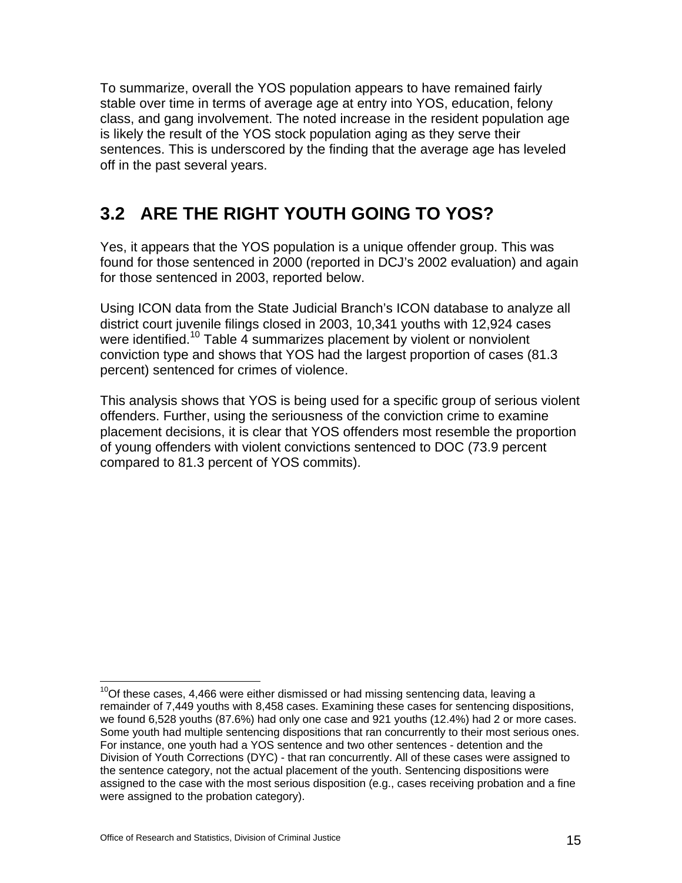To summarize, overall the YOS population appears to have remained fairly stable over time in terms of average age at entry into YOS, education, felony class, and gang involvement. The noted increase in the resident population age is likely the result of the YOS stock population aging as they serve their sentences. This is underscored by the finding that the average age has leveled off in the past several years.

## 3.2 ARE THE RIGHT YOUTH GOING TO YOS?

Yes, it appears that the YOS population is a unique offender group. This was found for those sentenced in 2000 (reported in DCJ's 2002 evaluation) and again for those sentenced in 2003, reported below.

Using ICON data from the State Judicial Branch's ICON database to analyze all district court juvenile filings closed in 2003, 10,341 youths with 12,924 cases were identified.[10] Table 4 summarizes placement by violent or nonviolent conviction type and shows that YOS had the largest proportion of cases (81.3 percent) sentenced for crimes of violence.

This analysis shows that YOS is being used for a specific group of serious violent offenders. Further, using the seriousness of the conviction crime to examine placement decisions, it is clear that YOS offenders most resemble the proportion of young offenders with violent convictions sentenced to DOC (73.9 percent compared to 81.3 percent of YOS commits).

---

[10] Of these cases, 4,466 were either dismissed or had missing sentencing data, leaving a remainder of 7,449 youths with 8,458 cases. Examining these cases for sentencing dispositions, we found 6,528 youths (87.6%) had only one case and 921 youths (12.4%) had 2 or more cases. Some youth had multiple sentencing dispositions that ran concurrently to their most serious ones. For instance, one youth had a YOS sentence and two other sentences - detention and the Division of Youth Corrections (DYC) - that ran concurrently. All of these cases were assigned to the sentence category, not the actual placement of the youth. Sentencing dispositions were assigned to the case with the most serious disposition (e.g., cases receiving probation and a fine were assigned to the probation category).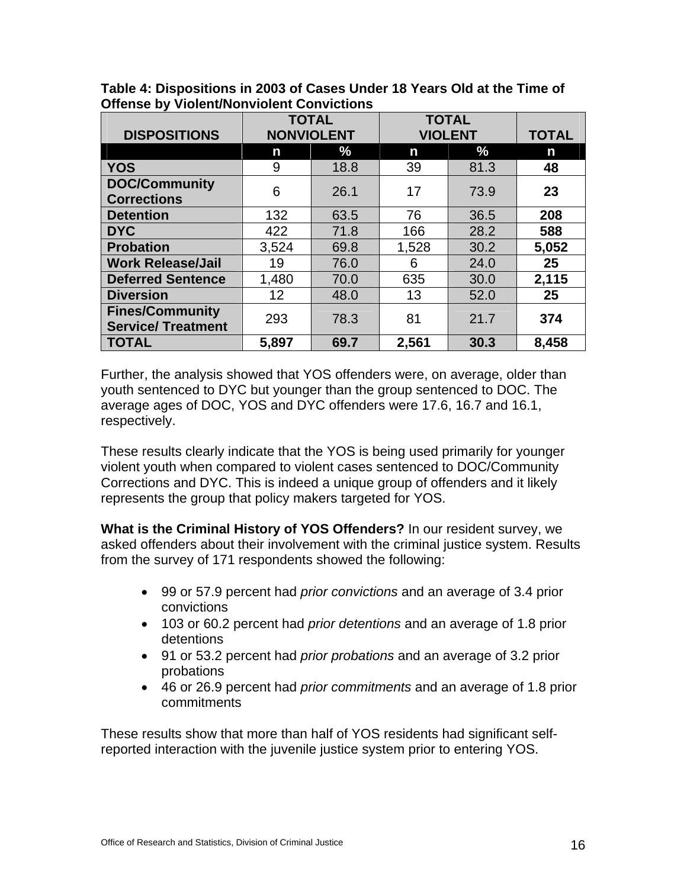**Table 4: Dispositions in 2003 of Cases Under 18 Years Old at the Time of Offense by Violent/Nonviolent Convictions**

| DISPOSITIONS | TOTAL NONVIOLENT | | TOTAL VIOLENT | | TOTAL |
|---|---|---|---|---|---|
| | n | % | n | % | n |
| **YOS** | 9 | 18.8 | 39 | 81.3 | **48** |
| **DOC/Community Corrections** | 6 | 26.1 | 17 | 73.9 | **23** |
| **Detention** | 132 | 63.5 | 76 | 36.5 | **208** |
| **DYC** | 422 | 71.8 | 166 | 28.2 | **588** |
| **Probation** | 3,524 | 69.8 | 1,528 | 30.2 | **5,052** |
| **Work Release/Jail** | 19 | 76.0 | 6 | 24.0 | **25** |
| **Deferred Sentence** | 1,480 | 70.0 | 635 | 30.0 | **2,115** |
| **Diversion** | 12 | 48.0 | 13 | 52.0 | **25** |
| **Fines/Community Service/ Treatment** | 293 | 78.3 | 81 | 21.7 | **374** |
| **TOTAL** | **5,897** | **69.7** | **2,561** | **30.3** | **8,458** |

Further, the analysis showed that YOS offenders were, on average, older than youth sentenced to DYC but younger than the group sentenced to DOC. The average ages of DOC, YOS and DYC offenders were 17.6, 16.7 and 16.1, respectively.

These results clearly indicate that the YOS is being used primarily for younger violent youth when compared to violent cases sentenced to DOC/Community Corrections and DYC. This is indeed a unique group of offenders and it likely represents the group that policy makers targeted for YOS.

**What is the Criminal History of YOS Offenders?** In our resident survey, we asked offenders about their involvement with the criminal justice system. Results from the survey of 171 respondents showed the following:

- 99 or 57.9 percent had *prior convictions* and an average of 3.4 prior convictions
- 103 or 60.2 percent had *prior detentions* and an average of 1.8 prior detentions
- 91 or 53.2 percent had *prior probations* and an average of 3.2 prior probations
- 46 or 26.9 percent had *prior commitments* and an average of 1.8 prior commitments

These results show that more than half of YOS residents had significant self-reported interaction with the juvenile justice system prior to entering YOS.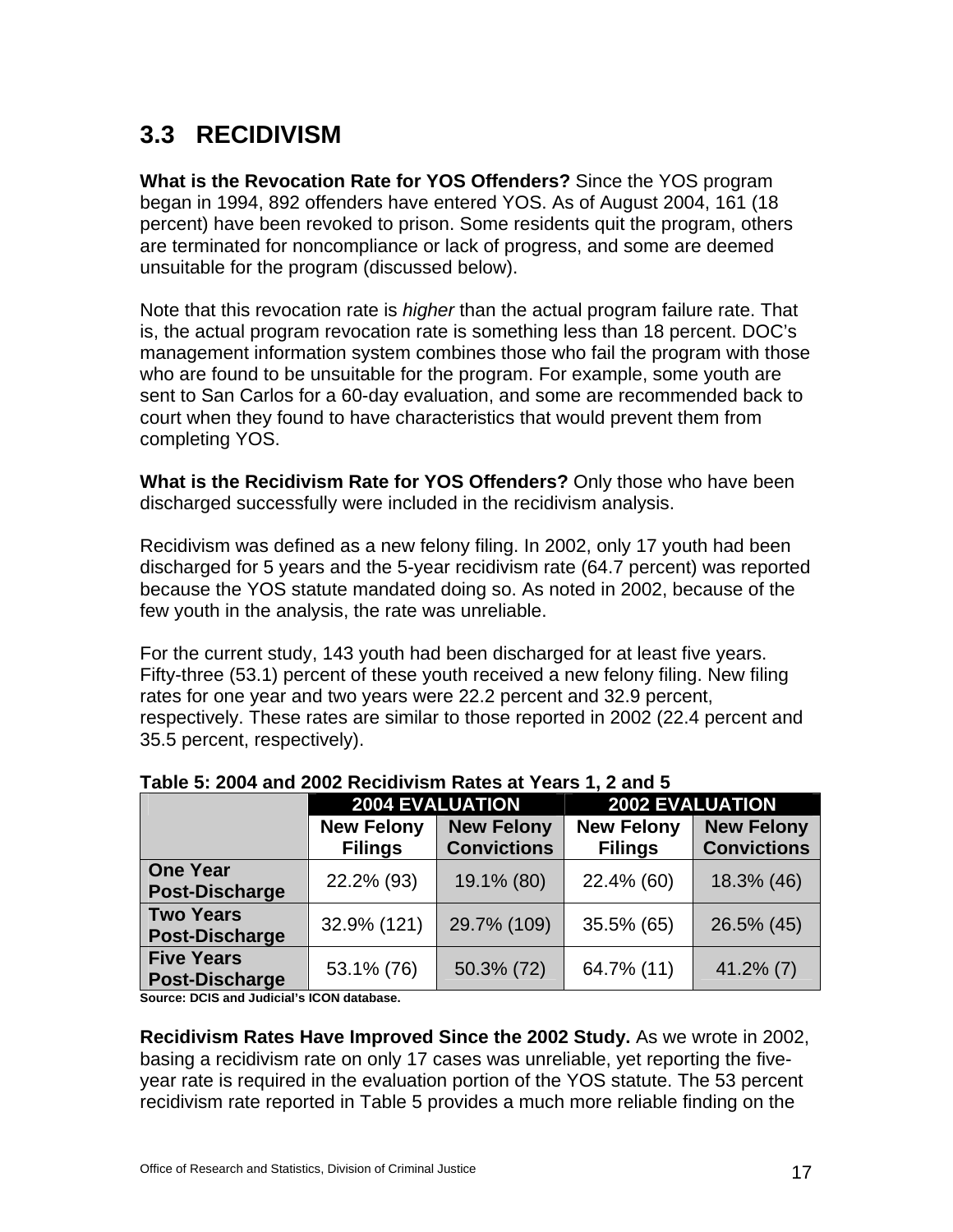## 3.3 RECIDIVISM

**What is the Revocation Rate for YOS Offenders?** Since the YOS program began in 1994, 892 offenders have entered YOS. As of August 2004, 161 (18 percent) have been revoked to prison. Some residents quit the program, others are terminated for noncompliance or lack of progress, and some are deemed unsuitable for the program (discussed below).

Note that this revocation rate is *higher* than the actual program failure rate. That is, the actual program revocation rate is something less than 18 percent. DOC's management information system combines those who fail the program with those who are found to be unsuitable for the program. For example, some youth are sent to San Carlos for a 60-day evaluation, and some are recommended back to court when they found to have characteristics that would prevent them from completing YOS.

**What is the Recidivism Rate for YOS Offenders?** Only those who have been discharged successfully were included in the recidivism analysis.

Recidivism was defined as a new felony filing. In 2002, only 17 youth had been discharged for 5 years and the 5-year recidivism rate (64.7 percent) was reported because the YOS statute mandated doing so. As noted in 2002, because of the few youth in the analysis, the rate was unreliable.

For the current study, 143 youth had been discharged for at least five years. Fifty-three (53.1) percent of these youth received a new felony filing. New filing rates for one year and two years were 22.2 percent and 32.9 percent, respectively. These rates are similar to those reported in 2002 (22.4 percent and 35.5 percent, respectively).

**Table 5: 2004 and 2002 Recidivism Rates at Years 1, 2 and 5**

| | 2004 EVALUATION | | 2002 EVALUATION | |
|---|---|---|---|---|
| | **New Felony Filings** | **New Felony Convictions** | **New Felony Filings** | **New Felony Convictions** |
| **One Year Post-Discharge** | 22.2% (93) | 19.1% (80) | 22.4% (60) | 18.3% (46) |
| **Two Years Post-Discharge** | 32.9% (121) | 29.7% (109) | 35.5% (65) | 26.5% (45) |
| **Five Years Post-Discharge** | 53.1% (76) | 50.3% (72) | 64.7% (11) | 41.2% (7) |

**Source: DCIS and Judicial's ICON database.**

**Recidivism Rates Have Improved Since the 2002 Study.** As we wrote in 2002, basing a recidivism rate on only 17 cases was unreliable, yet reporting the five-year rate is required in the evaluation portion of the YOS statute. The 53 percent recidivism rate reported in Table 5 provides a much more reliable finding on the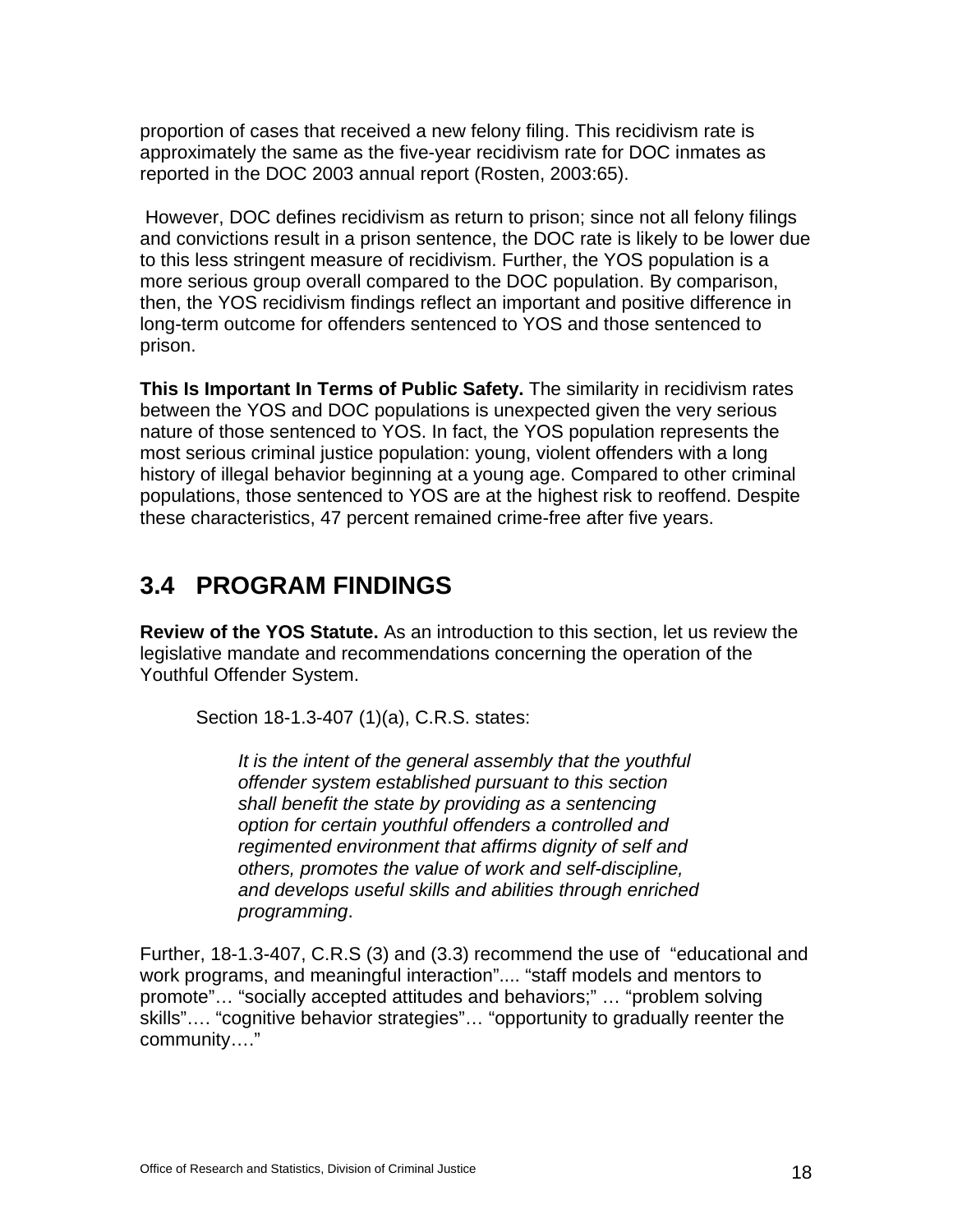proportion of cases that received a new felony filing. This recidivism rate is approximately the same as the five-year recidivism rate for DOC inmates as reported in the DOC 2003 annual report (Rosten, 2003:65).

However, DOC defines recidivism as return to prison; since not all felony filings and convictions result in a prison sentence, the DOC rate is likely to be lower due to this less stringent measure of recidivism. Further, the YOS population is a more serious group overall compared to the DOC population. By comparison, then, the YOS recidivism findings reflect an important and positive difference in long-term outcome for offenders sentenced to YOS and those sentenced to prison.

**This Is Important In Terms of Public Safety.** The similarity in recidivism rates between the YOS and DOC populations is unexpected given the very serious nature of those sentenced to YOS. In fact, the YOS population represents the most serious criminal justice population: young, violent offenders with a long history of illegal behavior beginning at a young age. Compared to other criminal populations, those sentenced to YOS are at the highest risk to reoffend. Despite these characteristics, 47 percent remained crime-free after five years.

## 3.4 PROGRAM FINDINGS

**Review of the YOS Statute.** As an introduction to this section, let us review the legislative mandate and recommendations concerning the operation of the Youthful Offender System.

Section 18-1.3-407 (1)(a), C.R.S. states:

> *It is the intent of the general assembly that the youthful offender system established pursuant to this section shall benefit the state by providing as a sentencing option for certain youthful offenders a controlled and regimented environment that affirms dignity of self and others, promotes the value of work and self-discipline, and develops useful skills and abilities through enriched programming*.

Further, 18-1.3-407, C.R.S (3) and (3.3) recommend the use of "educational and work programs, and meaningful interaction".... "staff models and mentors to promote"… "socially accepted attitudes and behaviors;" … "problem solving skills"…. "cognitive behavior strategies"… "opportunity to gradually reenter the community…."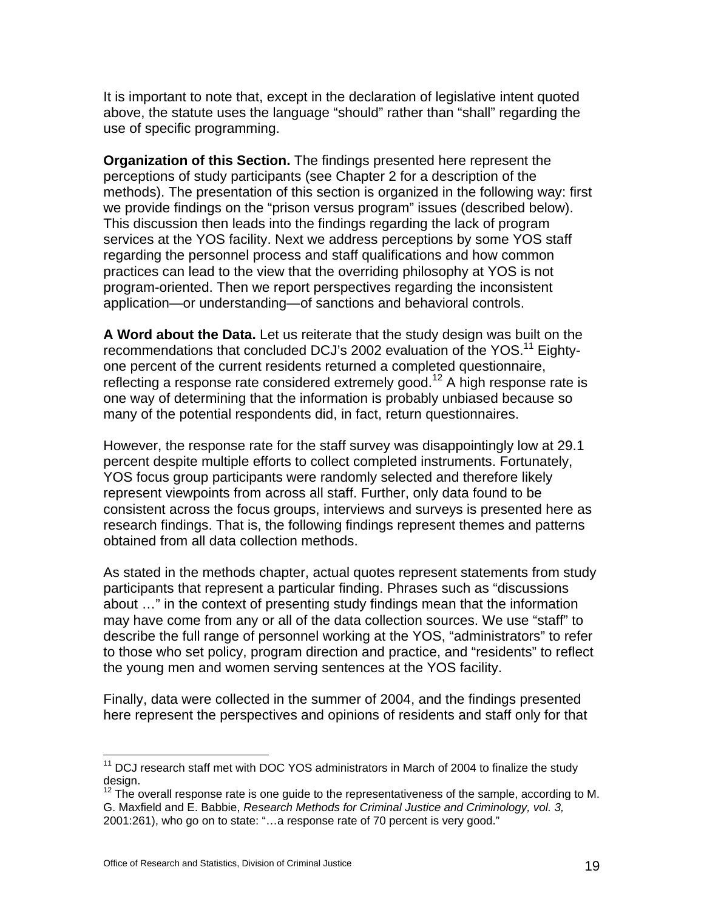It is important to note that, except in the declaration of legislative intent quoted above, the statute uses the language "should" rather than "shall" regarding the use of specific programming.

**Organization of this Section.** The findings presented here represent the perceptions of study participants (see Chapter 2 for a description of the methods). The presentation of this section is organized in the following way: first we provide findings on the "prison versus program" issues (described below). This discussion then leads into the findings regarding the lack of program services at the YOS facility. Next we address perceptions by some YOS staff regarding the personnel process and staff qualifications and how common practices can lead to the view that the overriding philosophy at YOS is not program-oriented. Then we report perspectives regarding the inconsistent application—or understanding—of sanctions and behavioral controls.

**A Word about the Data.** Let us reiterate that the study design was built on the recommendations that concluded DCJ's 2002 evaluation of the YOS.[11] Eighty-one percent of the current residents returned a completed questionnaire, reflecting a response rate considered extremely good.[12] A high response rate is one way of determining that the information is probably unbiased because so many of the potential respondents did, in fact, return questionnaires.

However, the response rate for the staff survey was disappointingly low at 29.1 percent despite multiple efforts to collect completed instruments. Fortunately, YOS focus group participants were randomly selected and therefore likely represent viewpoints from across all staff. Further, only data found to be consistent across the focus groups, interviews and surveys is presented here as research findings. That is, the following findings represent themes and patterns obtained from all data collection methods.

As stated in the methods chapter, actual quotes represent statements from study participants that represent a particular finding. Phrases such as "discussions about …" in the context of presenting study findings mean that the information may have come from any or all of the data collection sources. We use "staff" to describe the full range of personnel working at the YOS, "administrators" to refer to those who set policy, program direction and practice, and "residents" to reflect the young men and women serving sentences at the YOS facility.

Finally, data were collected in the summer of 2004, and the findings presented here represent the perspectives and opinions of residents and staff only for that

---

[11] DCJ research staff met with DOC YOS administrators in March of 2004 to finalize the study design.

[12] The overall response rate is one guide to the representativeness of the sample, according to M. G. Maxfield and E. Babbie, *Research Methods for Criminal Justice and Criminology, vol. 3,* 2001:261), who go on to state: "…a response rate of 70 percent is very good."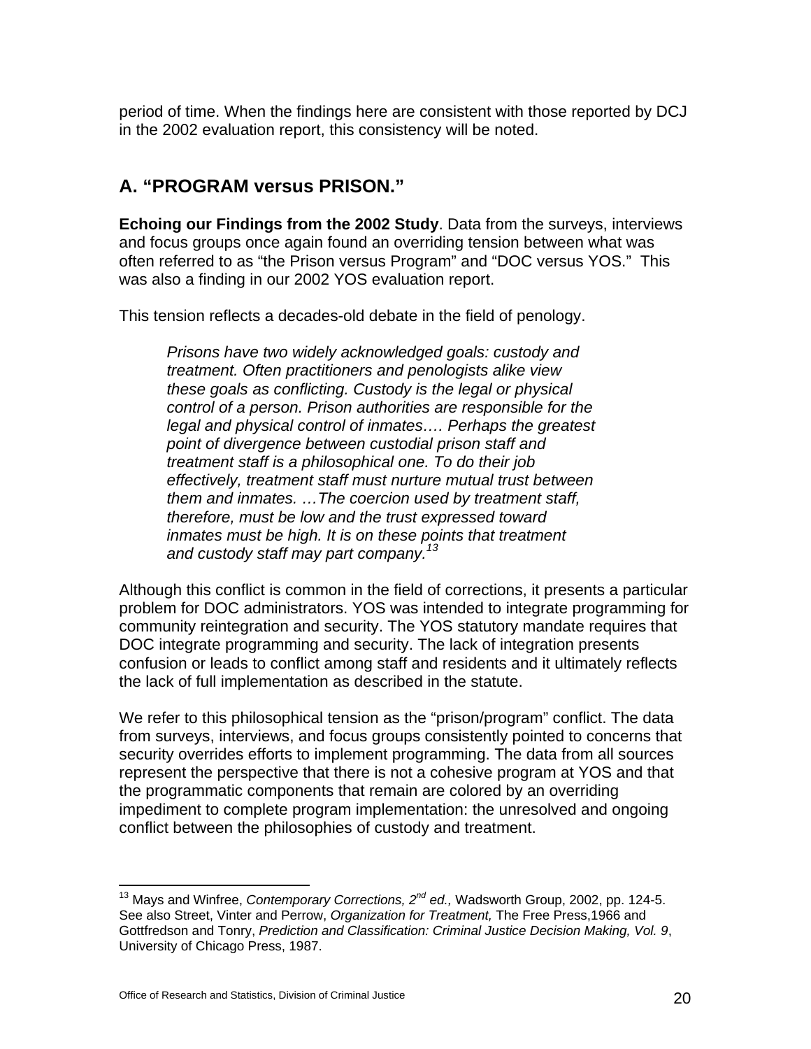period of time. When the findings here are consistent with those reported by DCJ in the 2002 evaluation report, this consistency will be noted.

## A. "PROGRAM versus PRISON."

**Echoing our Findings from the 2002 Study**. Data from the surveys, interviews and focus groups once again found an overriding tension between what was often referred to as "the Prison versus Program" and "DOC versus YOS." This was also a finding in our 2002 YOS evaluation report.

This tension reflects a decades-old debate in the field of penology.

> *Prisons have two widely acknowledged goals: custody and treatment. Often practitioners and penologists alike view these goals as conflicting. Custody is the legal or physical control of a person. Prison authorities are responsible for the legal and physical control of inmates…. Perhaps the greatest point of divergence between custodial prison staff and treatment staff is a philosophical one. To do their job effectively, treatment staff must nurture mutual trust between them and inmates. …The coercion used by treatment staff, therefore, must be low and the trust expressed toward inmates must be high. It is on these points that treatment and custody staff may part company.*[13]

Although this conflict is common in the field of corrections, it presents a particular problem for DOC administrators. YOS was intended to integrate programming for community reintegration and security. The YOS statutory mandate requires that DOC integrate programming and security. The lack of integration presents confusion or leads to conflict among staff and residents and it ultimately reflects the lack of full implementation as described in the statute.

We refer to this philosophical tension as the "prison/program" conflict. The data from surveys, interviews, and focus groups consistently pointed to concerns that security overrides efforts to implement programming. The data from all sources represent the perspective that there is not a cohesive program at YOS and that the programmatic components that remain are colored by an overriding impediment to complete program implementation: the unresolved and ongoing conflict between the philosophies of custody and treatment.

---

[13] Mays and Winfree, *Contemporary Corrections, 2nd ed.,* Wadsworth Group, 2002, pp. 124-5. See also Street, Vinter and Perrow, *Organization for Treatment,* The Free Press,1966 and Gottfredson and Tonry, *Prediction and Classification: Criminal Justice Decision Making, Vol. 9*, University of Chicago Press, 1987.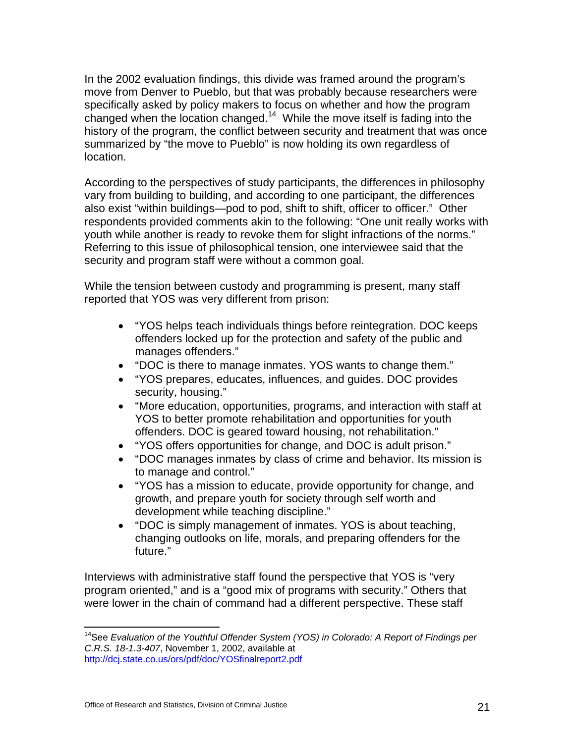In the 2002 evaluation findings, this divide was framed around the program's move from Denver to Pueblo, but that was probably because researchers were specifically asked by policy makers to focus on whether and how the program changed when the location changed.[14] While the move itself is fading into the history of the program, the conflict between security and treatment that was once summarized by "the move to Pueblo" is now holding its own regardless of location.

According to the perspectives of study participants, the differences in philosophy vary from building to building, and according to one participant, the differences also exist "within buildings—pod to pod, shift to shift, officer to officer." Other respondents provided comments akin to the following: "One unit really works with youth while another is ready to revoke them for slight infractions of the norms." Referring to this issue of philosophical tension, one interviewee said that the security and program staff were without a common goal.

While the tension between custody and programming is present, many staff reported that YOS was very different from prison:

- "YOS helps teach individuals things before reintegration. DOC keeps offenders locked up for the protection and safety of the public and manages offenders."
- "DOC is there to manage inmates. YOS wants to change them."
- "YOS prepares, educates, influences, and guides. DOC provides security, housing."
- "More education, opportunities, programs, and interaction with staff at YOS to better promote rehabilitation and opportunities for youth offenders. DOC is geared toward housing, not rehabilitation."
- "YOS offers opportunities for change, and DOC is adult prison."
- "DOC manages inmates by class of crime and behavior. Its mission is to manage and control."
- "YOS has a mission to educate, provide opportunity for change, and growth, and prepare youth for society through self worth and development while teaching discipline."
- "DOC is simply management of inmates. YOS is about teaching, changing outlooks on life, morals, and preparing offenders for the future."

Interviews with administrative staff found the perspective that YOS is "very program oriented," and is a "good mix of programs with security." Others that were lower in the chain of command had a different perspective. These staff

[14] See *Evaluation of the Youthful Offender System (YOS) in Colorado: A Report of Findings per C.R.S. 18-1.3-407*, November 1, 2002, available at http://dcj.state.co.us/ors/pdf/doc/YOSfinalreport2.pdf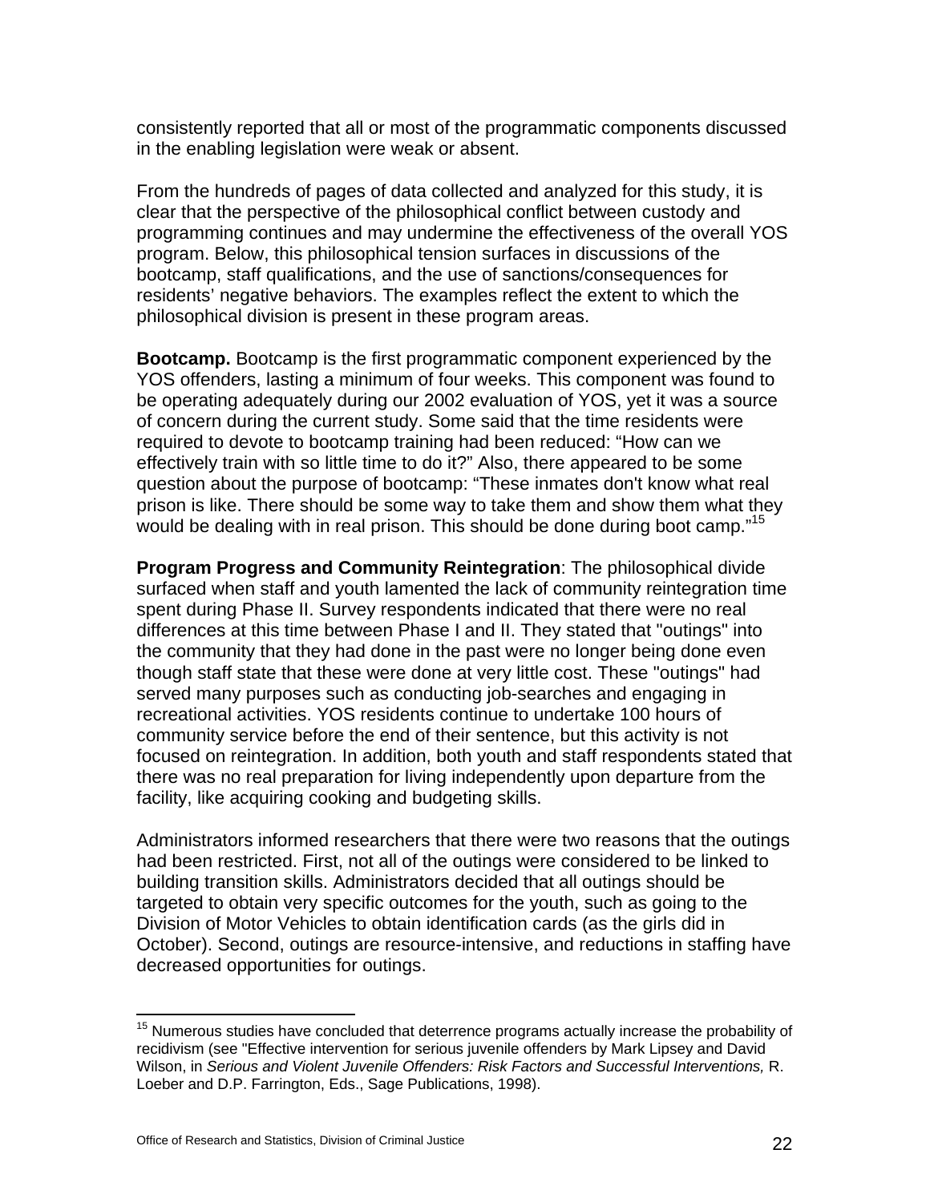consistently reported that all or most of the programmatic components discussed in the enabling legislation were weak or absent.

From the hundreds of pages of data collected and analyzed for this study, it is clear that the perspective of the philosophical conflict between custody and programming continues and may undermine the effectiveness of the overall YOS program. Below, this philosophical tension surfaces in discussions of the bootcamp, staff qualifications, and the use of sanctions/consequences for residents' negative behaviors. The examples reflect the extent to which the philosophical division is present in these program areas.

**Bootcamp.** Bootcamp is the first programmatic component experienced by the YOS offenders, lasting a minimum of four weeks. This component was found to be operating adequately during our 2002 evaluation of YOS, yet it was a source of concern during the current study. Some said that the time residents were required to devote to bootcamp training had been reduced: "How can we effectively train with so little time to do it?" Also, there appeared to be some question about the purpose of bootcamp: "These inmates don't know what real prison is like. There should be some way to take them and show them what they would be dealing with in real prison. This should be done during boot camp."[15]

**Program Progress and Community Reintegration**: The philosophical divide surfaced when staff and youth lamented the lack of community reintegration time spent during Phase II. Survey respondents indicated that there were no real differences at this time between Phase I and II. They stated that "outings" into the community that they had done in the past were no longer being done even though staff state that these were done at very little cost. These "outings" had served many purposes such as conducting job-searches and engaging in recreational activities. YOS residents continue to undertake 100 hours of community service before the end of their sentence, but this activity is not focused on reintegration. In addition, both youth and staff respondents stated that there was no real preparation for living independently upon departure from the facility, like acquiring cooking and budgeting skills.

Administrators informed researchers that there were two reasons that the outings had been restricted. First, not all of the outings were considered to be linked to building transition skills. Administrators decided that all outings should be targeted to obtain very specific outcomes for the youth, such as going to the Division of Motor Vehicles to obtain identification cards (as the girls did in October). Second, outings are resource-intensive, and reductions in staffing have decreased opportunities for outings.

---

[15] Numerous studies have concluded that deterrence programs actually increase the probability of recidivism (see "Effective intervention for serious juvenile offenders by Mark Lipsey and David Wilson, in *Serious and Violent Juvenile Offenders: Risk Factors and Successful Interventions,* R. Loeber and D.P. Farrington, Eds., Sage Publications, 1998).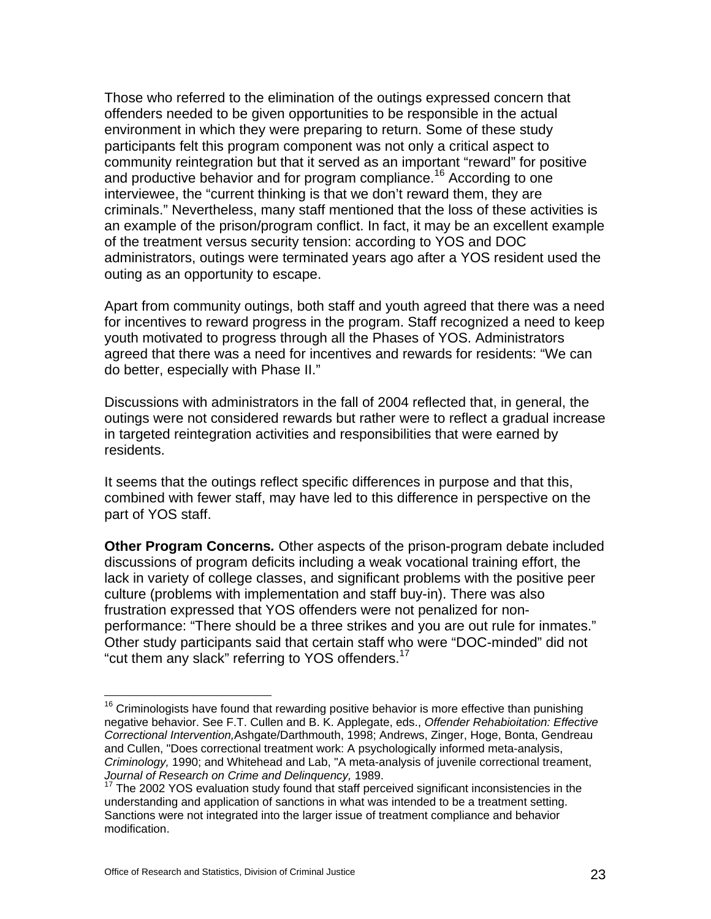Those who referred to the elimination of the outings expressed concern that offenders needed to be given opportunities to be responsible in the actual environment in which they were preparing to return. Some of these study participants felt this program component was not only a critical aspect to community reintegration but that it served as an important "reward" for positive and productive behavior and for program compliance.[16] According to one interviewee, the "current thinking is that we don't reward them, they are criminals." Nevertheless, many staff mentioned that the loss of these activities is an example of the prison/program conflict. In fact, it may be an excellent example of the treatment versus security tension: according to YOS and DOC administrators, outings were terminated years ago after a YOS resident used the outing as an opportunity to escape.

Apart from community outings, both staff and youth agreed that there was a need for incentives to reward progress in the program. Staff recognized a need to keep youth motivated to progress through all the Phases of YOS. Administrators agreed that there was a need for incentives and rewards for residents: "We can do better, especially with Phase II."

Discussions with administrators in the fall of 2004 reflected that, in general, the outings were not considered rewards but rather were to reflect a gradual increase in targeted reintegration activities and responsibilities that were earned by residents.

It seems that the outings reflect specific differences in purpose and that this, combined with fewer staff, may have led to this difference in perspective on the part of YOS staff.

**Other Program Concerns.** Other aspects of the prison-program debate included discussions of program deficits including a weak vocational training effort, the lack in variety of college classes, and significant problems with the positive peer culture (problems with implementation and staff buy-in). There was also frustration expressed that YOS offenders were not penalized for non-performance: "There should be a three strikes and you are out rule for inmates." Other study participants said that certain staff who were "DOC-minded" did not "cut them any slack" referring to YOS offenders.[17]

---

[16] Criminologists have found that rewarding positive behavior is more effective than punishing negative behavior. See F.T. Cullen and B. K. Applegate, eds., *Offender Rehabioitation: Effective Correctional Intervention,*Ashgate/Darthmouth, 1998; Andrews, Zinger, Hoge, Bonta, Gendreau and Cullen, "Does correctional treatment work: A psychologically informed meta-analysis, *Criminology,* 1990; and Whitehead and Lab, "A meta-analysis of juvenile correctional treament, *Journal of Research on Crime and Delinquency,* 1989.

[17] The 2002 YOS evaluation study found that staff perceived significant inconsistencies in the understanding and application of sanctions in what was intended to be a treatment setting. Sanctions were not integrated into the larger issue of treatment compliance and behavior modification.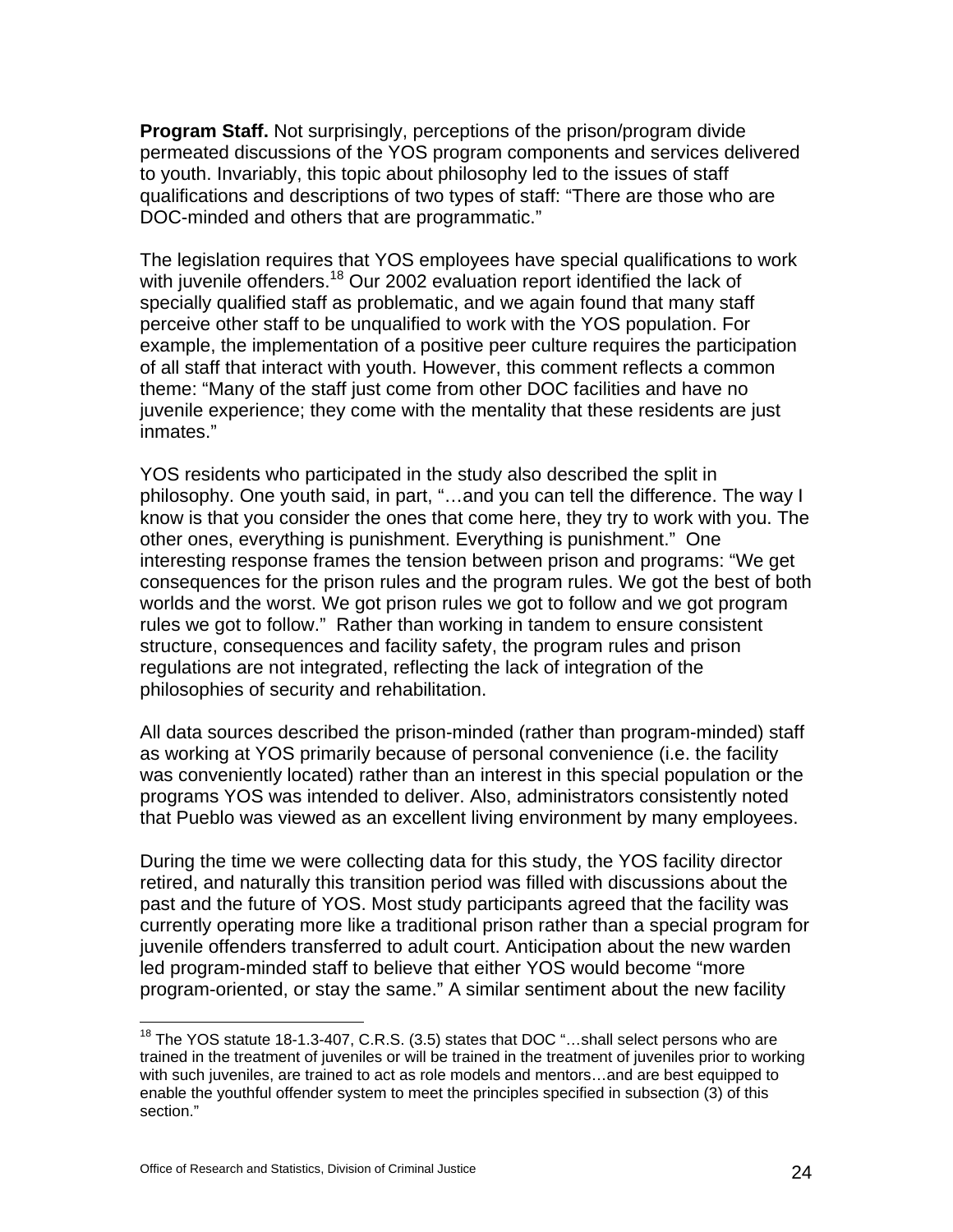**Program Staff.** Not surprisingly, perceptions of the prison/program divide permeated discussions of the YOS program components and services delivered to youth. Invariably, this topic about philosophy led to the issues of staff qualifications and descriptions of two types of staff: "There are those who are DOC-minded and others that are programmatic."

The legislation requires that YOS employees have special qualifications to work with juvenile offenders.[18] Our 2002 evaluation report identified the lack of specially qualified staff as problematic, and we again found that many staff perceive other staff to be unqualified to work with the YOS population. For example, the implementation of a positive peer culture requires the participation of all staff that interact with youth. However, this comment reflects a common theme: "Many of the staff just come from other DOC facilities and have no juvenile experience; they come with the mentality that these residents are just inmates."

YOS residents who participated in the study also described the split in philosophy. One youth said, in part, "…and you can tell the difference. The way I know is that you consider the ones that come here, they try to work with you. The other ones, everything is punishment. Everything is punishment." One interesting response frames the tension between prison and programs: "We get consequences for the prison rules and the program rules. We got the best of both worlds and the worst. We got prison rules we got to follow and we got program rules we got to follow." Rather than working in tandem to ensure consistent structure, consequences and facility safety, the program rules and prison regulations are not integrated, reflecting the lack of integration of the philosophies of security and rehabilitation.

All data sources described the prison-minded (rather than program-minded) staff as working at YOS primarily because of personal convenience (i.e. the facility was conveniently located) rather than an interest in this special population or the programs YOS was intended to deliver. Also, administrators consistently noted that Pueblo was viewed as an excellent living environment by many employees.

During the time we were collecting data for this study, the YOS facility director retired, and naturally this transition period was filled with discussions about the past and the future of YOS. Most study participants agreed that the facility was currently operating more like a traditional prison rather than a special program for juvenile offenders transferred to adult court. Anticipation about the new warden led program-minded staff to believe that either YOS would become "more program-oriented, or stay the same." A similar sentiment about the new facility

---

[18] The YOS statute 18-1.3-407, C.R.S. (3.5) states that DOC "…shall select persons who are trained in the treatment of juveniles or will be trained in the treatment of juveniles prior to working with such juveniles, are trained to act as role models and mentors…and are best equipped to enable the youthful offender system to meet the principles specified in subsection (3) of this section."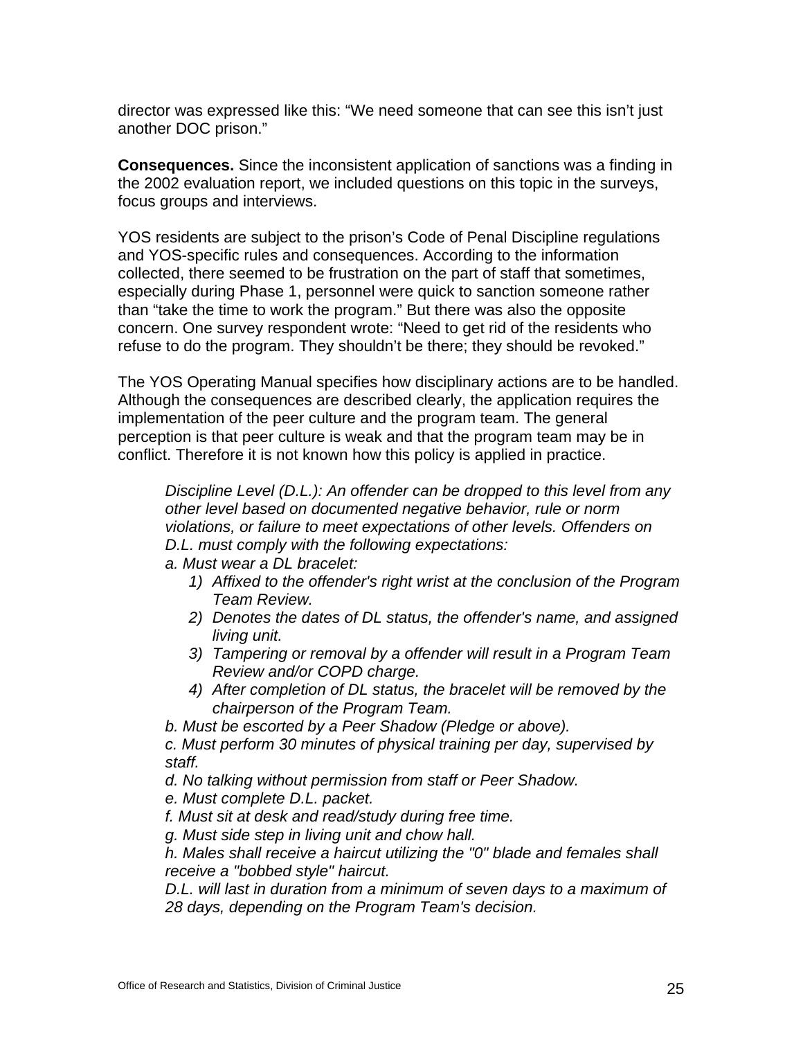director was expressed like this: “We need someone that can see this isn’t just another DOC prison.”

**Consequences.** Since the inconsistent application of sanctions was a finding in the 2002 evaluation report, we included questions on this topic in the surveys, focus groups and interviews.

YOS residents are subject to the prison’s Code of Penal Discipline regulations and YOS-specific rules and consequences. According to the information collected, there seemed to be frustration on the part of staff that sometimes, especially during Phase 1, personnel were quick to sanction someone rather than “take the time to work the program.” But there was also the opposite concern. One survey respondent wrote: “Need to get rid of the residents who refuse to do the program. They shouldn’t be there; they should be revoked.”

The YOS Operating Manual specifies how disciplinary actions are to be handled. Although the consequences are described clearly, the application requires the implementation of the peer culture and the program team. The general perception is that peer culture is weak and that the program team may be in conflict. Therefore it is not known how this policy is applied in practice.

> *Discipline Level (D.L.): An offender can be dropped to this level from any other level based on documented negative behavior, rule or norm violations, or failure to meet expectations of other levels. Offenders on D.L. must comply with the following expectations:*
>
> *a. Must wear a DL bracelet:*
>
> 1) *Affixed to the offender's right wrist at the conclusion of the Program Team Review.*
> 2) *Denotes the dates of DL status, the offender's name, and assigned living unit.*
> 3) *Tampering or removal by a offender will result in a Program Team Review and/or COPD charge.*
> 4) *After completion of DL status, the bracelet will be removed by the chairperson of the Program Team.*
>
> *b. Must be escorted by a Peer Shadow (Pledge or above).*
>
> *c. Must perform 30 minutes of physical training per day, supervised by staff.*
>
> *d. No talking without permission from staff or Peer Shadow.*
>
> *e. Must complete D.L. packet.*
>
> *f. Must sit at desk and read/study during free time.*
>
> *g. Must side step in living unit and chow hall.*
>
> *h. Males shall receive a haircut utilizing the "0" blade and females shall receive a "bobbed style" haircut.*
>
> *D.L. will last in duration from a minimum of seven days to a maximum of 28 days, depending on the Program Team's decision.*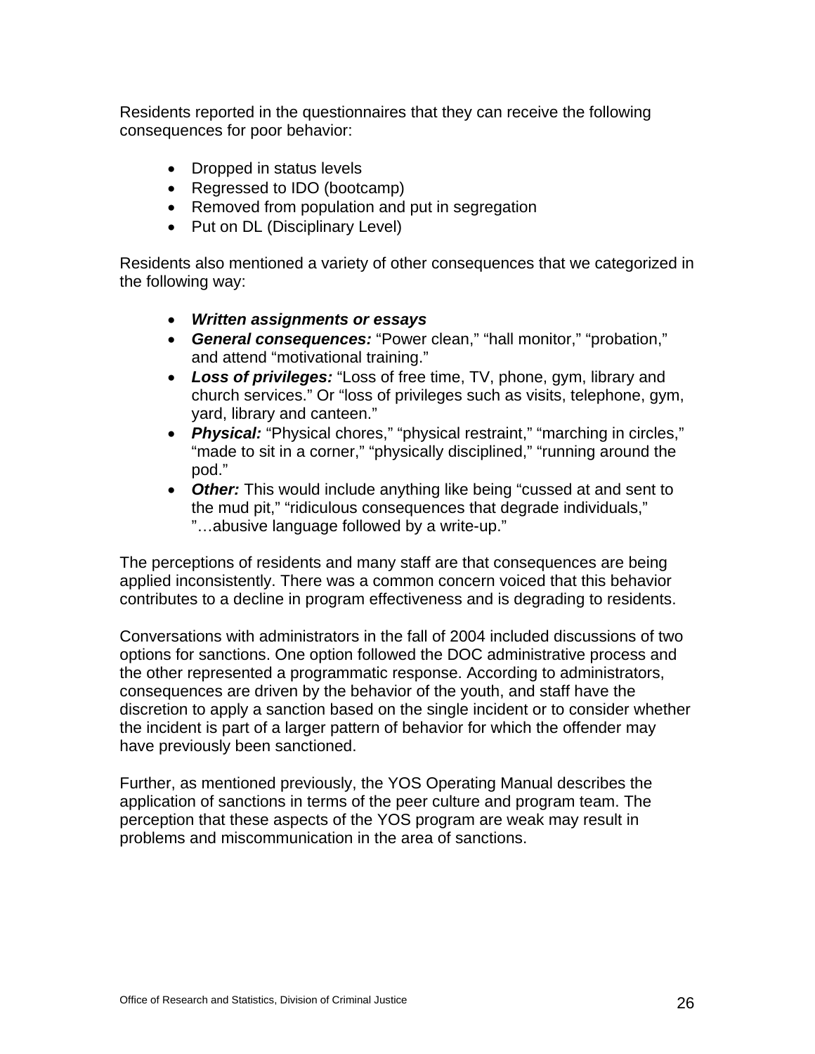Residents reported in the questionnaires that they can receive the following consequences for poor behavior:

- Dropped in status levels
- Regressed to IDO (bootcamp)
- Removed from population and put in segregation
- Put on DL (Disciplinary Level)

Residents also mentioned a variety of other consequences that we categorized in the following way:

- ***Written assignments or essays***
- ***General consequences:*** "Power clean," "hall monitor," "probation," and attend "motivational training."
- ***Loss of privileges:*** "Loss of free time, TV, phone, gym, library and church services." Or "loss of privileges such as visits, telephone, gym, yard, library and canteen."
- ***Physical:*** "Physical chores," "physical restraint," "marching in circles," "made to sit in a corner," "physically disciplined," "running around the pod."
- ***Other:*** This would include anything like being "cussed at and sent to the mud pit," "ridiculous consequences that degrade individuals," "…abusive language followed by a write-up."

The perceptions of residents and many staff are that consequences are being applied inconsistently. There was a common concern voiced that this behavior contributes to a decline in program effectiveness and is degrading to residents.

Conversations with administrators in the fall of 2004 included discussions of two options for sanctions. One option followed the DOC administrative process and the other represented a programmatic response. According to administrators, consequences are driven by the behavior of the youth, and staff have the discretion to apply a sanction based on the single incident or to consider whether the incident is part of a larger pattern of behavior for which the offender may have previously been sanctioned.

Further, as mentioned previously, the YOS Operating Manual describes the application of sanctions in terms of the peer culture and program team. The perception that these aspects of the YOS program are weak may result in problems and miscommunication in the area of sanctions.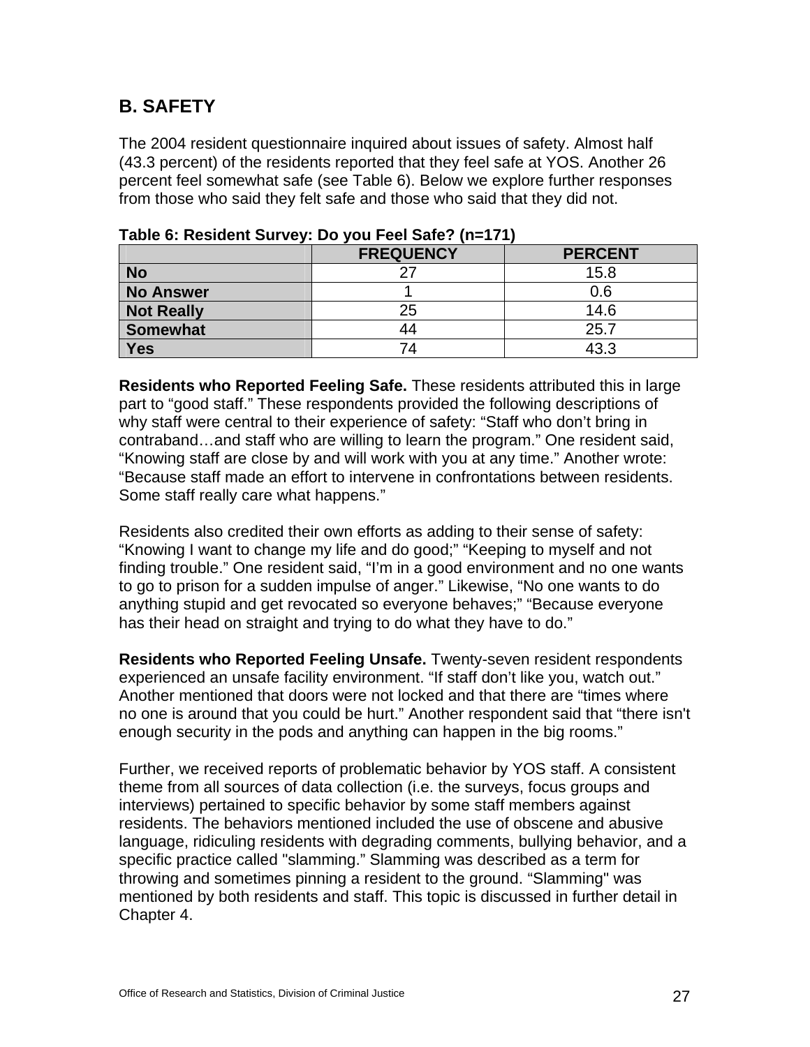## B. SAFETY

The 2004 resident questionnaire inquired about issues of safety. Almost half (43.3 percent) of the residents reported that they feel safe at YOS. Another 26 percent feel somewhat safe (see Table 6). Below we explore further responses from those who said they felt safe and those who said that they did not.

**Table 6: Resident Survey: Do you Feel Safe? (n=171)**

| | FREQUENCY | PERCENT |
|---|---|---|
| **No** | 27 | 15.8 |
| **No Answer** | 1 | 0.6 |
| **Not Really** | 25 | 14.6 |
| **Somewhat** | 44 | 25.7 |
| **Yes** | 74 | 43.3 |

**Residents who Reported Feeling Safe.** These residents attributed this in large part to "good staff." These respondents provided the following descriptions of why staff were central to their experience of safety: "Staff who don't bring in contraband…and staff who are willing to learn the program." One resident said, "Knowing staff are close by and will work with you at any time." Another wrote: "Because staff made an effort to intervene in confrontations between residents. Some staff really care what happens."

Residents also credited their own efforts as adding to their sense of safety: "Knowing I want to change my life and do good;" "Keeping to myself and not finding trouble." One resident said, "I'm in a good environment and no one wants to go to prison for a sudden impulse of anger." Likewise, "No one wants to do anything stupid and get revocated so everyone behaves;" "Because everyone has their head on straight and trying to do what they have to do."

**Residents who Reported Feeling Unsafe.** Twenty-seven resident respondents experienced an unsafe facility environment. "If staff don't like you, watch out." Another mentioned that doors were not locked and that there are "times where no one is around that you could be hurt." Another respondent said that "there isn't enough security in the pods and anything can happen in the big rooms."

Further, we received reports of problematic behavior by YOS staff. A consistent theme from all sources of data collection (i.e. the surveys, focus groups and interviews) pertained to specific behavior by some staff members against residents. The behaviors mentioned included the use of obscene and abusive language, ridiculing residents with degrading comments, bullying behavior, and a specific practice called "slamming." Slamming was described as a term for throwing and sometimes pinning a resident to the ground. "Slamming" was mentioned by both residents and staff. This topic is discussed in further detail in Chapter 4.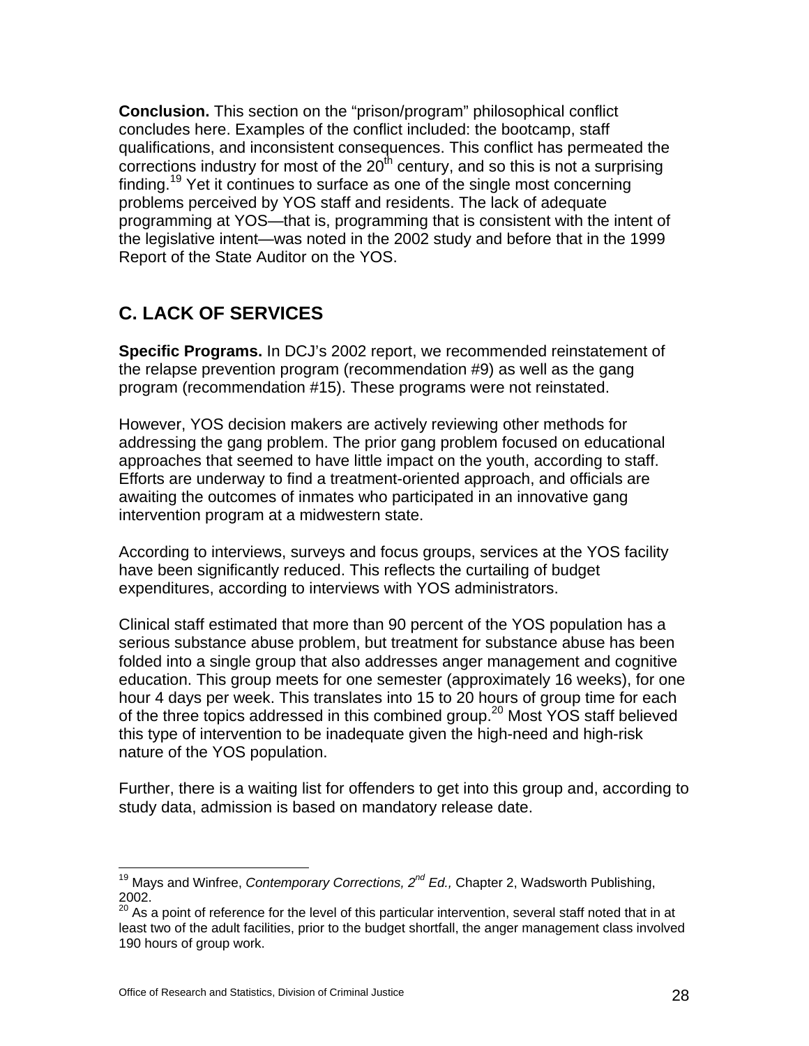**Conclusion.** This section on the "prison/program" philosophical conflict concludes here. Examples of the conflict included: the bootcamp, staff qualifications, and inconsistent consequences. This conflict has permeated the corrections industry for most of the 20th century, and so this is not a surprising finding.[19] Yet it continues to surface as one of the single most concerning problems perceived by YOS staff and residents. The lack of adequate programming at YOS—that is, programming that is consistent with the intent of the legislative intent—was noted in the 2002 study and before that in the 1999 Report of the State Auditor on the YOS.

## C. LACK OF SERVICES

**Specific Programs.** In DCJ's 2002 report, we recommended reinstatement of the relapse prevention program (recommendation #9) as well as the gang program (recommendation #15). These programs were not reinstated.

However, YOS decision makers are actively reviewing other methods for addressing the gang problem. The prior gang problem focused on educational approaches that seemed to have little impact on the youth, according to staff. Efforts are underway to find a treatment-oriented approach, and officials are awaiting the outcomes of inmates who participated in an innovative gang intervention program at a midwestern state.

According to interviews, surveys and focus groups, services at the YOS facility have been significantly reduced. This reflects the curtailing of budget expenditures, according to interviews with YOS administrators.

Clinical staff estimated that more than 90 percent of the YOS population has a serious substance abuse problem, but treatment for substance abuse has been folded into a single group that also addresses anger management and cognitive education. This group meets for one semester (approximately 16 weeks), for one hour 4 days per week. This translates into 15 to 20 hours of group time for each of the three topics addressed in this combined group.[20] Most YOS staff believed this type of intervention to be inadequate given the high-need and high-risk nature of the YOS population.

Further, there is a waiting list for offenders to get into this group and, according to study data, admission is based on mandatory release date.

---

[19] Mays and Winfree, *Contemporary Corrections, 2nd Ed.,* Chapter 2, Wadsworth Publishing, 2002.

[20] As a point of reference for the level of this particular intervention, several staff noted that in at least two of the adult facilities, prior to the budget shortfall, the anger management class involved 190 hours of group work.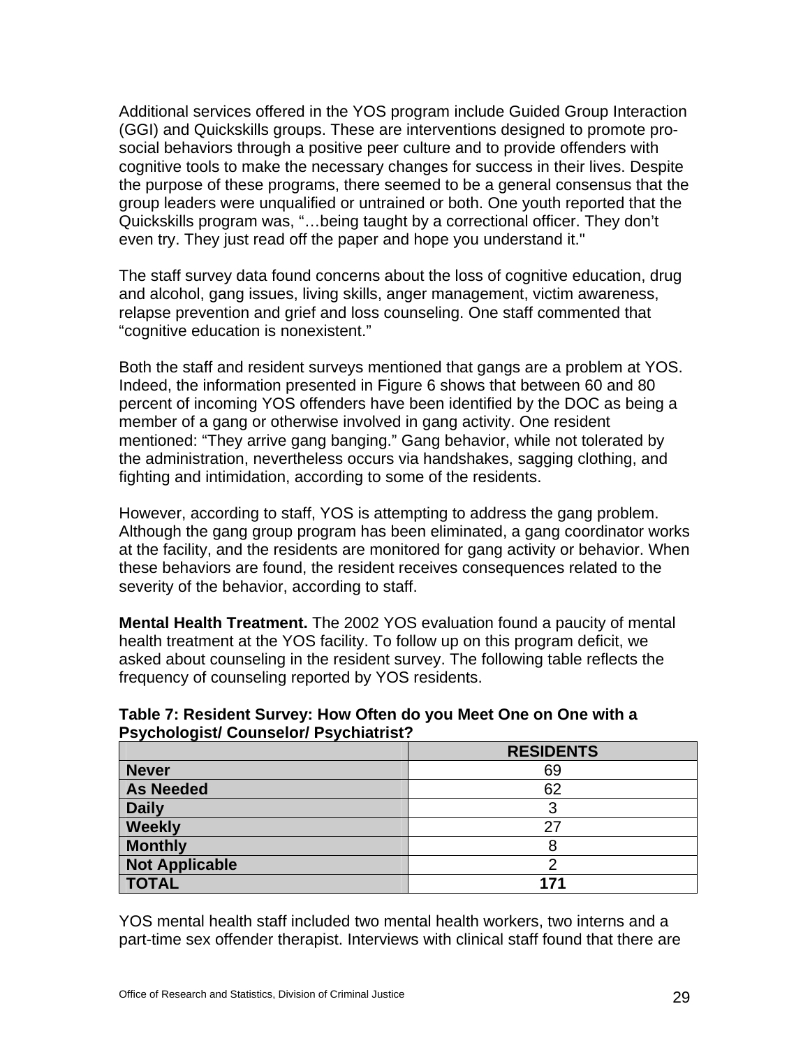Additional services offered in the YOS program include Guided Group Interaction (GGI) and Quickskills groups. These are interventions designed to promote pro-social behaviors through a positive peer culture and to provide offenders with cognitive tools to make the necessary changes for success in their lives. Despite the purpose of these programs, there seemed to be a general consensus that the group leaders were unqualified or untrained or both. One youth reported that the Quickskills program was, "…being taught by a correctional officer. They don't even try. They just read off the paper and hope you understand it."

The staff survey data found concerns about the loss of cognitive education, drug and alcohol, gang issues, living skills, anger management, victim awareness, relapse prevention and grief and loss counseling. One staff commented that "cognitive education is nonexistent."

Both the staff and resident surveys mentioned that gangs are a problem at YOS. Indeed, the information presented in Figure 6 shows that between 60 and 80 percent of incoming YOS offenders have been identified by the DOC as being a member of a gang or otherwise involved in gang activity. One resident mentioned: "They arrive gang banging." Gang behavior, while not tolerated by the administration, nevertheless occurs via handshakes, sagging clothing, and fighting and intimidation, according to some of the residents.

However, according to staff, YOS is attempting to address the gang problem. Although the gang group program has been eliminated, a gang coordinator works at the facility, and the residents are monitored for gang activity or behavior. When these behaviors are found, the resident receives consequences related to the severity of the behavior, according to staff.

**Mental Health Treatment.** The 2002 YOS evaluation found a paucity of mental health treatment at the YOS facility. To follow up on this program deficit, we asked about counseling in the resident survey. The following table reflects the frequency of counseling reported by YOS residents.

**Table 7: Resident Survey: How Often do you Meet One on One with a Psychologist/ Counselor/ Psychiatrist?**

| | **RESIDENTS** |
|---|---|
| **Never** | 69 |
| **As Needed** | 62 |
| **Daily** | 3 |
| **Weekly** | 27 |
| **Monthly** | 8 |
| **Not Applicable** | 2 |
| **TOTAL** | **171** |

YOS mental health staff included two mental health workers, two interns and a part-time sex offender therapist. Interviews with clinical staff found that there are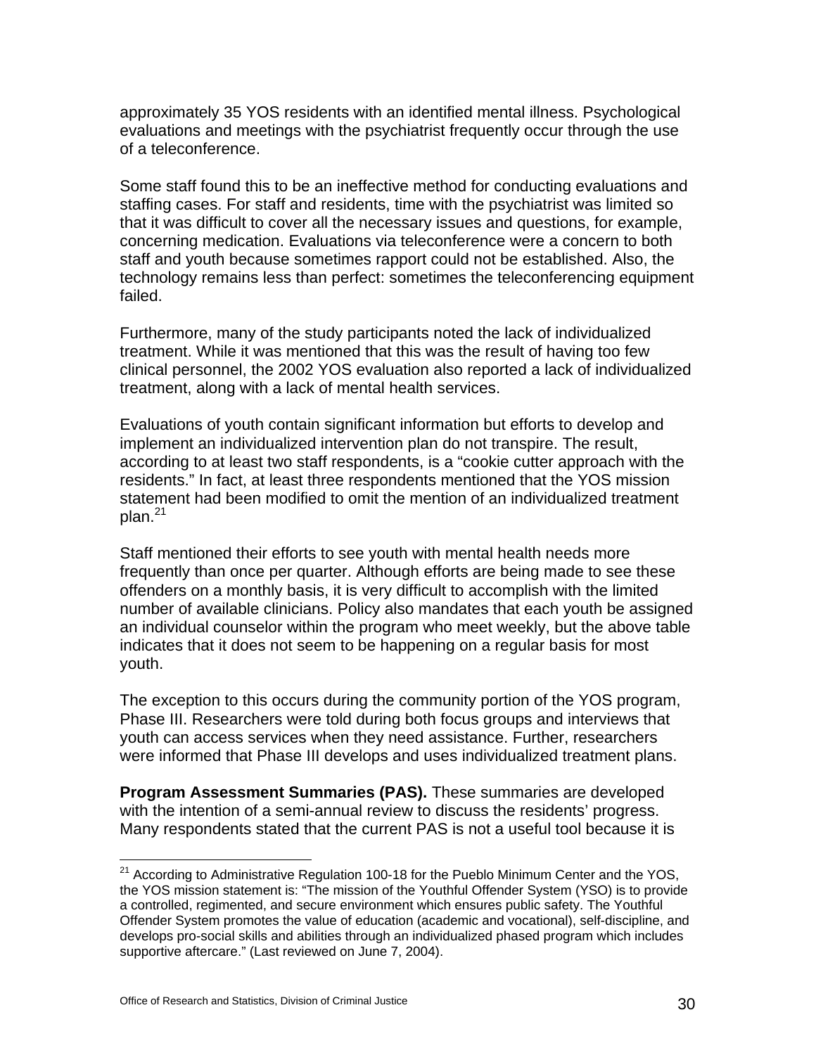approximately 35 YOS residents with an identified mental illness. Psychological evaluations and meetings with the psychiatrist frequently occur through the use of a teleconference.

Some staff found this to be an ineffective method for conducting evaluations and staffing cases. For staff and residents, time with the psychiatrist was limited so that it was difficult to cover all the necessary issues and questions, for example, concerning medication. Evaluations via teleconference were a concern to both staff and youth because sometimes rapport could not be established. Also, the technology remains less than perfect: sometimes the teleconferencing equipment failed.

Furthermore, many of the study participants noted the lack of individualized treatment. While it was mentioned that this was the result of having too few clinical personnel, the 2002 YOS evaluation also reported a lack of individualized treatment, along with a lack of mental health services.

Evaluations of youth contain significant information but efforts to develop and implement an individualized intervention plan do not transpire. The result, according to at least two staff respondents, is a "cookie cutter approach with the residents." In fact, at least three respondents mentioned that the YOS mission statement had been modified to omit the mention of an individualized treatment plan.[21]

Staff mentioned their efforts to see youth with mental health needs more frequently than once per quarter. Although efforts are being made to see these offenders on a monthly basis, it is very difficult to accomplish with the limited number of available clinicians. Policy also mandates that each youth be assigned an individual counselor within the program who meet weekly, but the above table indicates that it does not seem to be happening on a regular basis for most youth.

The exception to this occurs during the community portion of the YOS program, Phase III. Researchers were told during both focus groups and interviews that youth can access services when they need assistance. Further, researchers were informed that Phase III develops and uses individualized treatment plans.

**Program Assessment Summaries (PAS).** These summaries are developed with the intention of a semi-annual review to discuss the residents' progress. Many respondents stated that the current PAS is not a useful tool because it is

---

[21] According to Administrative Regulation 100-18 for the Pueblo Minimum Center and the YOS, the YOS mission statement is: "The mission of the Youthful Offender System (YSO) is to provide a controlled, regimented, and secure environment which ensures public safety. The Youthful Offender System promotes the value of education (academic and vocational), self-discipline, and develops pro-social skills and abilities through an individualized phased program which includes supportive aftercare." (Last reviewed on June 7, 2004).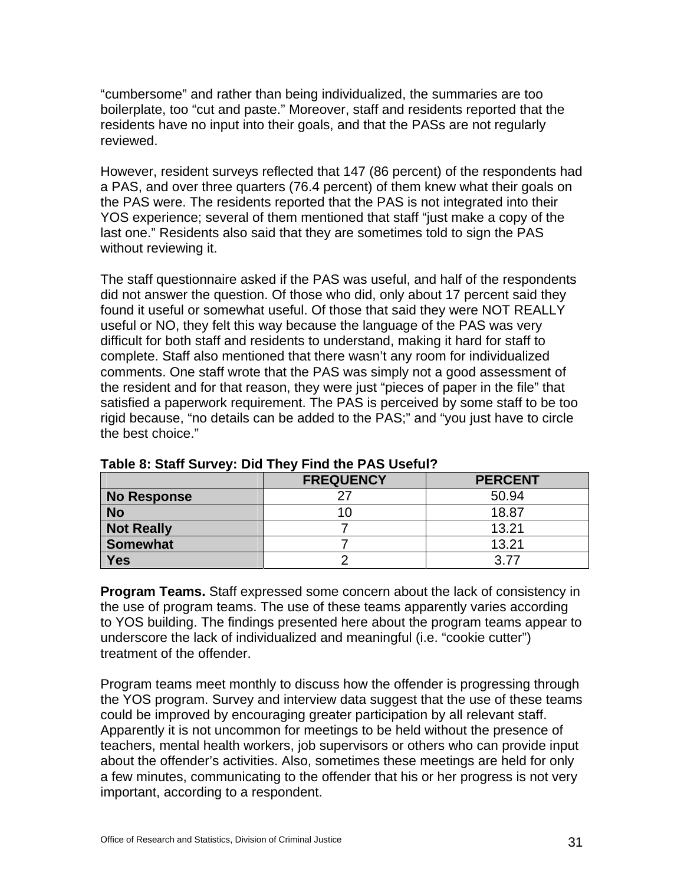"cumbersome" and rather than being individualized, the summaries are too boilerplate, too "cut and paste." Moreover, staff and residents reported that the residents have no input into their goals, and that the PASs are not regularly reviewed.

However, resident surveys reflected that 147 (86 percent) of the respondents had a PAS, and over three quarters (76.4 percent) of them knew what their goals on the PAS were. The residents reported that the PAS is not integrated into their YOS experience; several of them mentioned that staff "just make a copy of the last one." Residents also said that they are sometimes told to sign the PAS without reviewing it.

The staff questionnaire asked if the PAS was useful, and half of the respondents did not answer the question. Of those who did, only about 17 percent said they found it useful or somewhat useful. Of those that said they were NOT REALLY useful or NO, they felt this way because the language of the PAS was very difficult for both staff and residents to understand, making it hard for staff to complete. Staff also mentioned that there wasn't any room for individualized comments. One staff wrote that the PAS was simply not a good assessment of the resident and for that reason, they were just "pieces of paper in the file" that satisfied a paperwork requirement. The PAS is perceived by some staff to be too rigid because, "no details can be added to the PAS;" and "you just have to circle the best choice."

**Table 8: Staff Survey: Did They Find the PAS Useful?**

| | FREQUENCY | PERCENT |
|---|---|---|
| **No Response** | 27 | 50.94 |
| **No** | 10 | 18.87 |
| **Not Really** | 7 | 13.21 |
| **Somewhat** | 7 | 13.21 |
| **Yes** | 2 | 3.77 |

**Program Teams.** Staff expressed some concern about the lack of consistency in the use of program teams. The use of these teams apparently varies according to YOS building. The findings presented here about the program teams appear to underscore the lack of individualized and meaningful (i.e. "cookie cutter") treatment of the offender.

Program teams meet monthly to discuss how the offender is progressing through the YOS program. Survey and interview data suggest that the use of these teams could be improved by encouraging greater participation by all relevant staff. Apparently it is not uncommon for meetings to be held without the presence of teachers, mental health workers, job supervisors or others who can provide input about the offender's activities. Also, sometimes these meetings are held for only a few minutes, communicating to the offender that his or her progress is not very important, according to a respondent.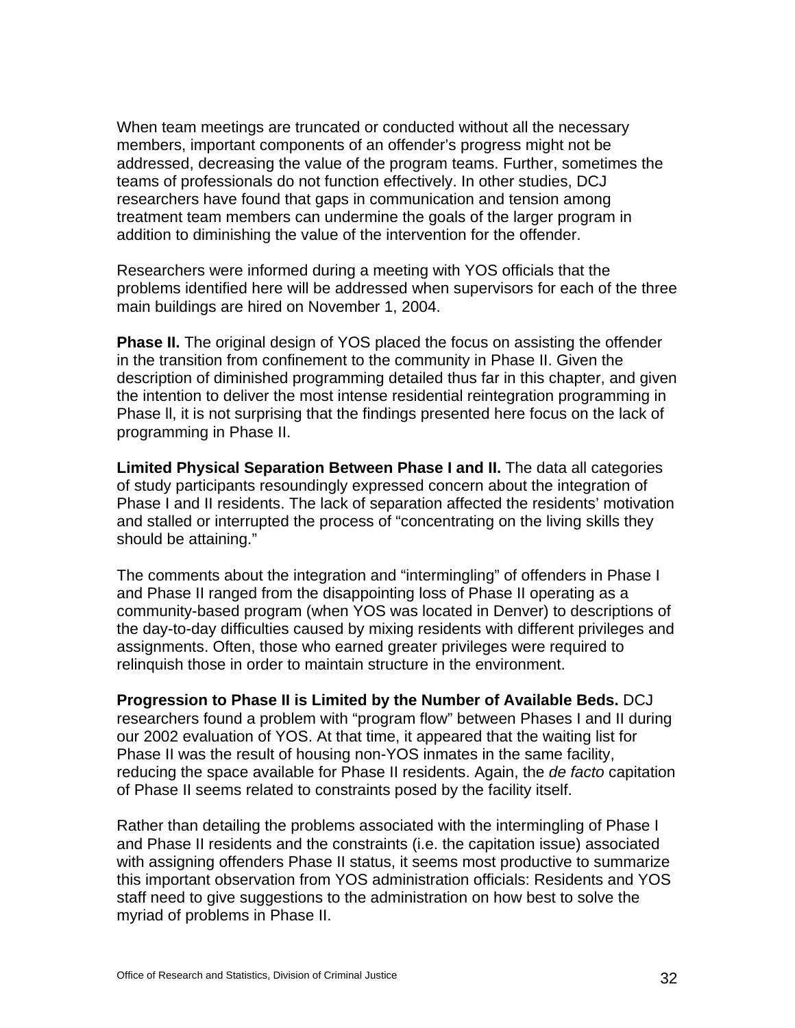When team meetings are truncated or conducted without all the necessary members, important components of an offender's progress might not be addressed, decreasing the value of the program teams. Further, sometimes the teams of professionals do not function effectively. In other studies, DCJ researchers have found that gaps in communication and tension among treatment team members can undermine the goals of the larger program in addition to diminishing the value of the intervention for the offender.

Researchers were informed during a meeting with YOS officials that the problems identified here will be addressed when supervisors for each of the three main buildings are hired on November 1, 2004.

**Phase II.** The original design of YOS placed the focus on assisting the offender in the transition from confinement to the community in Phase II. Given the description of diminished programming detailed thus far in this chapter, and given the intention to deliver the most intense residential reintegration programming in Phase ll, it is not surprising that the findings presented here focus on the lack of programming in Phase II.

**Limited Physical Separation Between Phase I and II.** The data all categories of study participants resoundingly expressed concern about the integration of Phase I and II residents. The lack of separation affected the residents' motivation and stalled or interrupted the process of "concentrating on the living skills they should be attaining."

The comments about the integration and "intermingling" of offenders in Phase I and Phase II ranged from the disappointing loss of Phase II operating as a community-based program (when YOS was located in Denver) to descriptions of the day-to-day difficulties caused by mixing residents with different privileges and assignments. Often, those who earned greater privileges were required to relinquish those in order to maintain structure in the environment.

**Progression to Phase II is Limited by the Number of Available Beds.** DCJ researchers found a problem with "program flow" between Phases I and II during our 2002 evaluation of YOS. At that time, it appeared that the waiting list for Phase II was the result of housing non-YOS inmates in the same facility, reducing the space available for Phase II residents. Again, the *de facto* capitation of Phase II seems related to constraints posed by the facility itself.

Rather than detailing the problems associated with the intermingling of Phase I and Phase II residents and the constraints (i.e. the capitation issue) associated with assigning offenders Phase II status, it seems most productive to summarize this important observation from YOS administration officials: Residents and YOS staff need to give suggestions to the administration on how best to solve the myriad of problems in Phase II.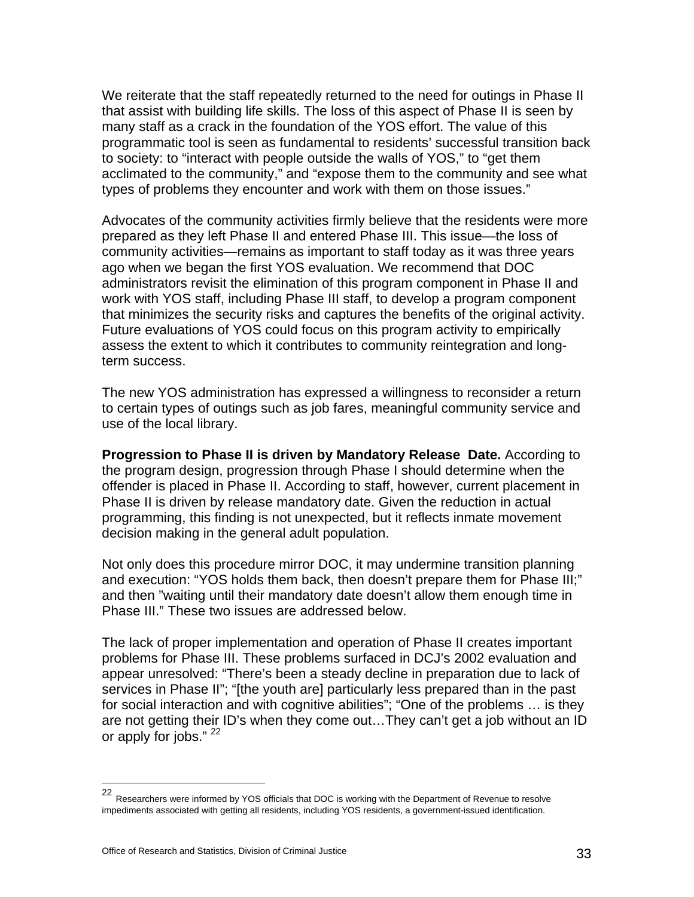We reiterate that the staff repeatedly returned to the need for outings in Phase II that assist with building life skills. The loss of this aspect of Phase II is seen by many staff as a crack in the foundation of the YOS effort. The value of this programmatic tool is seen as fundamental to residents' successful transition back to society: to "interact with people outside the walls of YOS," to "get them acclimated to the community," and "expose them to the community and see what types of problems they encounter and work with them on those issues."

Advocates of the community activities firmly believe that the residents were more prepared as they left Phase II and entered Phase III. This issue—the loss of community activities—remains as important to staff today as it was three years ago when we began the first YOS evaluation. We recommend that DOC administrators revisit the elimination of this program component in Phase II and work with YOS staff, including Phase III staff, to develop a program component that minimizes the security risks and captures the benefits of the original activity. Future evaluations of YOS could focus on this program activity to empirically assess the extent to which it contributes to community reintegration and long-term success.

The new YOS administration has expressed a willingness to reconsider a return to certain types of outings such as job fares, meaningful community service and use of the local library.

**Progression to Phase II is driven by Mandatory Release Date.** According to the program design, progression through Phase I should determine when the offender is placed in Phase II. According to staff, however, current placement in Phase II is driven by release mandatory date. Given the reduction in actual programming, this finding is not unexpected, but it reflects inmate movement decision making in the general adult population.

Not only does this procedure mirror DOC, it may undermine transition planning and execution: "YOS holds them back, then doesn't prepare them for Phase III;" and then "waiting until their mandatory date doesn't allow them enough time in Phase III." These two issues are addressed below.

The lack of proper implementation and operation of Phase II creates important problems for Phase III. These problems surfaced in DCJ's 2002 evaluation and appear unresolved: "There's been a steady decline in preparation due to lack of services in Phase II"; "[the youth are] particularly less prepared than in the past for social interaction and with cognitive abilities"; "One of the problems … is they are not getting their ID's when they come out…They can't get a job without an ID or apply for jobs." [22]

---

[22] Researchers were informed by YOS officials that DOC is working with the Department of Revenue to resolve impediments associated with getting all residents, including YOS residents, a government-issued identification.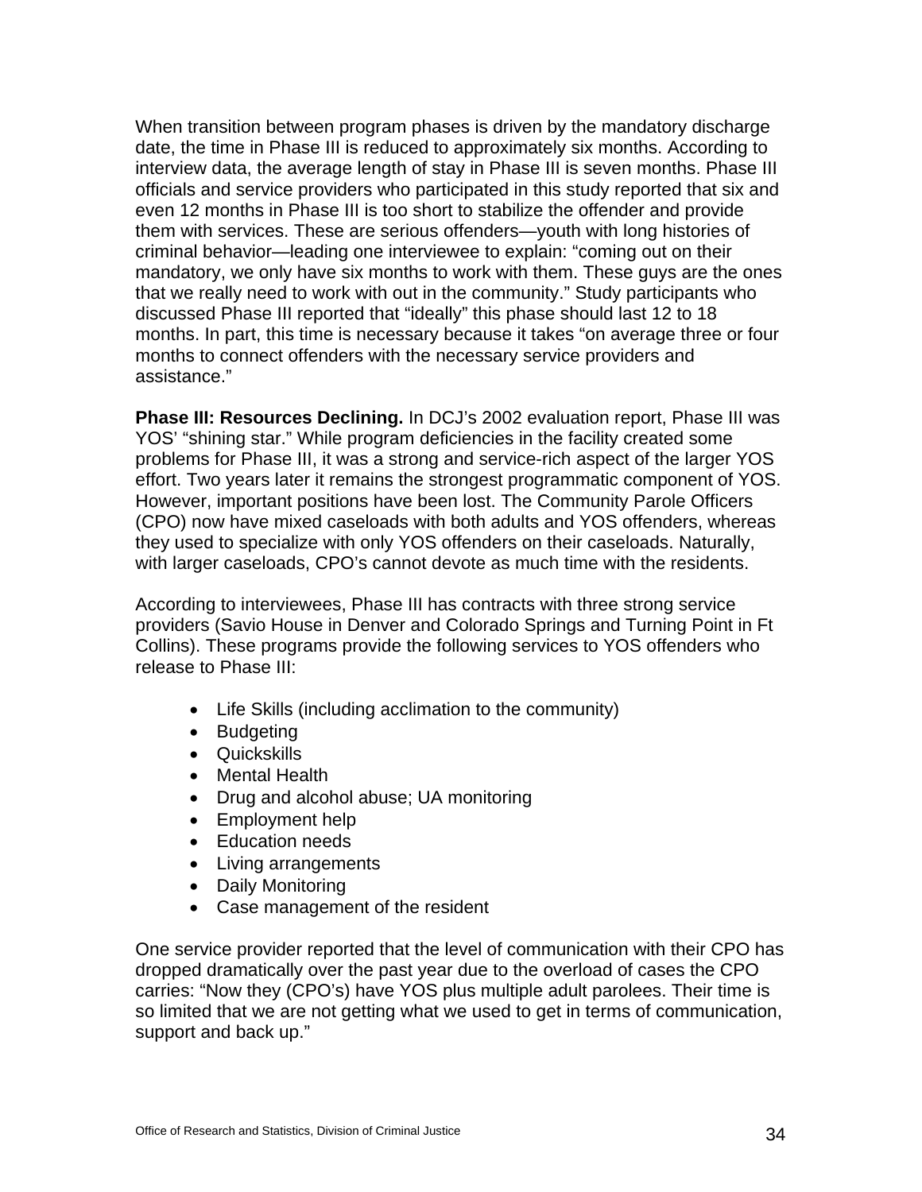When transition between program phases is driven by the mandatory discharge date, the time in Phase III is reduced to approximately six months. According to interview data, the average length of stay in Phase III is seven months. Phase III officials and service providers who participated in this study reported that six and even 12 months in Phase III is too short to stabilize the offender and provide them with services. These are serious offenders—youth with long histories of criminal behavior—leading one interviewee to explain: "coming out on their mandatory, we only have six months to work with them. These guys are the ones that we really need to work with out in the community." Study participants who discussed Phase III reported that "ideally" this phase should last 12 to 18 months. In part, this time is necessary because it takes "on average three or four months to connect offenders with the necessary service providers and assistance."

**Phase III: Resources Declining.** In DCJ's 2002 evaluation report, Phase III was YOS' "shining star." While program deficiencies in the facility created some problems for Phase III, it was a strong and service-rich aspect of the larger YOS effort. Two years later it remains the strongest programmatic component of YOS. However, important positions have been lost. The Community Parole Officers (CPO) now have mixed caseloads with both adults and YOS offenders, whereas they used to specialize with only YOS offenders on their caseloads. Naturally, with larger caseloads, CPO's cannot devote as much time with the residents.

According to interviewees, Phase III has contracts with three strong service providers (Savio House in Denver and Colorado Springs and Turning Point in Ft Collins). These programs provide the following services to YOS offenders who release to Phase III:

- Life Skills (including acclimation to the community)
- Budgeting
- Quickskills
- Mental Health
- Drug and alcohol abuse; UA monitoring
- Employment help
- Education needs
- Living arrangements
- Daily Monitoring
- Case management of the resident

One service provider reported that the level of communication with their CPO has dropped dramatically over the past year due to the overload of cases the CPO carries: "Now they (CPO's) have YOS plus multiple adult parolees. Their time is so limited that we are not getting what we used to get in terms of communication, support and back up."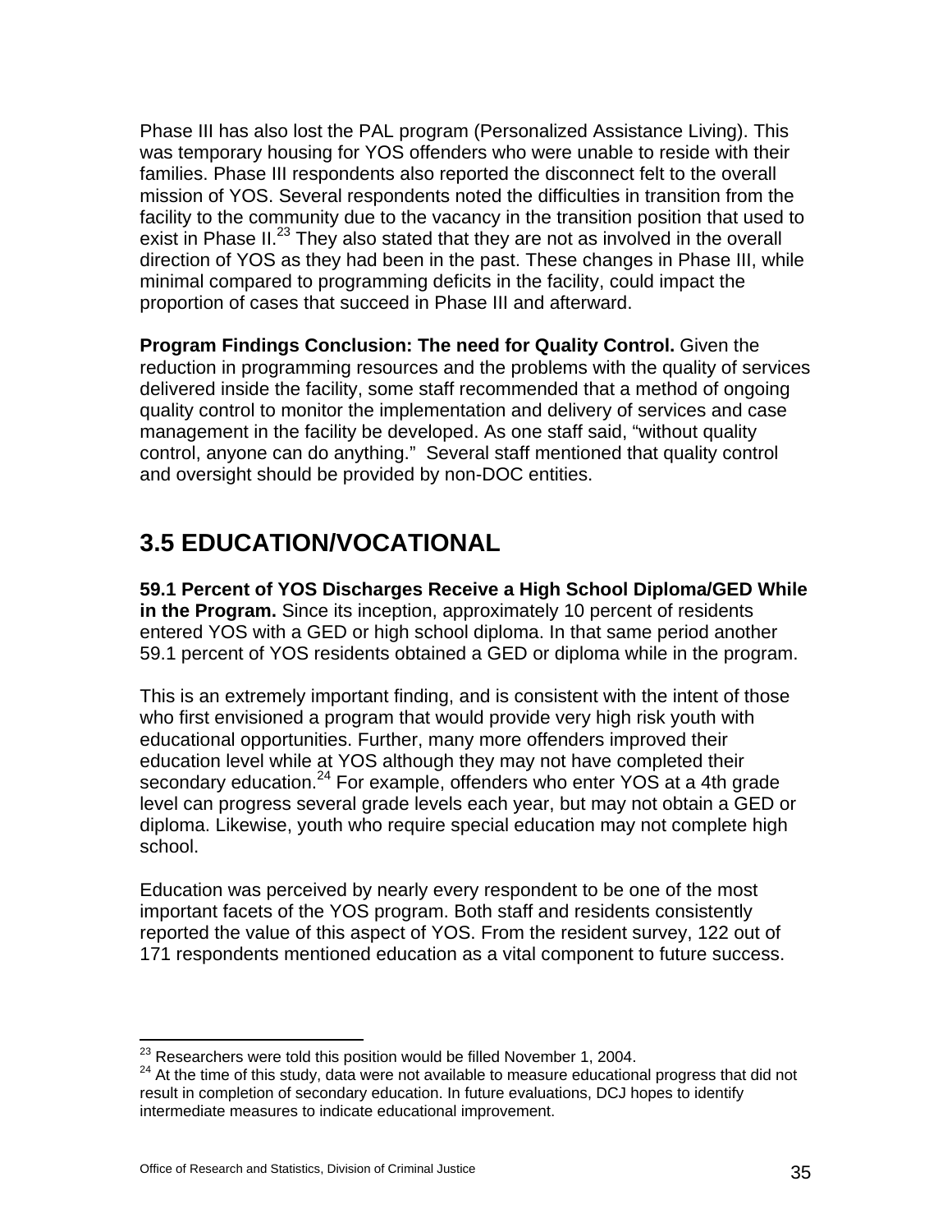Phase III has also lost the PAL program (Personalized Assistance Living). This was temporary housing for YOS offenders who were unable to reside with their families. Phase III respondents also reported the disconnect felt to the overall mission of YOS. Several respondents noted the difficulties in transition from the facility to the community due to the vacancy in the transition position that used to exist in Phase II.[23] They also stated that they are not as involved in the overall direction of YOS as they had been in the past. These changes in Phase III, while minimal compared to programming deficits in the facility, could impact the proportion of cases that succeed in Phase III and afterward.

**Program Findings Conclusion: The need for Quality Control.** Given the reduction in programming resources and the problems with the quality of services delivered inside the facility, some staff recommended that a method of ongoing quality control to monitor the implementation and delivery of services and case management in the facility be developed. As one staff said, "without quality control, anyone can do anything." Several staff mentioned that quality control and oversight should be provided by non-DOC entities.

## 3.5 EDUCATION/VOCATIONAL

**59.1 Percent of YOS Discharges Receive a High School Diploma/GED While in the Program.** Since its inception, approximately 10 percent of residents entered YOS with a GED or high school diploma. In that same period another 59.1 percent of YOS residents obtained a GED or diploma while in the program.

This is an extremely important finding, and is consistent with the intent of those who first envisioned a program that would provide very high risk youth with educational opportunities. Further, many more offenders improved their education level while at YOS although they may not have completed their secondary education.[24] For example, offenders who enter YOS at a 4th grade level can progress several grade levels each year, but may not obtain a GED or diploma. Likewise, youth who require special education may not complete high school.

Education was perceived by nearly every respondent to be one of the most important facets of the YOS program. Both staff and residents consistently reported the value of this aspect of YOS. From the resident survey, 122 out of 171 respondents mentioned education as a vital component to future success.

---

[23] Researchers were told this position would be filled November 1, 2004.

[24] At the time of this study, data were not available to measure educational progress that did not result in completion of secondary education. In future evaluations, DCJ hopes to identify intermediate measures to indicate educational improvement.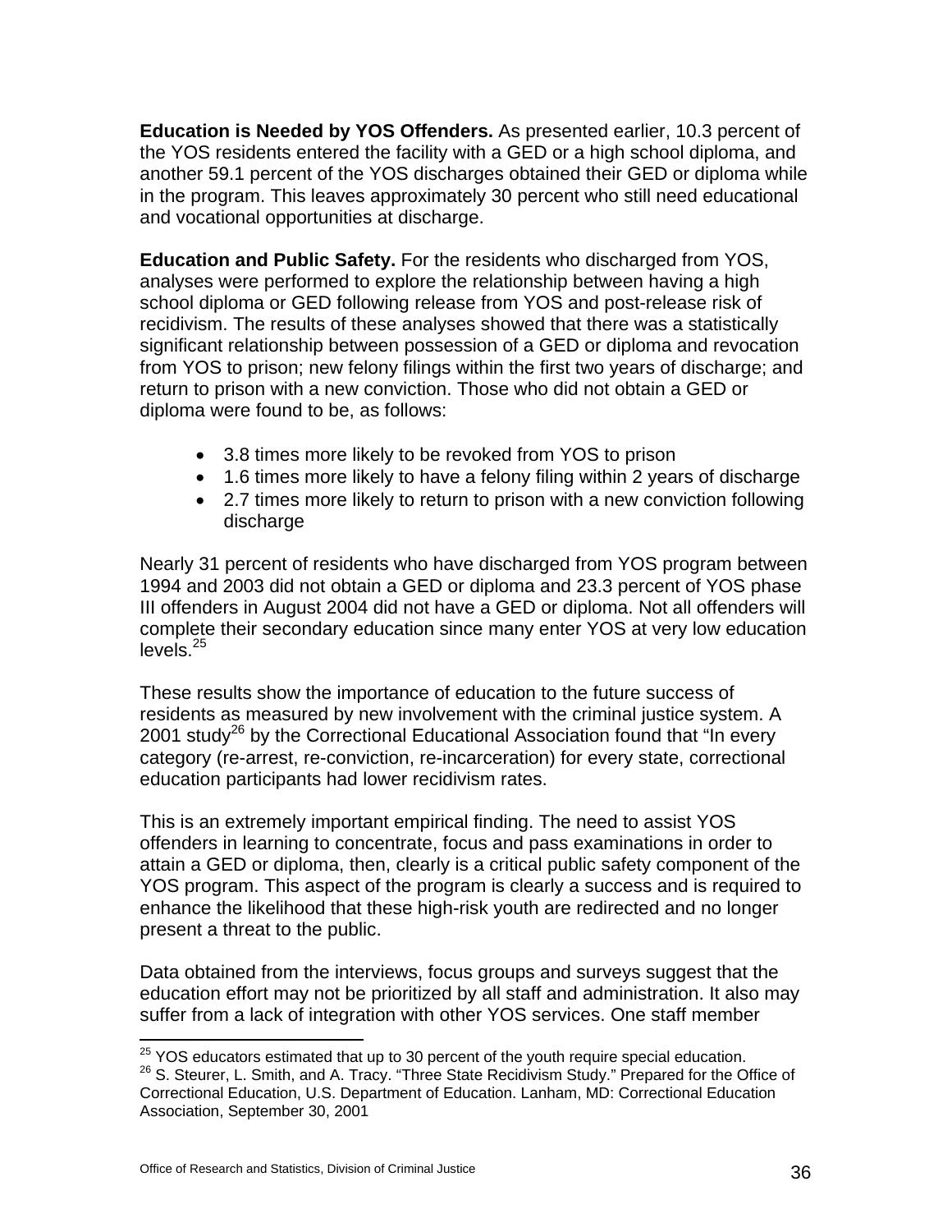**Education is Needed by YOS Offenders.** As presented earlier, 10.3 percent of the YOS residents entered the facility with a GED or a high school diploma, and another 59.1 percent of the YOS discharges obtained their GED or diploma while in the program. This leaves approximately 30 percent who still need educational and vocational opportunities at discharge.

**Education and Public Safety.** For the residents who discharged from YOS, analyses were performed to explore the relationship between having a high school diploma or GED following release from YOS and post-release risk of recidivism. The results of these analyses showed that there was a statistically significant relationship between possession of a GED or diploma and revocation from YOS to prison; new felony filings within the first two years of discharge; and return to prison with a new conviction. Those who did not obtain a GED or diploma were found to be, as follows:

- 3.8 times more likely to be revoked from YOS to prison
- 1.6 times more likely to have a felony filing within 2 years of discharge
- 2.7 times more likely to return to prison with a new conviction following discharge

Nearly 31 percent of residents who have discharged from YOS program between 1994 and 2003 did not obtain a GED or diploma and 23.3 percent of YOS phase III offenders in August 2004 did not have a GED or diploma. Not all offenders will complete their secondary education since many enter YOS at very low education levels.[25]

These results show the importance of education to the future success of residents as measured by new involvement with the criminal justice system. A 2001 study[26] by the Correctional Educational Association found that "In every category (re-arrest, re-conviction, re-incarceration) for every state, correctional education participants had lower recidivism rates.

This is an extremely important empirical finding. The need to assist YOS offenders in learning to concentrate, focus and pass examinations in order to attain a GED or diploma, then, clearly is a critical public safety component of the YOS program. This aspect of the program is clearly a success and is required to enhance the likelihood that these high-risk youth are redirected and no longer present a threat to the public.

Data obtained from the interviews, focus groups and surveys suggest that the education effort may not be prioritized by all staff and administration. It also may suffer from a lack of integration with other YOS services. One staff member

[25] YOS educators estimated that up to 30 percent of the youth require special education.

[26] S. Steurer, L. Smith, and A. Tracy. "Three State Recidivism Study." Prepared for the Office of Correctional Education, U.S. Department of Education. Lanham, MD: Correctional Education Association, September 30, 2001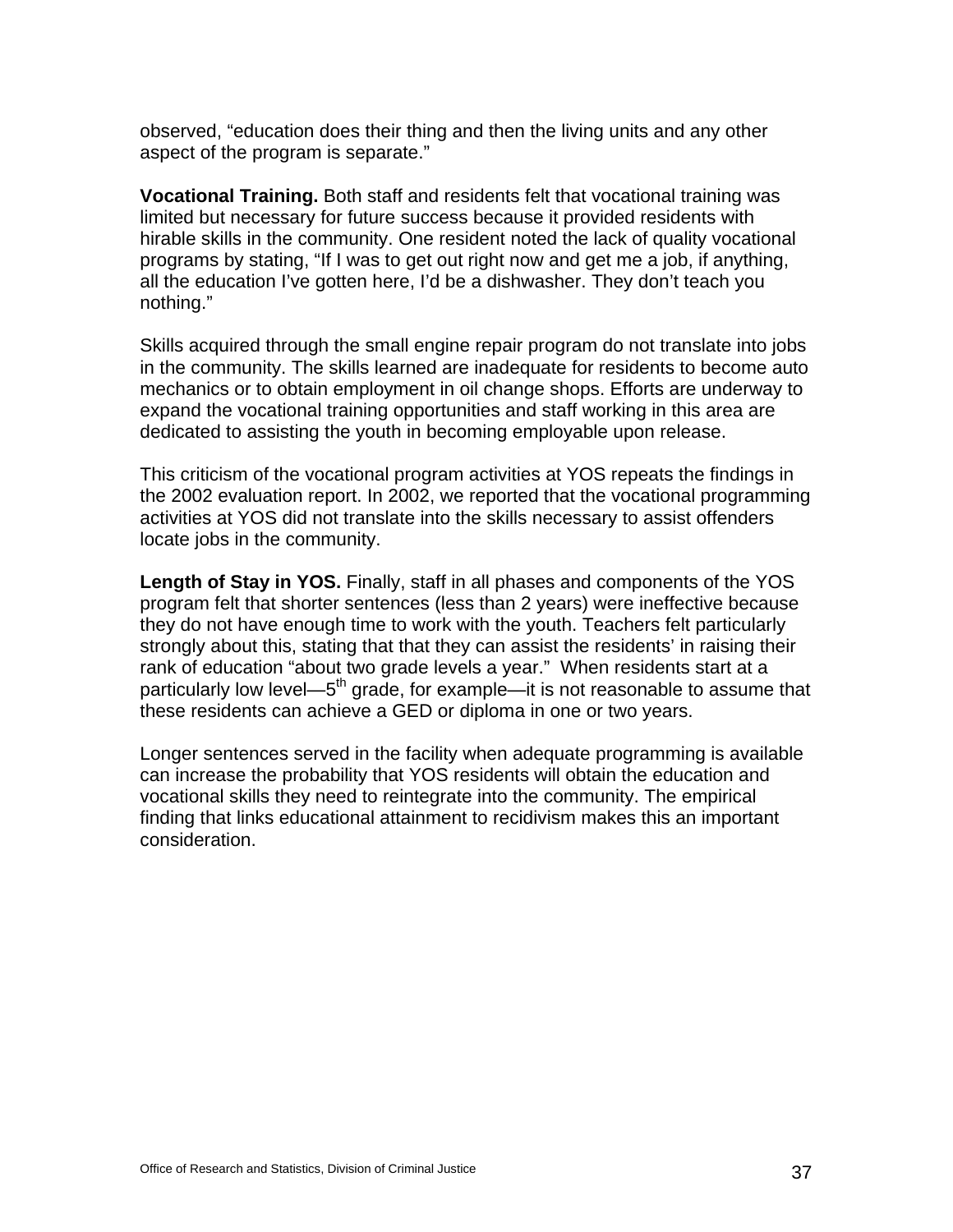observed, "education does their thing and then the living units and any other aspect of the program is separate."

**Vocational Training.** Both staff and residents felt that vocational training was limited but necessary for future success because it provided residents with hirable skills in the community. One resident noted the lack of quality vocational programs by stating, "If I was to get out right now and get me a job, if anything, all the education I've gotten here, I'd be a dishwasher. They don't teach you nothing."

Skills acquired through the small engine repair program do not translate into jobs in the community. The skills learned are inadequate for residents to become auto mechanics or to obtain employment in oil change shops. Efforts are underway to expand the vocational training opportunities and staff working in this area are dedicated to assisting the youth in becoming employable upon release.

This criticism of the vocational program activities at YOS repeats the findings in the 2002 evaluation report. In 2002, we reported that the vocational programming activities at YOS did not translate into the skills necessary to assist offenders locate jobs in the community.

**Length of Stay in YOS.** Finally, staff in all phases and components of the YOS program felt that shorter sentences (less than 2 years) were ineffective because they do not have enough time to work with the youth. Teachers felt particularly strongly about this, stating that that they can assist the residents' in raising their rank of education "about two grade levels a year." When residents start at a particularly low level—5th grade, for example—it is not reasonable to assume that these residents can achieve a GED or diploma in one or two years.

Longer sentences served in the facility when adequate programming is available can increase the probability that YOS residents will obtain the education and vocational skills they need to reintegrate into the community. The empirical finding that links educational attainment to recidivism makes this an important consideration.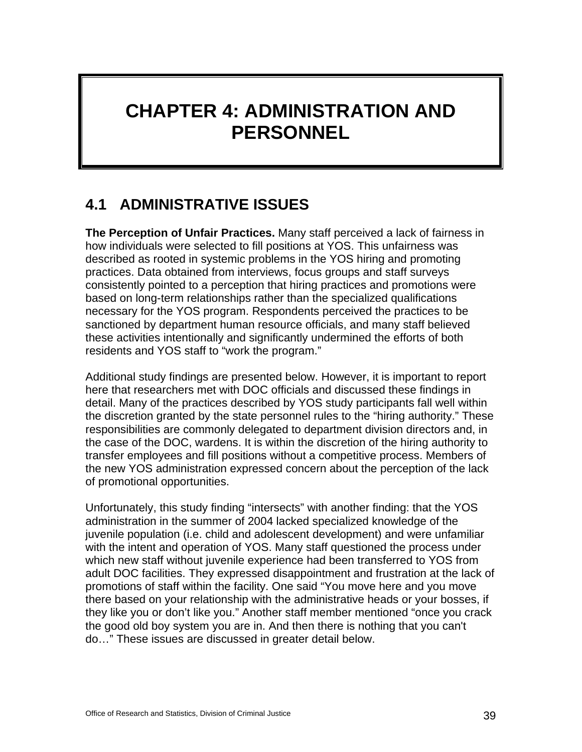# CHAPTER 4: ADMINISTRATION AND PERSONNEL

## 4.1 ADMINISTRATIVE ISSUES

**The Perception of Unfair Practices.** Many staff perceived a lack of fairness in how individuals were selected to fill positions at YOS. This unfairness was described as rooted in systemic problems in the YOS hiring and promoting practices. Data obtained from interviews, focus groups and staff surveys consistently pointed to a perception that hiring practices and promotions were based on long-term relationships rather than the specialized qualifications necessary for the YOS program. Respondents perceived the practices to be sanctioned by department human resource officials, and many staff believed these activities intentionally and significantly undermined the efforts of both residents and YOS staff to "work the program."

Additional study findings are presented below. However, it is important to report here that researchers met with DOC officials and discussed these findings in detail. Many of the practices described by YOS study participants fall well within the discretion granted by the state personnel rules to the "hiring authority." These responsibilities are commonly delegated to department division directors and, in the case of the DOC, wardens. It is within the discretion of the hiring authority to transfer employees and fill positions without a competitive process. Members of the new YOS administration expressed concern about the perception of the lack of promotional opportunities.

Unfortunately, this study finding "intersects" with another finding: that the YOS administration in the summer of 2004 lacked specialized knowledge of the juvenile population (i.e. child and adolescent development) and were unfamiliar with the intent and operation of YOS. Many staff questioned the process under which new staff without juvenile experience had been transferred to YOS from adult DOC facilities. They expressed disappointment and frustration at the lack of promotions of staff within the facility. One said "You move here and you move there based on your relationship with the administrative heads or your bosses, if they like you or don't like you." Another staff member mentioned "once you crack the good old boy system you are in. And then there is nothing that you can't do…" These issues are discussed in greater detail below.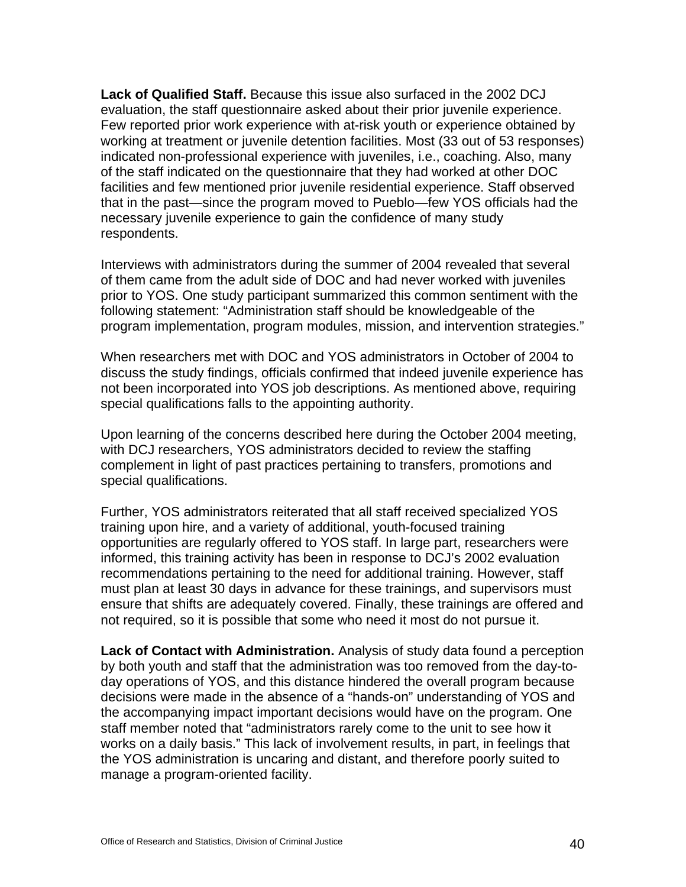**Lack of Qualified Staff.** Because this issue also surfaced in the 2002 DCJ evaluation, the staff questionnaire asked about their prior juvenile experience. Few reported prior work experience with at-risk youth or experience obtained by working at treatment or juvenile detention facilities. Most (33 out of 53 responses) indicated non-professional experience with juveniles, i.e., coaching. Also, many of the staff indicated on the questionnaire that they had worked at other DOC facilities and few mentioned prior juvenile residential experience. Staff observed that in the past—since the program moved to Pueblo—few YOS officials had the necessary juvenile experience to gain the confidence of many study respondents.

Interviews with administrators during the summer of 2004 revealed that several of them came from the adult side of DOC and had never worked with juveniles prior to YOS. One study participant summarized this common sentiment with the following statement: "Administration staff should be knowledgeable of the program implementation, program modules, mission, and intervention strategies."

When researchers met with DOC and YOS administrators in October of 2004 to discuss the study findings, officials confirmed that indeed juvenile experience has not been incorporated into YOS job descriptions. As mentioned above, requiring special qualifications falls to the appointing authority.

Upon learning of the concerns described here during the October 2004 meeting, with DCJ researchers, YOS administrators decided to review the staffing complement in light of past practices pertaining to transfers, promotions and special qualifications.

Further, YOS administrators reiterated that all staff received specialized YOS training upon hire, and a variety of additional, youth-focused training opportunities are regularly offered to YOS staff. In large part, researchers were informed, this training activity has been in response to DCJ's 2002 evaluation recommendations pertaining to the need for additional training. However, staff must plan at least 30 days in advance for these trainings, and supervisors must ensure that shifts are adequately covered. Finally, these trainings are offered and not required, so it is possible that some who need it most do not pursue it.

**Lack of Contact with Administration.** Analysis of study data found a perception by both youth and staff that the administration was too removed from the day-to-day operations of YOS, and this distance hindered the overall program because decisions were made in the absence of a "hands-on" understanding of YOS and the accompanying impact important decisions would have on the program. One staff member noted that "administrators rarely come to the unit to see how it works on a daily basis." This lack of involvement results, in part, in feelings that the YOS administration is uncaring and distant, and therefore poorly suited to manage a program-oriented facility.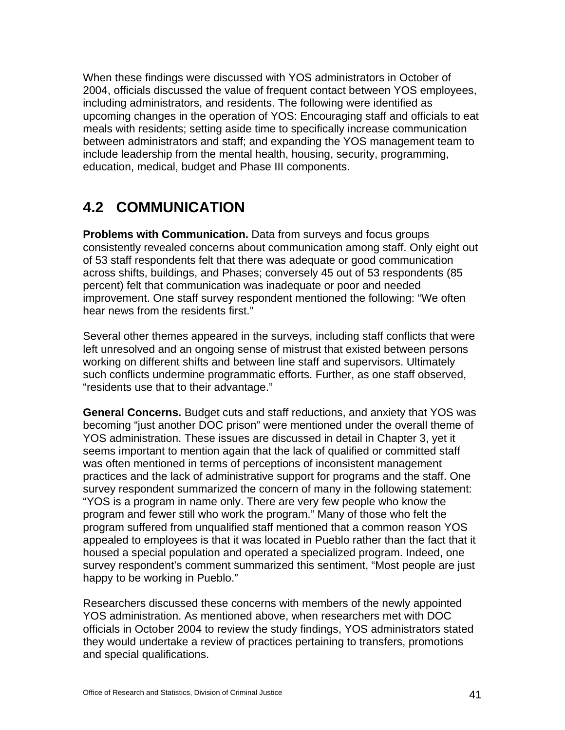When these findings were discussed with YOS administrators in October of 2004, officials discussed the value of frequent contact between YOS employees, including administrators, and residents. The following were identified as upcoming changes in the operation of YOS: Encouraging staff and officials to eat meals with residents; setting aside time to specifically increase communication between administrators and staff; and expanding the YOS management team to include leadership from the mental health, housing, security, programming, education, medical, budget and Phase III components.

## 4.2 COMMUNICATION

**Problems with Communication.** Data from surveys and focus groups consistently revealed concerns about communication among staff. Only eight out of 53 staff respondents felt that there was adequate or good communication across shifts, buildings, and Phases; conversely 45 out of 53 respondents (85 percent) felt that communication was inadequate or poor and needed improvement. One staff survey respondent mentioned the following: "We often hear news from the residents first."

Several other themes appeared in the surveys, including staff conflicts that were left unresolved and an ongoing sense of mistrust that existed between persons working on different shifts and between line staff and supervisors. Ultimately such conflicts undermine programmatic efforts. Further, as one staff observed, "residents use that to their advantage."

**General Concerns.** Budget cuts and staff reductions, and anxiety that YOS was becoming "just another DOC prison" were mentioned under the overall theme of YOS administration. These issues are discussed in detail in Chapter 3, yet it seems important to mention again that the lack of qualified or committed staff was often mentioned in terms of perceptions of inconsistent management practices and the lack of administrative support for programs and the staff. One survey respondent summarized the concern of many in the following statement: "YOS is a program in name only. There are very few people who know the program and fewer still who work the program." Many of those who felt the program suffered from unqualified staff mentioned that a common reason YOS appealed to employees is that it was located in Pueblo rather than the fact that it housed a special population and operated a specialized program. Indeed, one survey respondent's comment summarized this sentiment, "Most people are just happy to be working in Pueblo."

Researchers discussed these concerns with members of the newly appointed YOS administration. As mentioned above, when researchers met with DOC officials in October 2004 to review the study findings, YOS administrators stated they would undertake a review of practices pertaining to transfers, promotions and special qualifications.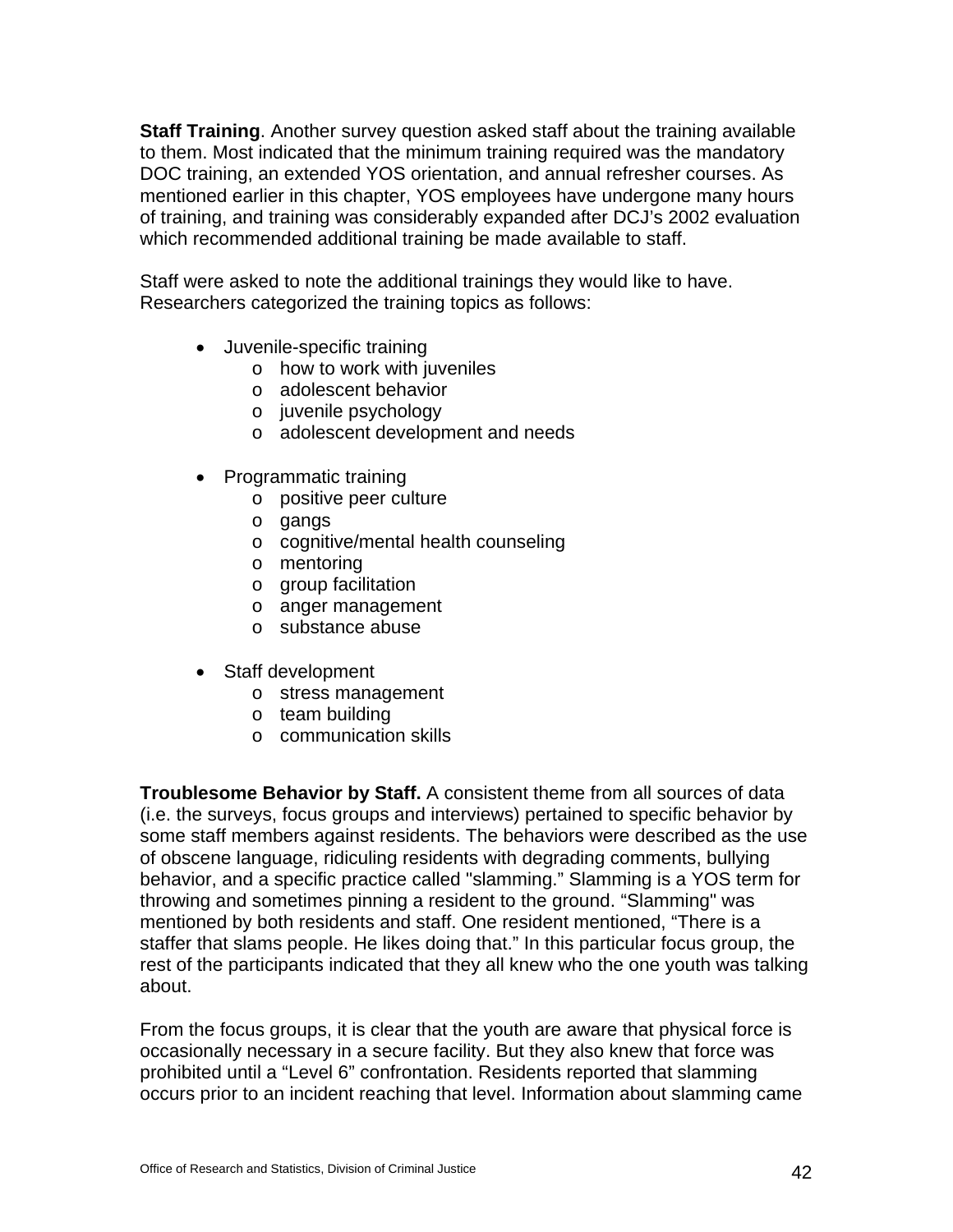**Staff Training**. Another survey question asked staff about the training available to them. Most indicated that the minimum training required was the mandatory DOC training, an extended YOS orientation, and annual refresher courses. As mentioned earlier in this chapter, YOS employees have undergone many hours of training, and training was considerably expanded after DCJ's 2002 evaluation which recommended additional training be made available to staff.

Staff were asked to note the additional trainings they would like to have. Researchers categorized the training topics as follows:

- Juvenile-specific training
  - how to work with juveniles
  - adolescent behavior
  - juvenile psychology
  - adolescent development and needs
- Programmatic training
  - positive peer culture
  - gangs
  - cognitive/mental health counseling
  - mentoring
  - group facilitation
  - anger management
  - substance abuse
- Staff development
  - stress management
  - team building
  - communication skills

**Troublesome Behavior by Staff.** A consistent theme from all sources of data (i.e. the surveys, focus groups and interviews) pertained to specific behavior by some staff members against residents. The behaviors were described as the use of obscene language, ridiculing residents with degrading comments, bullying behavior, and a specific practice called "slamming." Slamming is a YOS term for throwing and sometimes pinning a resident to the ground. "Slamming" was mentioned by both residents and staff. One resident mentioned, "There is a staffer that slams people. He likes doing that." In this particular focus group, the rest of the participants indicated that they all knew who the one youth was talking about.

From the focus groups, it is clear that the youth are aware that physical force is occasionally necessary in a secure facility. But they also knew that force was prohibited until a "Level 6" confrontation. Residents reported that slamming occurs prior to an incident reaching that level. Information about slamming came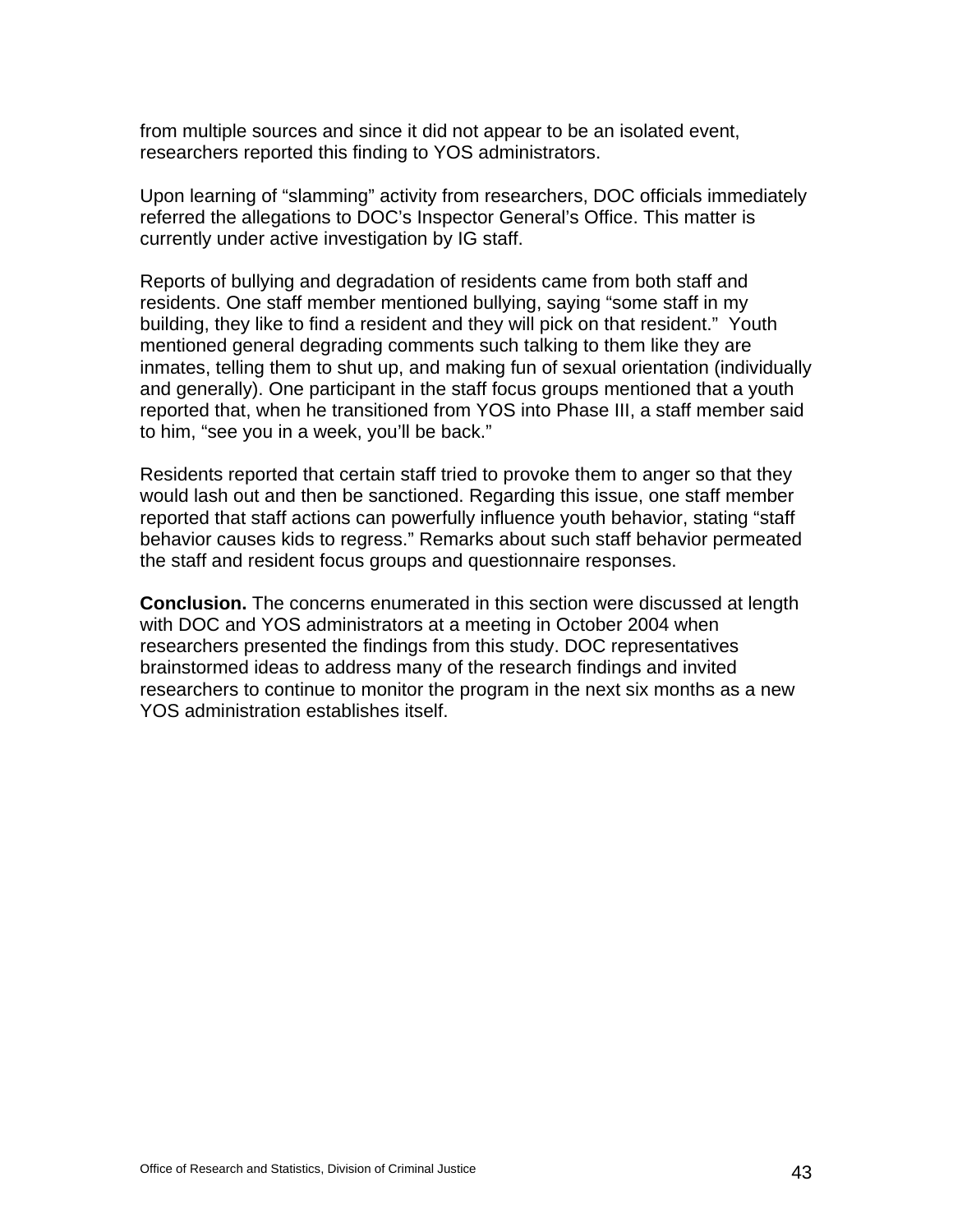from multiple sources and since it did not appear to be an isolated event, researchers reported this finding to YOS administrators.

Upon learning of "slamming" activity from researchers, DOC officials immediately referred the allegations to DOC's Inspector General's Office. This matter is currently under active investigation by IG staff.

Reports of bullying and degradation of residents came from both staff and residents. One staff member mentioned bullying, saying "some staff in my building, they like to find a resident and they will pick on that resident." Youth mentioned general degrading comments such talking to them like they are inmates, telling them to shut up, and making fun of sexual orientation (individually and generally). One participant in the staff focus groups mentioned that a youth reported that, when he transitioned from YOS into Phase III, a staff member said to him, "see you in a week, you'll be back."

Residents reported that certain staff tried to provoke them to anger so that they would lash out and then be sanctioned. Regarding this issue, one staff member reported that staff actions can powerfully influence youth behavior, stating "staff behavior causes kids to regress." Remarks about such staff behavior permeated the staff and resident focus groups and questionnaire responses.

**Conclusion.** The concerns enumerated in this section were discussed at length with DOC and YOS administrators at a meeting in October 2004 when researchers presented the findings from this study. DOC representatives brainstormed ideas to address many of the research findings and invited researchers to continue to monitor the program in the next six months as a new YOS administration establishes itself.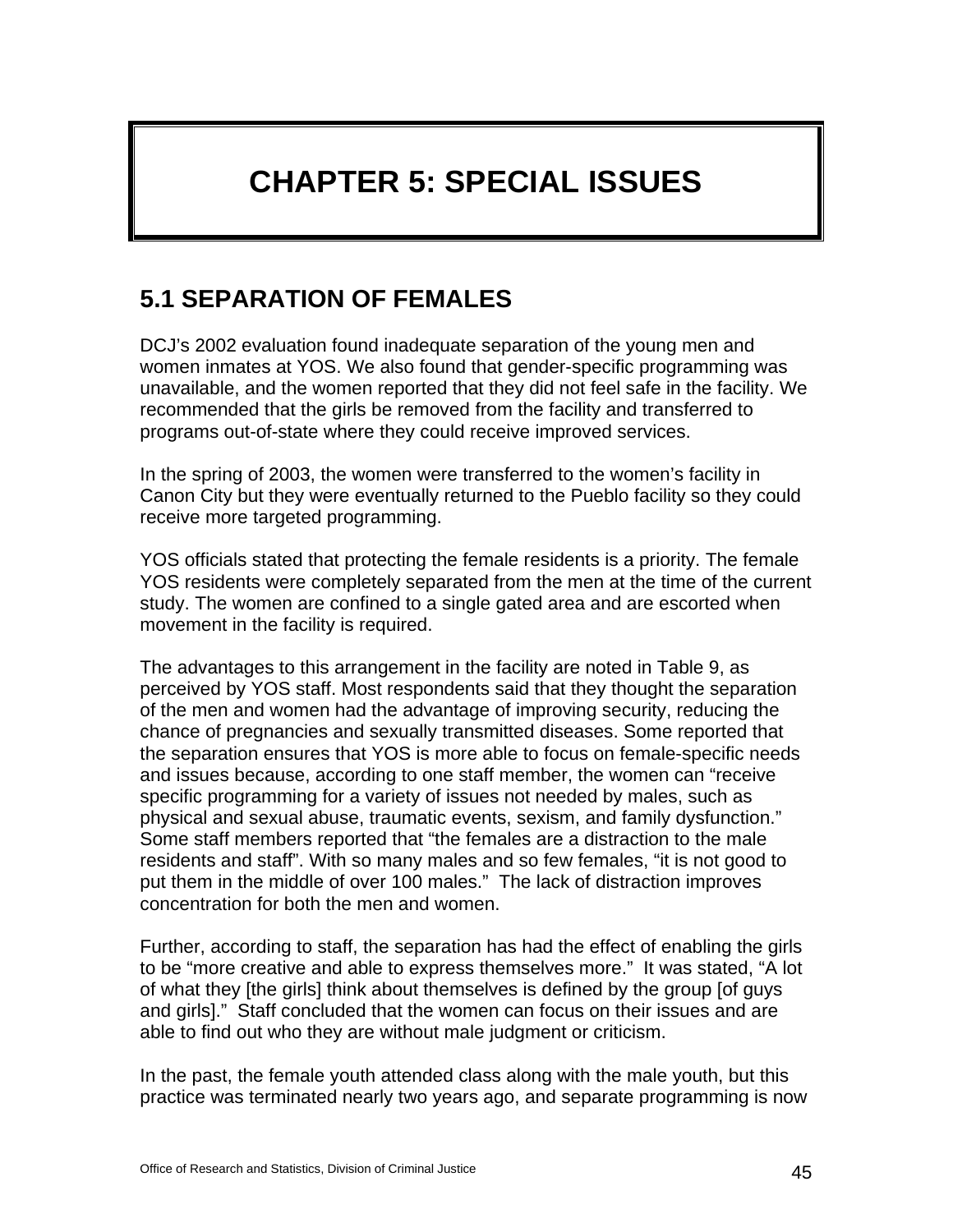# CHAPTER 5: SPECIAL ISSUES

## 5.1 SEPARATION OF FEMALES

DCJ's 2002 evaluation found inadequate separation of the young men and women inmates at YOS. We also found that gender-specific programming was unavailable, and the women reported that they did not feel safe in the facility. We recommended that the girls be removed from the facility and transferred to programs out-of-state where they could receive improved services.

In the spring of 2003, the women were transferred to the women's facility in Canon City but they were eventually returned to the Pueblo facility so they could receive more targeted programming.

YOS officials stated that protecting the female residents is a priority. The female YOS residents were completely separated from the men at the time of the current study. The women are confined to a single gated area and are escorted when movement in the facility is required.

The advantages to this arrangement in the facility are noted in Table 9, as perceived by YOS staff. Most respondents said that they thought the separation of the men and women had the advantage of improving security, reducing the chance of pregnancies and sexually transmitted diseases. Some reported that the separation ensures that YOS is more able to focus on female-specific needs and issues because, according to one staff member, the women can "receive specific programming for a variety of issues not needed by males, such as physical and sexual abuse, traumatic events, sexism, and family dysfunction." Some staff members reported that "the females are a distraction to the male residents and staff". With so many males and so few females, "it is not good to put them in the middle of over 100 males." The lack of distraction improves concentration for both the men and women.

Further, according to staff, the separation has had the effect of enabling the girls to be "more creative and able to express themselves more." It was stated, "A lot of what they [the girls] think about themselves is defined by the group [of guys and girls]." Staff concluded that the women can focus on their issues and are able to find out who they are without male judgment or criticism.

In the past, the female youth attended class along with the male youth, but this practice was terminated nearly two years ago, and separate programming is now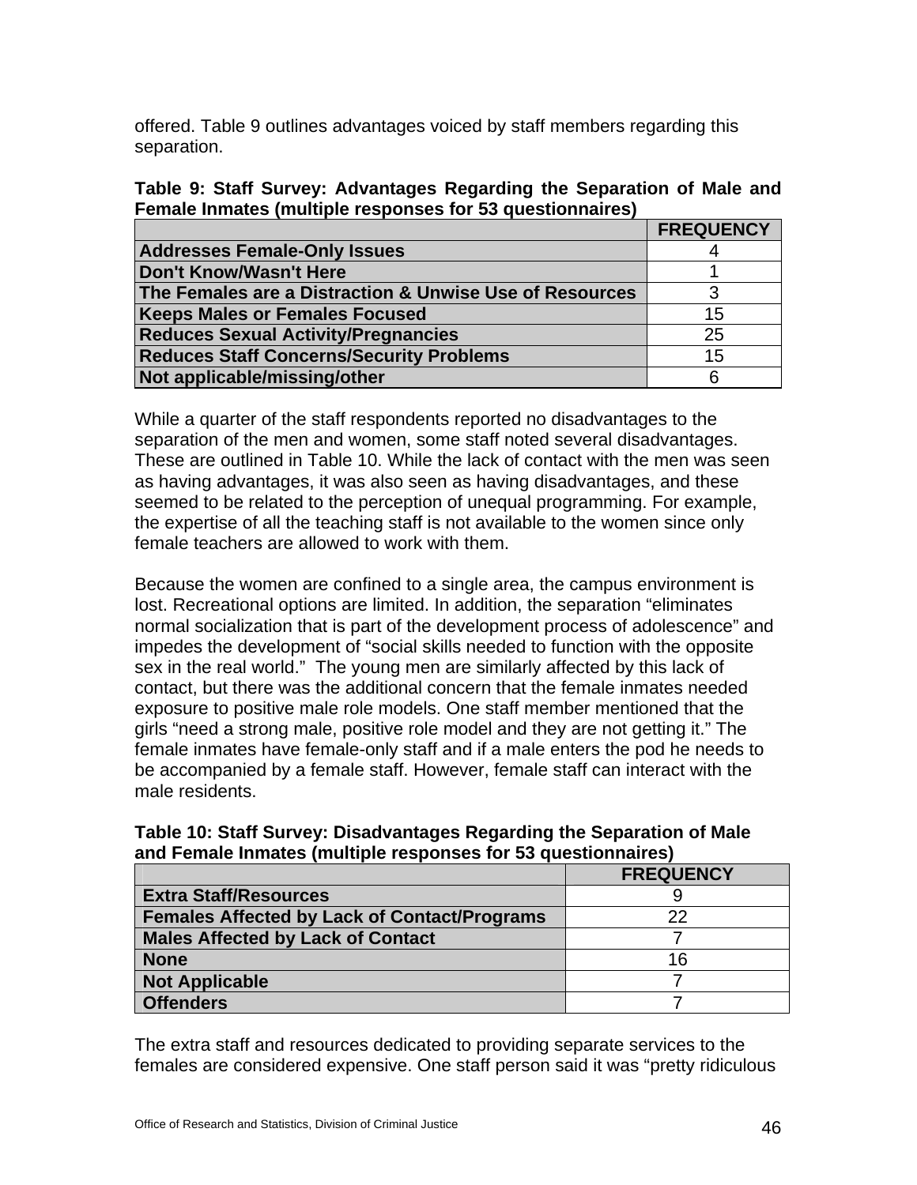offered. Table 9 outlines advantages voiced by staff members regarding this separation.

**Table 9: Staff Survey: Advantages Regarding the Separation of Male and Female Inmates (multiple responses for 53 questionnaires)**

| | FREQUENCY |
|---|---|
| **Addresses Female-Only Issues** | 4 |
| **Don't Know/Wasn't Here** | 1 |
| **The Females are a Distraction & Unwise Use of Resources** | 3 |
| **Keeps Males or Females Focused** | 15 |
| **Reduces Sexual Activity/Pregnancies** | 25 |
| **Reduces Staff Concerns/Security Problems** | 15 |
| **Not applicable/missing/other** | 6 |

While a quarter of the staff respondents reported no disadvantages to the separation of the men and women, some staff noted several disadvantages. These are outlined in Table 10. While the lack of contact with the men was seen as having advantages, it was also seen as having disadvantages, and these seemed to be related to the perception of unequal programming. For example, the expertise of all the teaching staff is not available to the women since only female teachers are allowed to work with them.

Because the women are confined to a single area, the campus environment is lost. Recreational options are limited. In addition, the separation "eliminates normal socialization that is part of the development process of adolescence" and impedes the development of "social skills needed to function with the opposite sex in the real world." The young men are similarly affected by this lack of contact, but there was the additional concern that the female inmates needed exposure to positive male role models. One staff member mentioned that the girls "need a strong male, positive role model and they are not getting it." The female inmates have female-only staff and if a male enters the pod he needs to be accompanied by a female staff. However, female staff can interact with the male residents.

**Table 10: Staff Survey: Disadvantages Regarding the Separation of Male and Female Inmates (multiple responses for 53 questionnaires)**

| | FREQUENCY |
|---|---|
| **Extra Staff/Resources** | 9 |
| **Females Affected by Lack of Contact/Programs** | 22 |
| **Males Affected by Lack of Contact** | 7 |
| **None** | 16 |
| **Not Applicable** | 7 |
| **Offenders** | 7 |

The extra staff and resources dedicated to providing separate services to the females are considered expensive. One staff person said it was "pretty ridiculous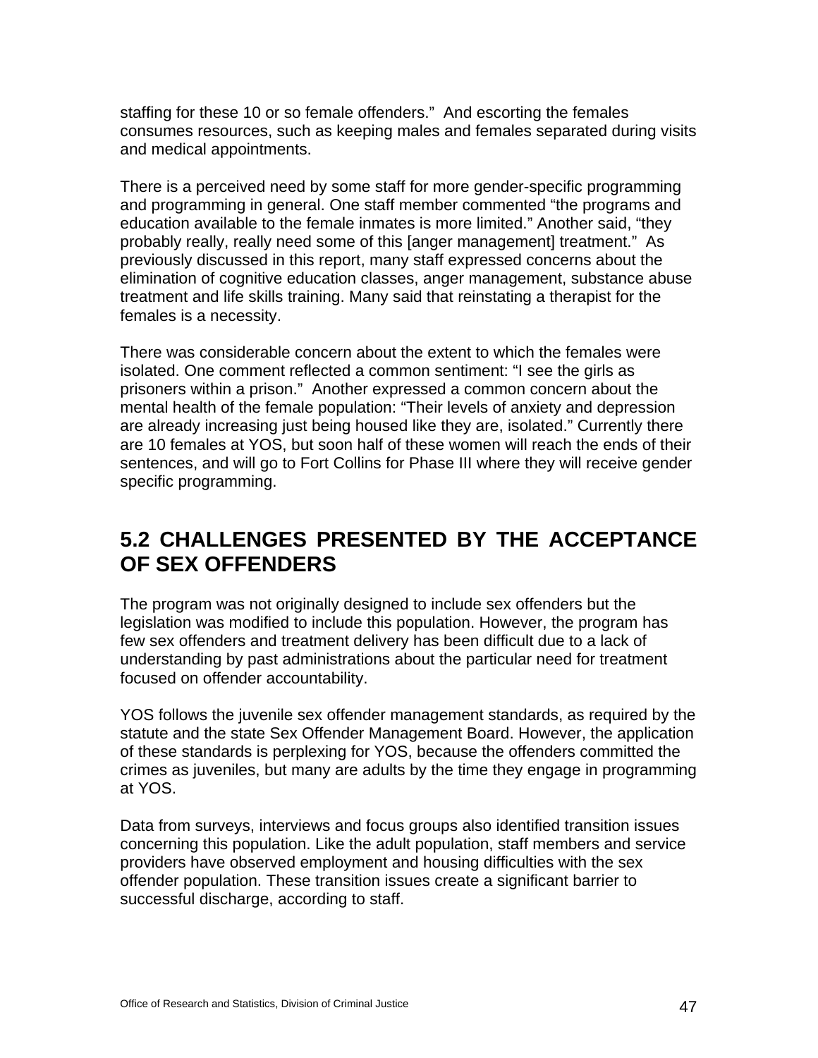staffing for these 10 or so female offenders." And escorting the females consumes resources, such as keeping males and females separated during visits and medical appointments.

There is a perceived need by some staff for more gender-specific programming and programming in general. One staff member commented "the programs and education available to the female inmates is more limited." Another said, "they probably really, really need some of this [anger management] treatment." As previously discussed in this report, many staff expressed concerns about the elimination of cognitive education classes, anger management, substance abuse treatment and life skills training. Many said that reinstating a therapist for the females is a necessity.

There was considerable concern about the extent to which the females were isolated. One comment reflected a common sentiment: "I see the girls as prisoners within a prison." Another expressed a common concern about the mental health of the female population: "Their levels of anxiety and depression are already increasing just being housed like they are, isolated." Currently there are 10 females at YOS, but soon half of these women will reach the ends of their sentences, and will go to Fort Collins for Phase III where they will receive gender specific programming.

## 5.2 CHALLENGES PRESENTED BY THE ACCEPTANCE OF SEX OFFENDERS

The program was not originally designed to include sex offenders but the legislation was modified to include this population. However, the program has few sex offenders and treatment delivery has been difficult due to a lack of understanding by past administrations about the particular need for treatment focused on offender accountability.

YOS follows the juvenile sex offender management standards, as required by the statute and the state Sex Offender Management Board. However, the application of these standards is perplexing for YOS, because the offenders committed the crimes as juveniles, but many are adults by the time they engage in programming at YOS.

Data from surveys, interviews and focus groups also identified transition issues concerning this population. Like the adult population, staff members and service providers have observed employment and housing difficulties with the sex offender population. These transition issues create a significant barrier to successful discharge, according to staff.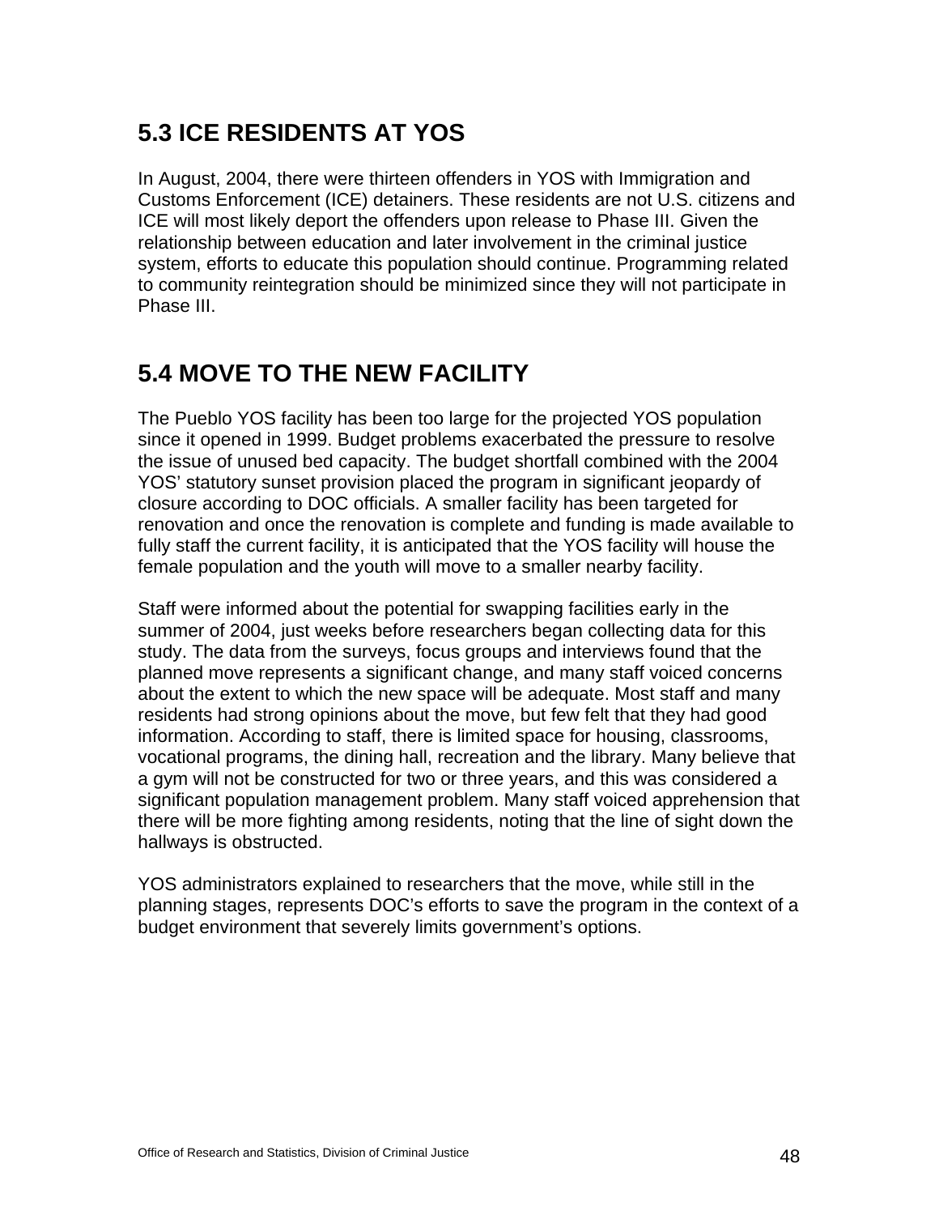## 5.3 ICE RESIDENTS AT YOS

In August, 2004, there were thirteen offenders in YOS with Immigration and Customs Enforcement (ICE) detainers. These residents are not U.S. citizens and ICE will most likely deport the offenders upon release to Phase III. Given the relationship between education and later involvement in the criminal justice system, efforts to educate this population should continue. Programming related to community reintegration should be minimized since they will not participate in Phase III.

## 5.4 MOVE TO THE NEW FACILITY

The Pueblo YOS facility has been too large for the projected YOS population since it opened in 1999. Budget problems exacerbated the pressure to resolve the issue of unused bed capacity. The budget shortfall combined with the 2004 YOS' statutory sunset provision placed the program in significant jeopardy of closure according to DOC officials. A smaller facility has been targeted for renovation and once the renovation is complete and funding is made available to fully staff the current facility, it is anticipated that the YOS facility will house the female population and the youth will move to a smaller nearby facility.

Staff were informed about the potential for swapping facilities early in the summer of 2004, just weeks before researchers began collecting data for this study. The data from the surveys, focus groups and interviews found that the planned move represents a significant change, and many staff voiced concerns about the extent to which the new space will be adequate. Most staff and many residents had strong opinions about the move, but few felt that they had good information. According to staff, there is limited space for housing, classrooms, vocational programs, the dining hall, recreation and the library. Many believe that a gym will not be constructed for two or three years, and this was considered a significant population management problem. Many staff voiced apprehension that there will be more fighting among residents, noting that the line of sight down the hallways is obstructed.

YOS administrators explained to researchers that the move, while still in the planning stages, represents DOC's efforts to save the program in the context of a budget environment that severely limits government's options.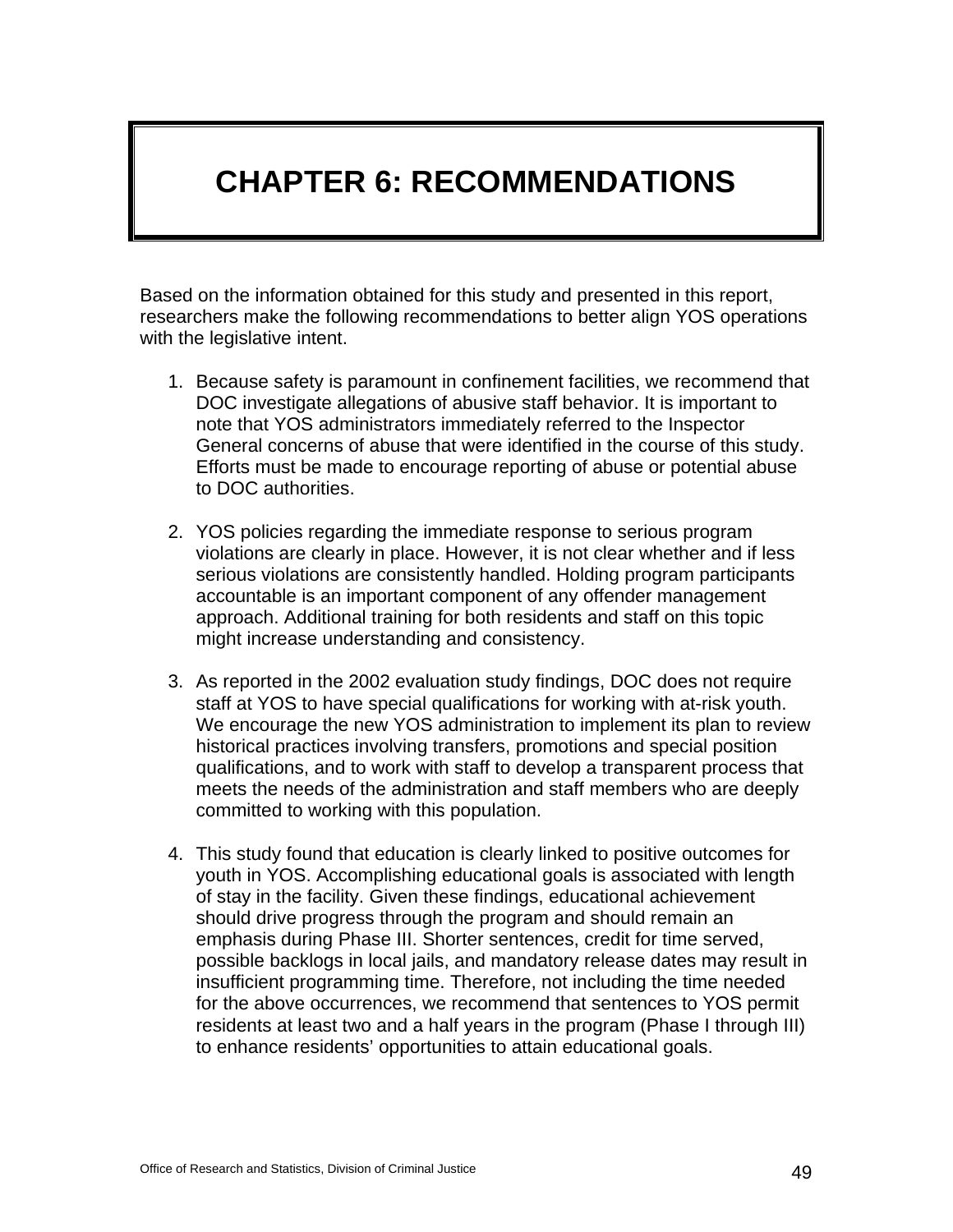# CHAPTER 6: RECOMMENDATIONS

Based on the information obtained for this study and presented in this report, researchers make the following recommendations to better align YOS operations with the legislative intent.

1. Because safety is paramount in confinement facilities, we recommend that DOC investigate allegations of abusive staff behavior. It is important to note that YOS administrators immediately referred to the Inspector General concerns of abuse that were identified in the course of this study. Efforts must be made to encourage reporting of abuse or potential abuse to DOC authorities.

2. YOS policies regarding the immediate response to serious program violations are clearly in place. However, it is not clear whether and if less serious violations are consistently handled. Holding program participants accountable is an important component of any offender management approach. Additional training for both residents and staff on this topic might increase understanding and consistency.

3. As reported in the 2002 evaluation study findings, DOC does not require staff at YOS to have special qualifications for working with at-risk youth. We encourage the new YOS administration to implement its plan to review historical practices involving transfers, promotions and special position qualifications, and to work with staff to develop a transparent process that meets the needs of the administration and staff members who are deeply committed to working with this population.

4. This study found that education is clearly linked to positive outcomes for youth in YOS. Accomplishing educational goals is associated with length of stay in the facility. Given these findings, educational achievement should drive progress through the program and should remain an emphasis during Phase III. Shorter sentences, credit for time served, possible backlogs in local jails, and mandatory release dates may result in insufficient programming time. Therefore, not including the time needed for the above occurrences, we recommend that sentences to YOS permit residents at least two and a half years in the program (Phase I through III) to enhance residents' opportunities to attain educational goals.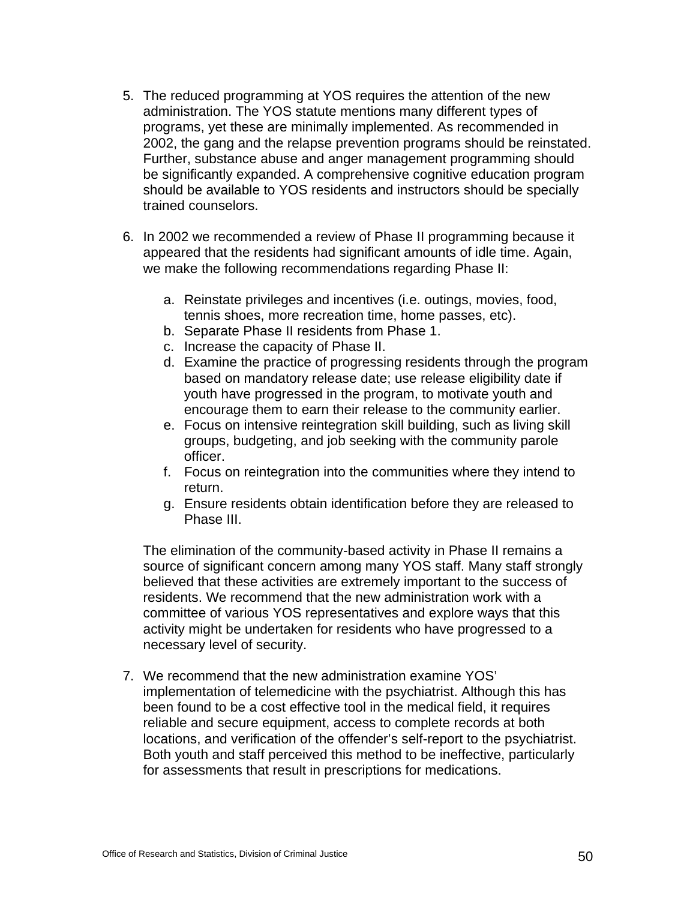5. The reduced programming at YOS requires the attention of the new administration. The YOS statute mentions many different types of programs, yet these are minimally implemented. As recommended in 2002, the gang and the relapse prevention programs should be reinstated. Further, substance abuse and anger management programming should be significantly expanded. A comprehensive cognitive education program should be available to YOS residents and instructors should be specially trained counselors.

6. In 2002 we recommended a review of Phase II programming because it appeared that the residents had significant amounts of idle time. Again, we make the following recommendations regarding Phase II:

   a. Reinstate privileges and incentives (i.e. outings, movies, food, tennis shoes, more recreation time, home passes, etc).
   b. Separate Phase II residents from Phase 1.
   c. Increase the capacity of Phase II.
   d. Examine the practice of progressing residents through the program based on mandatory release date; use release eligibility date if youth have progressed in the program, to motivate youth and encourage them to earn their release to the community earlier.
   e. Focus on intensive reintegration skill building, such as living skill groups, budgeting, and job seeking with the community parole officer.
   f. Focus on reintegration into the communities where they intend to return.
   g. Ensure residents obtain identification before they are released to Phase III.

   The elimination of the community-based activity in Phase II remains a source of significant concern among many YOS staff. Many staff strongly believed that these activities are extremely important to the success of residents. We recommend that the new administration work with a committee of various YOS representatives and explore ways that this activity might be undertaken for residents who have progressed to a necessary level of security.

7. We recommend that the new administration examine YOS' implementation of telemedicine with the psychiatrist. Although this has been found to be a cost effective tool in the medical field, it requires reliable and secure equipment, access to complete records at both locations, and verification of the offender's self-report to the psychiatrist. Both youth and staff perceived this method to be ineffective, particularly for assessments that result in prescriptions for medications.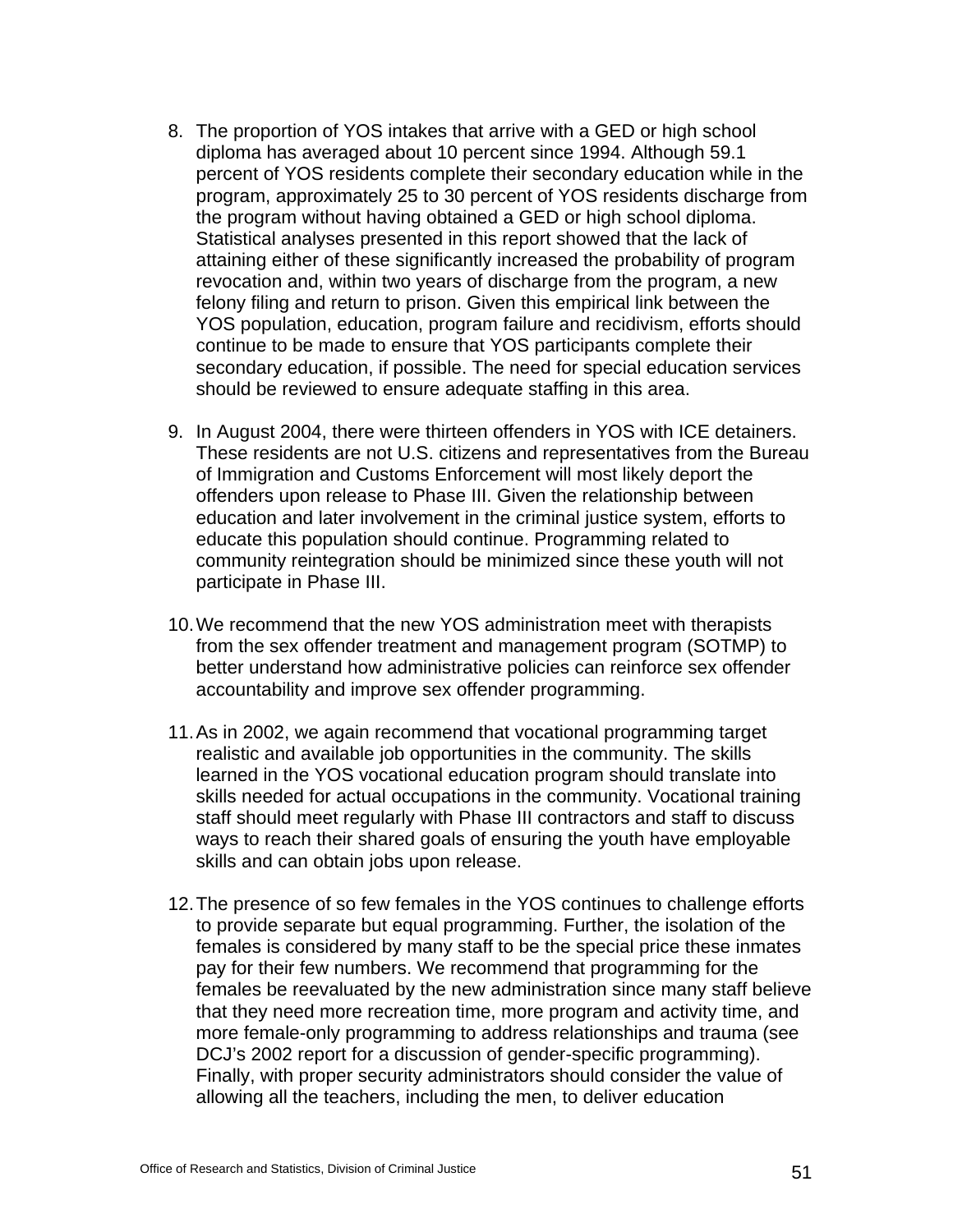8. The proportion of YOS intakes that arrive with a GED or high school diploma has averaged about 10 percent since 1994. Although 59.1 percent of YOS residents complete their secondary education while in the program, approximately 25 to 30 percent of YOS residents discharge from the program without having obtained a GED or high school diploma. Statistical analyses presented in this report showed that the lack of attaining either of these significantly increased the probability of program revocation and, within two years of discharge from the program, a new felony filing and return to prison. Given this empirical link between the YOS population, education, program failure and recidivism, efforts should continue to be made to ensure that YOS participants complete their secondary education, if possible. The need for special education services should be reviewed to ensure adequate staffing in this area.

9. In August 2004, there were thirteen offenders in YOS with ICE detainers. These residents are not U.S. citizens and representatives from the Bureau of Immigration and Customs Enforcement will most likely deport the offenders upon release to Phase III. Given the relationship between education and later involvement in the criminal justice system, efforts to educate this population should continue. Programming related to community reintegration should be minimized since these youth will not participate in Phase III.

10. We recommend that the new YOS administration meet with therapists from the sex offender treatment and management program (SOTMP) to better understand how administrative policies can reinforce sex offender accountability and improve sex offender programming.

11. As in 2002, we again recommend that vocational programming target realistic and available job opportunities in the community. The skills learned in the YOS vocational education program should translate into skills needed for actual occupations in the community. Vocational training staff should meet regularly with Phase III contractors and staff to discuss ways to reach their shared goals of ensuring the youth have employable skills and can obtain jobs upon release.

12. The presence of so few females in the YOS continues to challenge efforts to provide separate but equal programming. Further, the isolation of the females is considered by many staff to be the special price these inmates pay for their few numbers. We recommend that programming for the females be reevaluated by the new administration since many staff believe that they need more recreation time, more program and activity time, and more female-only programming to address relationships and trauma (see DCJ's 2002 report for a discussion of gender-specific programming). Finally, with proper security administrators should consider the value of allowing all the teachers, including the men, to deliver education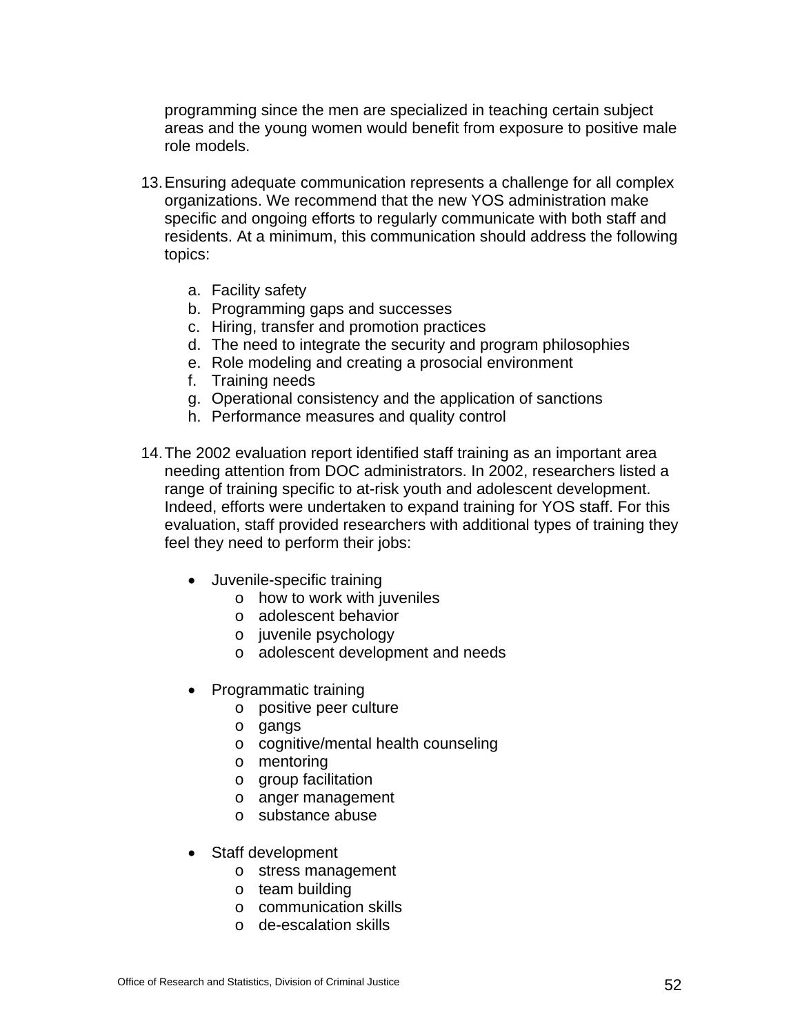programming since the men are specialized in teaching certain subject areas and the young women would benefit from exposure to positive male role models.

13. Ensuring adequate communication represents a challenge for all complex organizations. We recommend that the new YOS administration make specific and ongoing efforts to regularly communicate with both staff and residents. At a minimum, this communication should address the following topics:

    a. Facility safety
    b. Programming gaps and successes
    c. Hiring, transfer and promotion practices
    d. The need to integrate the security and program philosophies
    e. Role modeling and creating a prosocial environment
    f. Training needs
    g. Operational consistency and the application of sanctions
    h. Performance measures and quality control

14. The 2002 evaluation report identified staff training as an important area needing attention from DOC administrators. In 2002, researchers listed a range of training specific to at-risk youth and adolescent development. Indeed, efforts were undertaken to expand training for YOS staff. For this evaluation, staff provided researchers with additional types of training they feel they need to perform their jobs:

    - Juvenile-specific training
        - how to work with juveniles
        - adolescent behavior
        - juvenile psychology
        - adolescent development and needs

    - Programmatic training
        - positive peer culture
        - gangs
        - cognitive/mental health counseling
        - mentoring
        - group facilitation
        - anger management
        - substance abuse

    - Staff development
        - stress management
        - team building
        - communication skills
        - de-escalation skills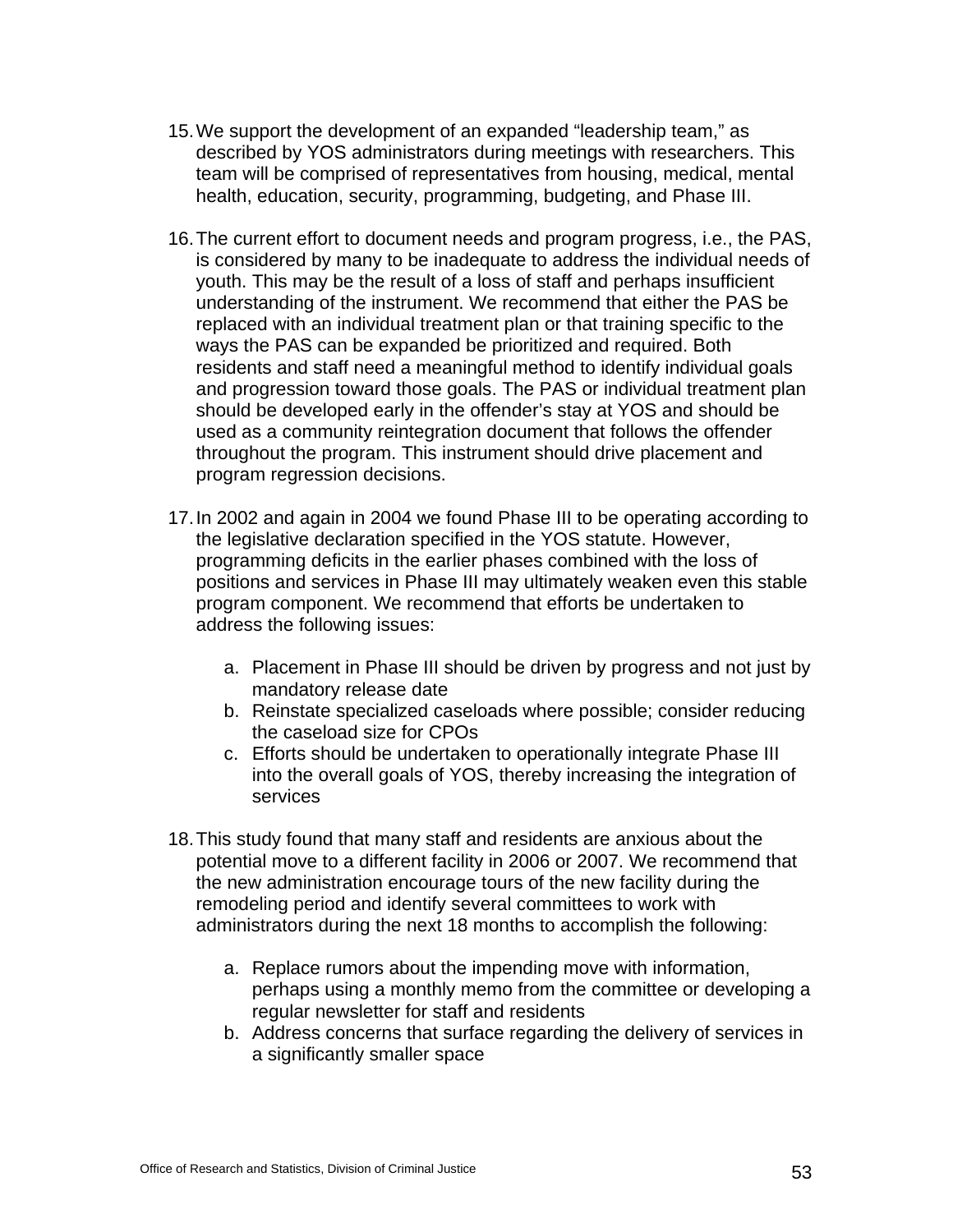15. We support the development of an expanded "leadership team," as described by YOS administrators during meetings with researchers. This team will be comprised of representatives from housing, medical, mental health, education, security, programming, budgeting, and Phase III.

16. The current effort to document needs and program progress, i.e., the PAS, is considered by many to be inadequate to address the individual needs of youth. This may be the result of a loss of staff and perhaps insufficient understanding of the instrument. We recommend that either the PAS be replaced with an individual treatment plan or that training specific to the ways the PAS can be expanded be prioritized and required. Both residents and staff need a meaningful method to identify individual goals and progression toward those goals. The PAS or individual treatment plan should be developed early in the offender's stay at YOS and should be used as a community reintegration document that follows the offender throughout the program. This instrument should drive placement and program regression decisions.

17. In 2002 and again in 2004 we found Phase III to be operating according to the legislative declaration specified in the YOS statute. However, programming deficits in the earlier phases combined with the loss of positions and services in Phase III may ultimately weaken even this stable program component. We recommend that efforts be undertaken to address the following issues:

    a. Placement in Phase III should be driven by progress and not just by mandatory release date
    b. Reinstate specialized caseloads where possible; consider reducing the caseload size for CPOs
    c. Efforts should be undertaken to operationally integrate Phase III into the overall goals of YOS, thereby increasing the integration of services

18. This study found that many staff and residents are anxious about the potential move to a different facility in 2006 or 2007. We recommend that the new administration encourage tours of the new facility during the remodeling period and identify several committees to work with administrators during the next 18 months to accomplish the following:

    a. Replace rumors about the impending move with information, perhaps using a monthly memo from the committee or developing a regular newsletter for staff and residents
    b. Address concerns that surface regarding the delivery of services in a significantly smaller space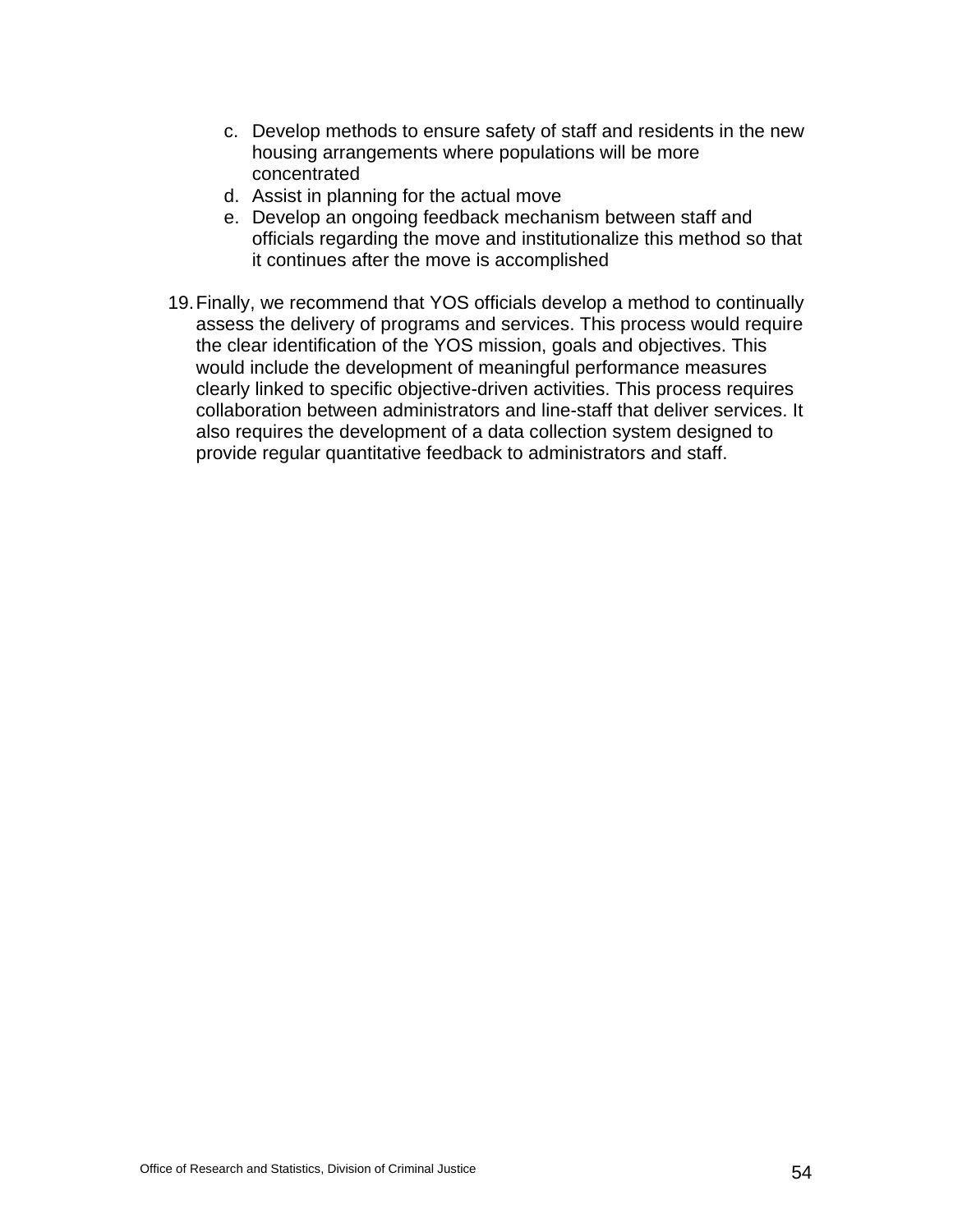c. Develop methods to ensure safety of staff and residents in the new housing arrangements where populations will be more concentrated
   d. Assist in planning for the actual move
   e. Develop an ongoing feedback mechanism between staff and officials regarding the move and institutionalize this method so that it continues after the move is accomplished

19. Finally, we recommend that YOS officials develop a method to continually assess the delivery of programs and services. This process would require the clear identification of the YOS mission, goals and objectives. This would include the development of meaningful performance measures clearly linked to specific objective-driven activities. This process requires collaboration between administrators and line-staff that deliver services. It also requires the development of a data collection system designed to provide regular quantitative feedback to administrators and staff.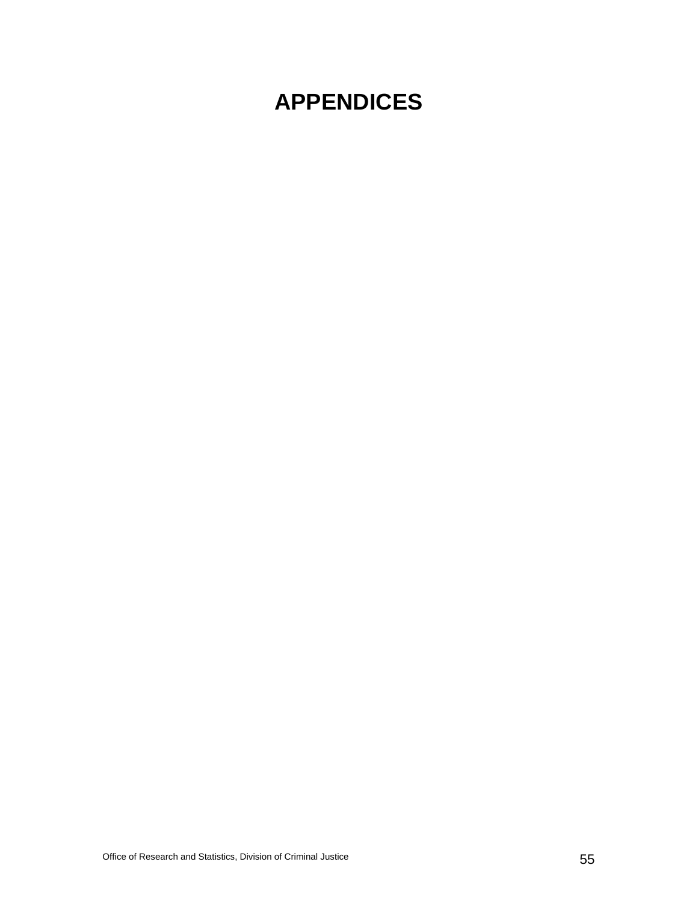# APPENDICES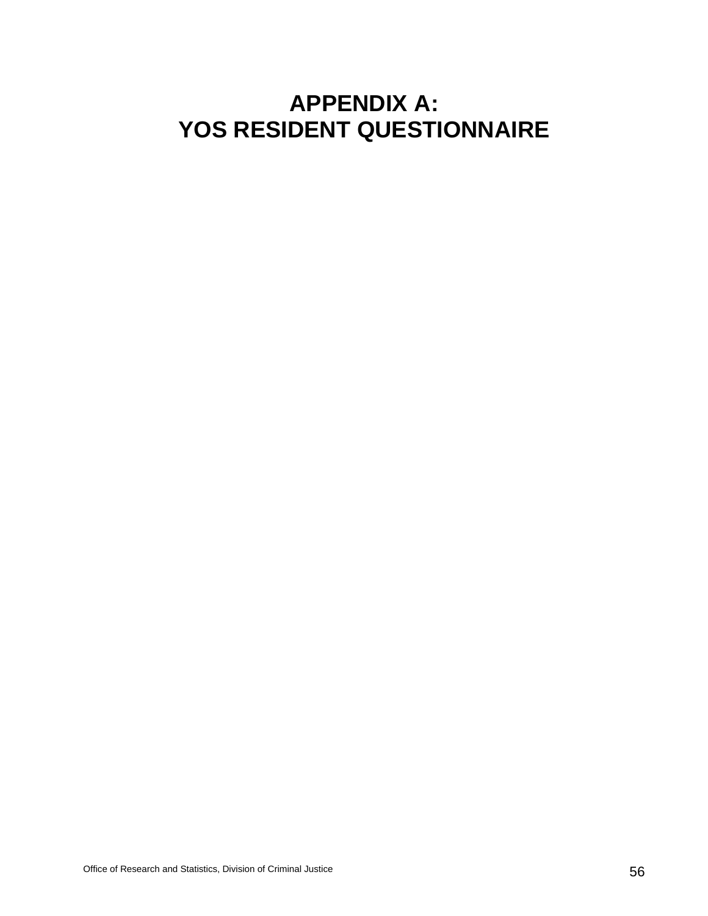# APPENDIX A:
# YOS RESIDENT QUESTIONNAIRE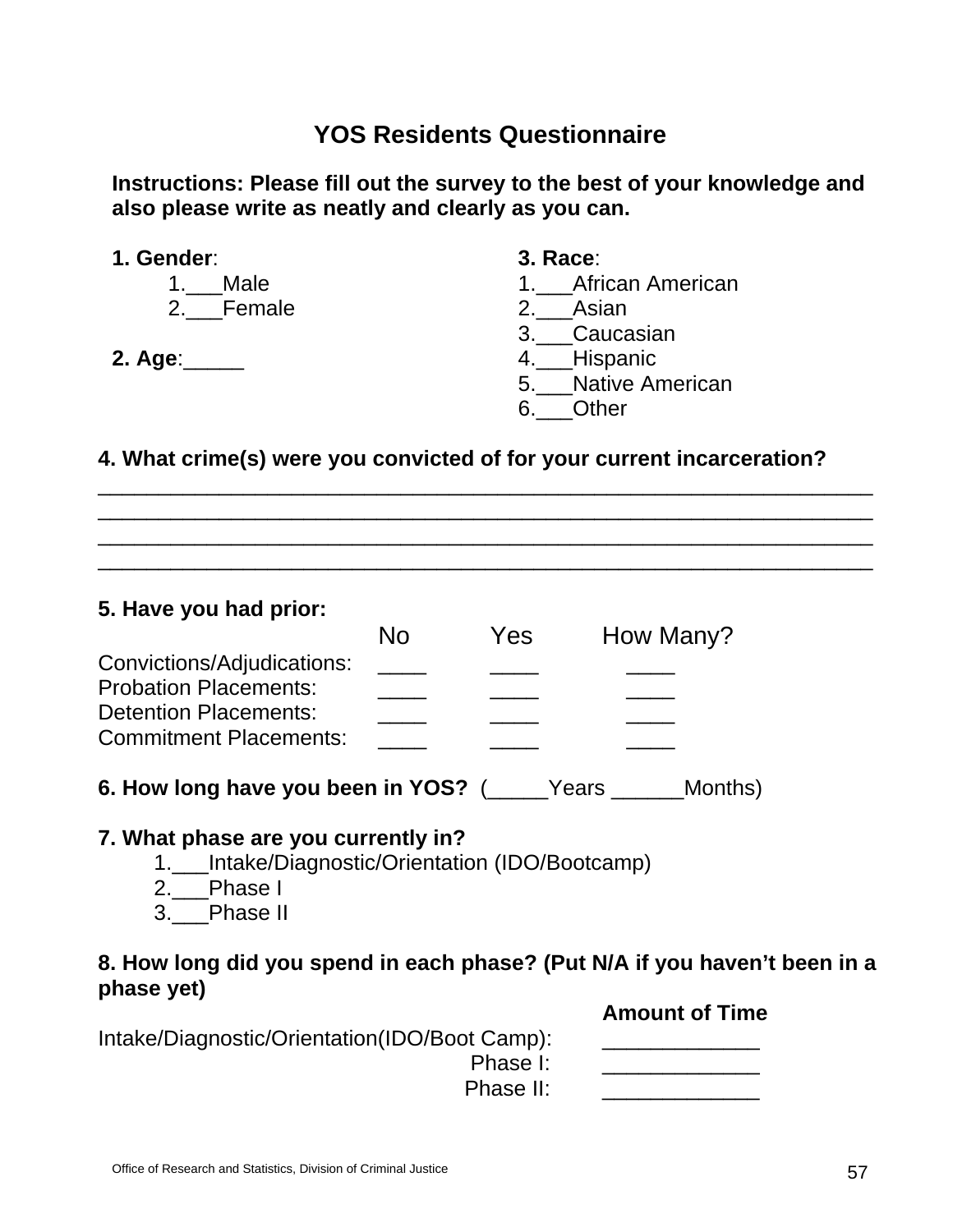# YOS Residents Questionnaire

**Instructions: Please fill out the survey to the best of your knowledge and also please write as neatly and clearly as you can.**

**1. Gender**:

1.___Male
2.___Female

**2. Age**:_____

**3. Race**:

1.___African American
2.___Asian
3.___Caucasian
4.___Hispanic
5.___Native American
6.___Other

**4. What crime(s) were you convicted of for your current incarceration?**

______________________________________________________________________
______________________________________________________________________
______________________________________________________________________
______________________________________________________________________

**5. Have you had prior:**

| | No | Yes | How Many? |
|---|---|---|---|
| Convictions/Adjudications: | ____ | ____ | ____ |
| Probation Placements: | ____ | ____ | ____ |
| Detention Placements: | ____ | ____ | ____ |
| Commitment Placements: | ____ | ____ | ____ |

**6. How long have you been in YOS?** (_____Years ______Months)

**7. What phase are you currently in?**

1.___Intake/Diagnostic/Orientation (IDO/Bootcamp)
2.___Phase I
3.___Phase II

**8. How long did you spend in each phase? (Put N/A if you haven't been in a phase yet)**

| | **Amount of Time** |
|---|---|
| Intake/Diagnostic/Orientation(IDO/Boot Camp): | _____________ |
| Phase I: | _____________ |
| Phase II: | _____________ |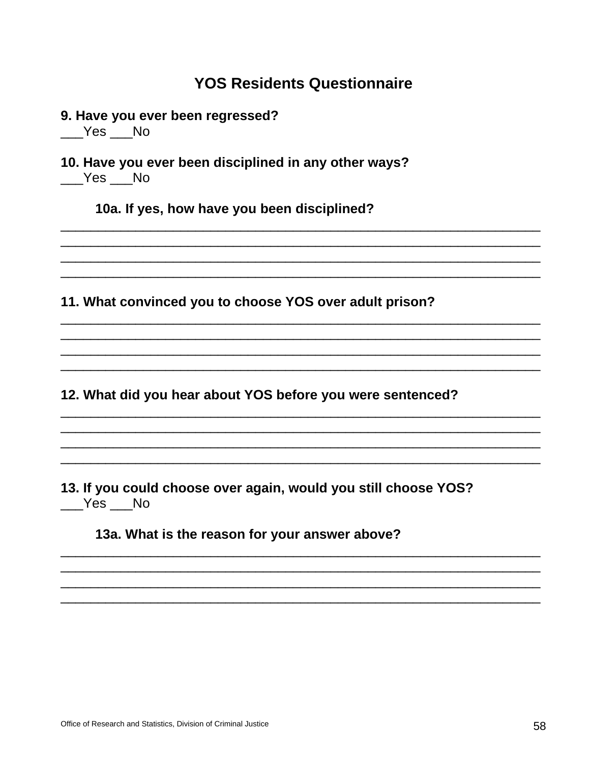## YOS Residents Questionnaire

**9. Have you ever been regressed?**
___Yes ___No

**10. Have you ever been disciplined in any other ways?**
___Yes ___No

**10a. If yes, how have you been disciplined?**
________________________________________________________________
________________________________________________________________
________________________________________________________________
________________________________________________________________

**11. What convinced you to choose YOS over adult prison?**
________________________________________________________________
________________________________________________________________
________________________________________________________________
________________________________________________________________

**12. What did you hear about YOS before you were sentenced?**
________________________________________________________________
________________________________________________________________
________________________________________________________________
________________________________________________________________

**13. If you could choose over again, would you still choose YOS?**
___Yes ___No

**13a. What is the reason for your answer above?**
________________________________________________________________
________________________________________________________________
________________________________________________________________
________________________________________________________________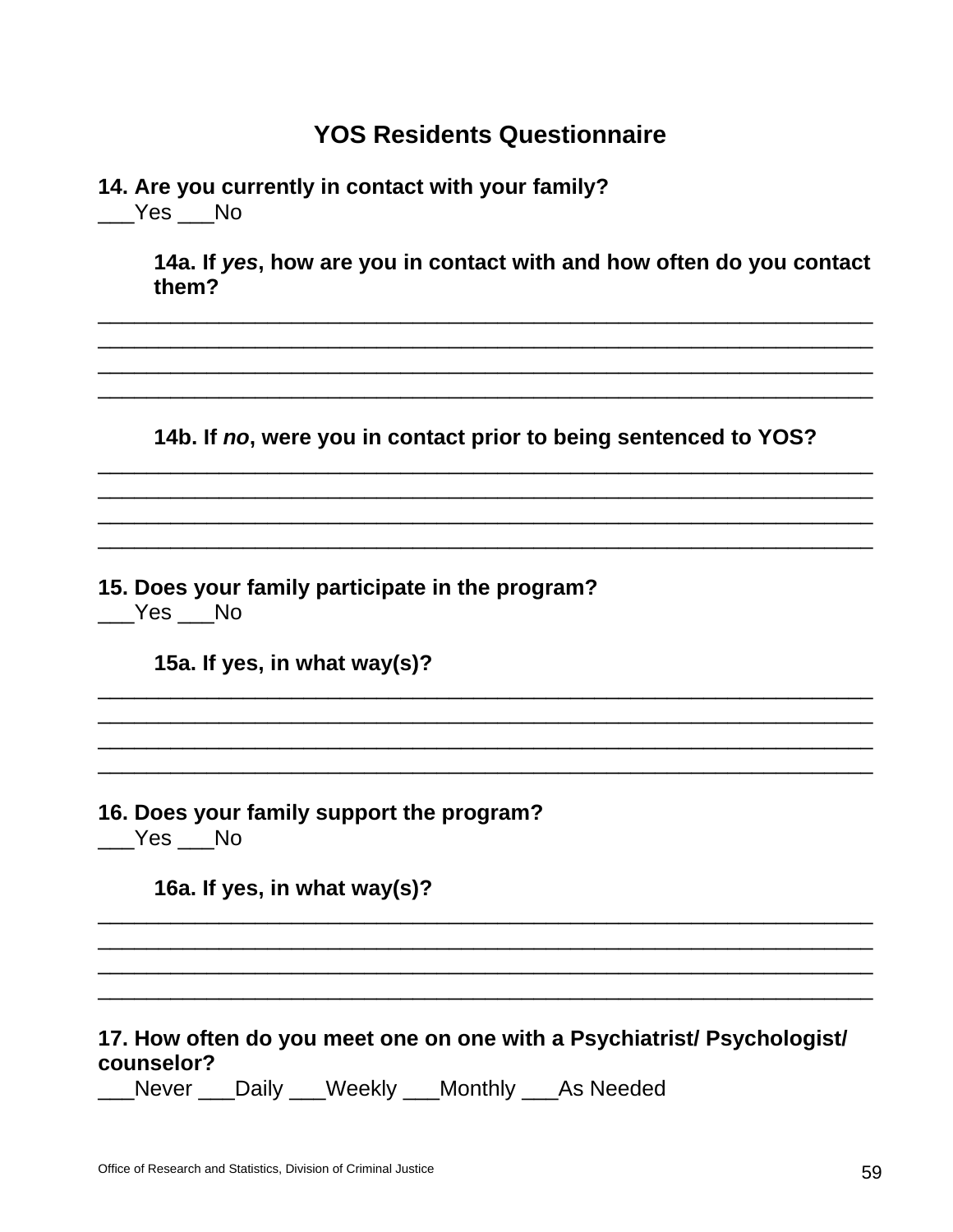## YOS Residents Questionnaire

**14. Are you currently in contact with your family?**
___Yes ___No

**14a. If *yes*, how are you in contact with and how often do you contact them?**

_________________________________________________________________
_________________________________________________________________
_________________________________________________________________
_________________________________________________________________

**14b. If *no*, were you in contact prior to being sentenced to YOS?**

_________________________________________________________________
_________________________________________________________________
_________________________________________________________________
_________________________________________________________________

**15. Does your family participate in the program?**
___Yes ___No

**15a. If yes, in what way(s)?**

_________________________________________________________________
_________________________________________________________________
_________________________________________________________________
_________________________________________________________________

**16. Does your family support the program?**
___Yes ___No

**16a. If yes, in what way(s)?**

_________________________________________________________________
_________________________________________________________________
_________________________________________________________________
_________________________________________________________________

**17. How often do you meet one on one with a Psychiatrist/ Psychologist/ counselor?**
___Never ___Daily ___Weekly ___Monthly ___As Needed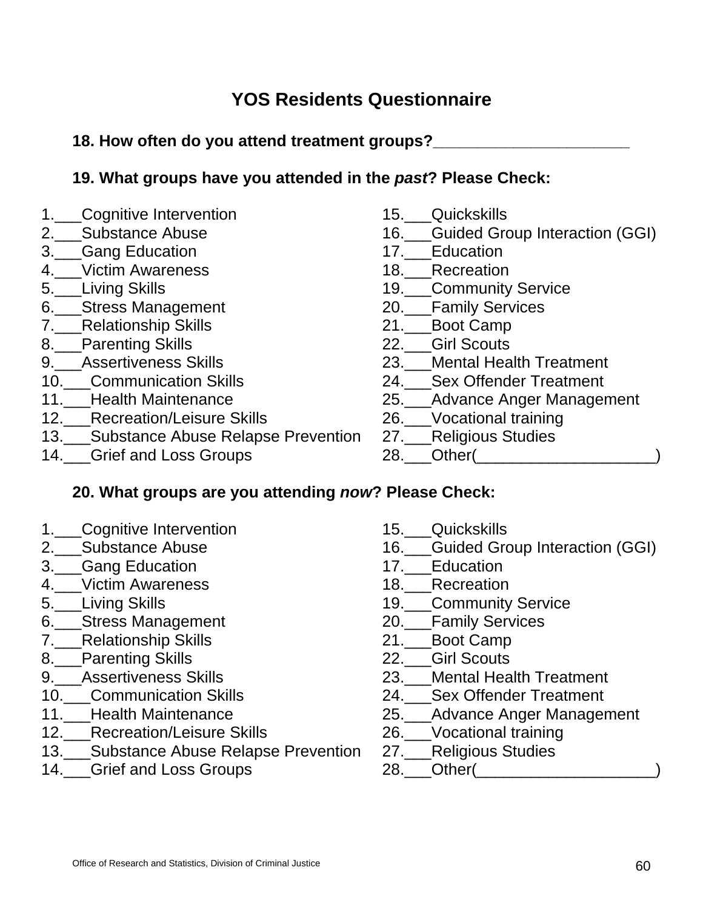# YOS Residents Questionnaire

**18. How often do you attend treatment groups?______________________**

**19. What groups have you attended in the *past*? Please Check:**

1.___Cognitive Intervention
2.___Substance Abuse
3.___Gang Education
4.___Victim Awareness
5.___Living Skills
6.___Stress Management
7.___Relationship Skills
8.___Parenting Skills
9.___Assertiveness Skills
10.___Communication Skills
11.___Health Maintenance
12.___Recreation/Leisure Skills
13.___Substance Abuse Relapse Prevention
14.___Grief and Loss Groups
15.___Quickskills
16.___Guided Group Interaction (GGI)
17.___Education
18.___Recreation
19.___Community Service
20.___Family Services
21.___Boot Camp
22.___Girl Scouts
23.___Mental Health Treatment
24.___Sex Offender Treatment
25.___Advance Anger Management
26.___Vocational training
27.___Religious Studies
28.___Other(____________________)

**20. What groups are you attending *now*? Please Check:**

1.___Cognitive Intervention
2.___Substance Abuse
3.___Gang Education
4.___Victim Awareness
5.___Living Skills
6.___Stress Management
7.___Relationship Skills
8.___Parenting Skills
9.___Assertiveness Skills
10.___Communication Skills
11.___Health Maintenance
12.___Recreation/Leisure Skills
13.___Substance Abuse Relapse Prevention
14.___Grief and Loss Groups
15.___Quickskills
16.___Guided Group Interaction (GGI)
17.___Education
18.___Recreation
19.___Community Service
20.___Family Services
21.___Boot Camp
22.___Girl Scouts
23.___Mental Health Treatment
24.___Sex Offender Treatment
25.___Advance Anger Management
26.___Vocational training
27.___Religious Studies
28.___Other(____________________)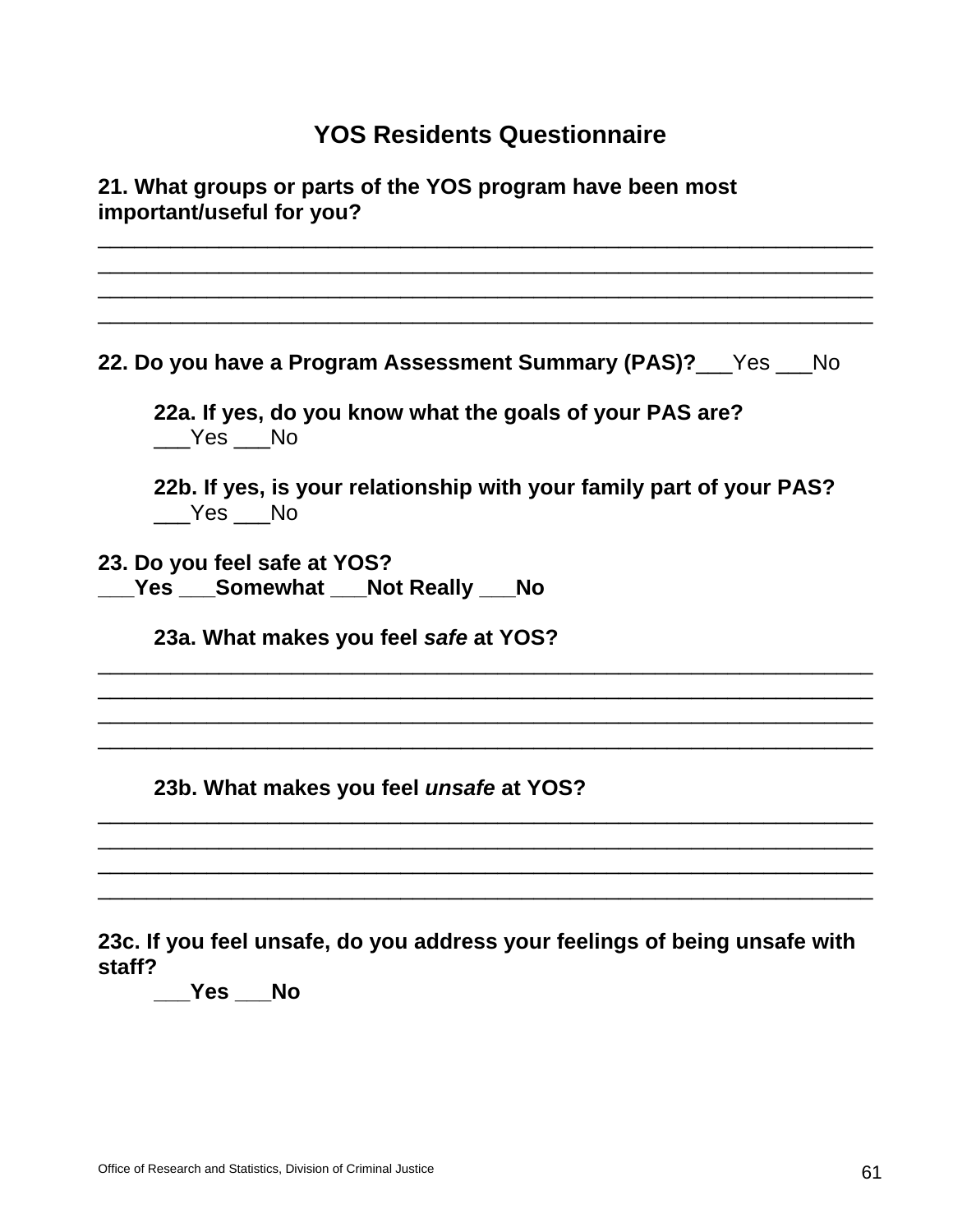## YOS Residents Questionnaire

**21. What groups or parts of the YOS program have been most important/useful for you?**

________________________________________________________________
________________________________________________________________
________________________________________________________________
________________________________________________________________

**22. Do you have a Program Assessment Summary (PAS)?**___Yes ___No

**22a. If yes, do you know what the goals of your PAS are?**
___Yes ___No

**22b. If yes, is your relationship with your family part of your PAS?**
___Yes ___No

**23. Do you feel safe at YOS?**
**___Yes ___Somewhat ___Not Really ___No**

**23a. What makes you feel *safe* at YOS?**

________________________________________________________________
________________________________________________________________
________________________________________________________________
________________________________________________________________

**23b. What makes you feel *unsafe* at YOS?**

________________________________________________________________
________________________________________________________________
________________________________________________________________
________________________________________________________________

**23c. If you feel unsafe, do you address your feelings of being unsafe with staff?**
**___Yes ___No**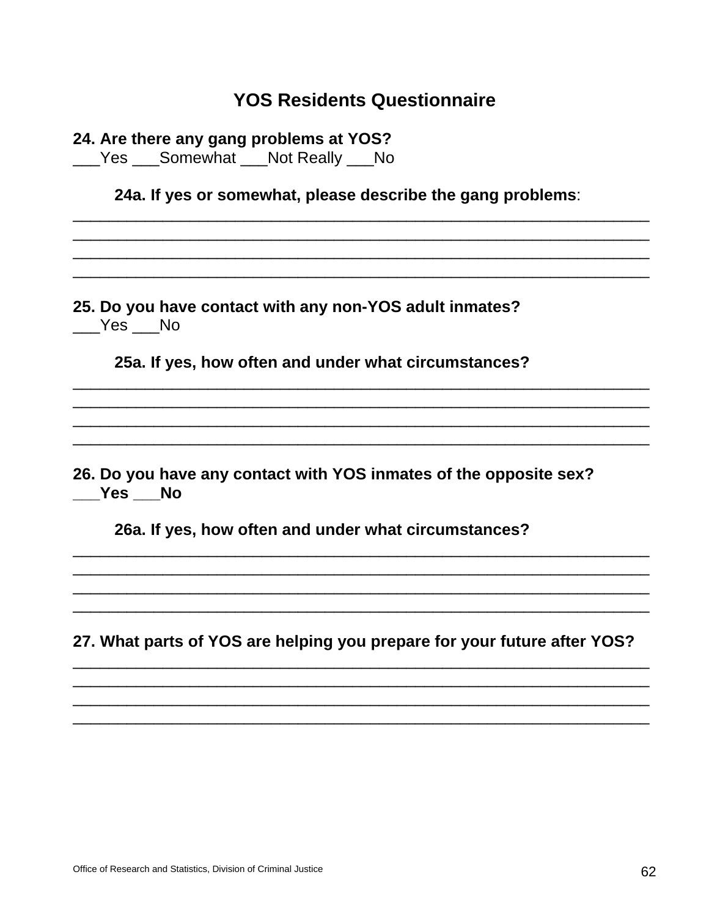## YOS Residents Questionnaire

**24. Are there any gang problems at YOS?**
___Yes ___Somewhat ___Not Really ___No

**24a. If yes or somewhat, please describe the gang problems**:
________________________________________________________________
________________________________________________________________
________________________________________________________________
________________________________________________________________

**25. Do you have contact with any non-YOS adult inmates?**
___Yes ___No

**25a. If yes, how often and under what circumstances?**
________________________________________________________________
________________________________________________________________
________________________________________________________________
________________________________________________________________

**26. Do you have any contact with YOS inmates of the opposite sex?**
**___Yes ___No**

**26a. If yes, how often and under what circumstances?**
________________________________________________________________
________________________________________________________________
________________________________________________________________
________________________________________________________________

**27. What parts of YOS are helping you prepare for your future after YOS?**
________________________________________________________________
________________________________________________________________
________________________________________________________________
________________________________________________________________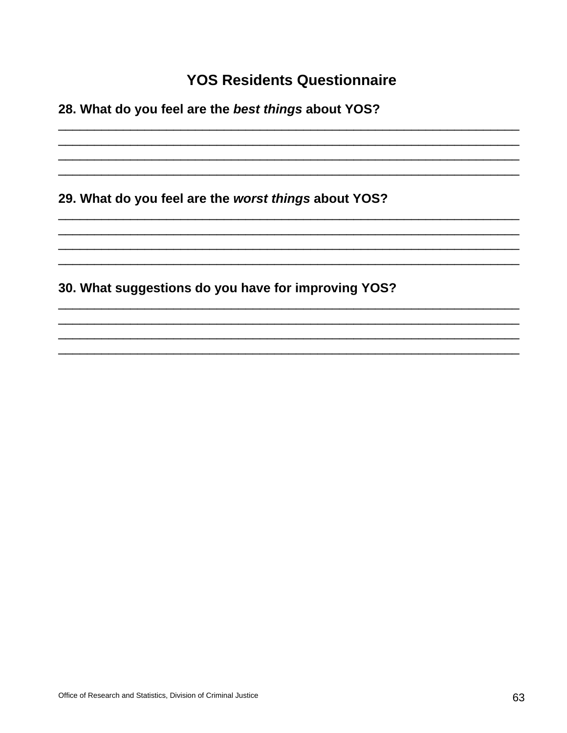## YOS Residents Questionnaire

**28. What do you feel are the *best things* about YOS?**

\_\_\_\_\_\_\_\_\_\_\_\_\_\_\_\_\_\_\_\_\_\_\_\_\_\_\_\_\_\_\_\_\_\_\_\_\_\_\_\_\_\_\_\_\_\_\_\_\_\_\_\_\_\_\_\_\_\_\_\_\_\_\_\_\_\_
\_\_\_\_\_\_\_\_\_\_\_\_\_\_\_\_\_\_\_\_\_\_\_\_\_\_\_\_\_\_\_\_\_\_\_\_\_\_\_\_\_\_\_\_\_\_\_\_\_\_\_\_\_\_\_\_\_\_\_\_\_\_\_\_\_\_
\_\_\_\_\_\_\_\_\_\_\_\_\_\_\_\_\_\_\_\_\_\_\_\_\_\_\_\_\_\_\_\_\_\_\_\_\_\_\_\_\_\_\_\_\_\_\_\_\_\_\_\_\_\_\_\_\_\_\_\_\_\_\_\_\_\_
\_\_\_\_\_\_\_\_\_\_\_\_\_\_\_\_\_\_\_\_\_\_\_\_\_\_\_\_\_\_\_\_\_\_\_\_\_\_\_\_\_\_\_\_\_\_\_\_\_\_\_\_\_\_\_\_\_\_\_\_\_\_\_\_\_\_

**29. What do you feel are the *worst things* about YOS?**

\_\_\_\_\_\_\_\_\_\_\_\_\_\_\_\_\_\_\_\_\_\_\_\_\_\_\_\_\_\_\_\_\_\_\_\_\_\_\_\_\_\_\_\_\_\_\_\_\_\_\_\_\_\_\_\_\_\_\_\_\_\_\_\_\_\_
\_\_\_\_\_\_\_\_\_\_\_\_\_\_\_\_\_\_\_\_\_\_\_\_\_\_\_\_\_\_\_\_\_\_\_\_\_\_\_\_\_\_\_\_\_\_\_\_\_\_\_\_\_\_\_\_\_\_\_\_\_\_\_\_\_\_
\_\_\_\_\_\_\_\_\_\_\_\_\_\_\_\_\_\_\_\_\_\_\_\_\_\_\_\_\_\_\_\_\_\_\_\_\_\_\_\_\_\_\_\_\_\_\_\_\_\_\_\_\_\_\_\_\_\_\_\_\_\_\_\_\_\_
\_\_\_\_\_\_\_\_\_\_\_\_\_\_\_\_\_\_\_\_\_\_\_\_\_\_\_\_\_\_\_\_\_\_\_\_\_\_\_\_\_\_\_\_\_\_\_\_\_\_\_\_\_\_\_\_\_\_\_\_\_\_\_\_\_\_

**30. What suggestions do you have for improving YOS?**

\_\_\_\_\_\_\_\_\_\_\_\_\_\_\_\_\_\_\_\_\_\_\_\_\_\_\_\_\_\_\_\_\_\_\_\_\_\_\_\_\_\_\_\_\_\_\_\_\_\_\_\_\_\_\_\_\_\_\_\_\_\_\_\_\_\_
\_\_\_\_\_\_\_\_\_\_\_\_\_\_\_\_\_\_\_\_\_\_\_\_\_\_\_\_\_\_\_\_\_\_\_\_\_\_\_\_\_\_\_\_\_\_\_\_\_\_\_\_\_\_\_\_\_\_\_\_\_\_\_\_\_\_
\_\_\_\_\_\_\_\_\_\_\_\_\_\_\_\_\_\_\_\_\_\_\_\_\_\_\_\_\_\_\_\_\_\_\_\_\_\_\_\_\_\_\_\_\_\_\_\_\_\_\_\_\_\_\_\_\_\_\_\_\_\_\_\_\_\_
\_\_\_\_\_\_\_\_\_\_\_\_\_\_\_\_\_\_\_\_\_\_\_\_\_\_\_\_\_\_\_\_\_\_\_\_\_\_\_\_\_\_\_\_\_\_\_\_\_\_\_\_\_\_\_\_\_\_\_\_\_\_\_\_\_\_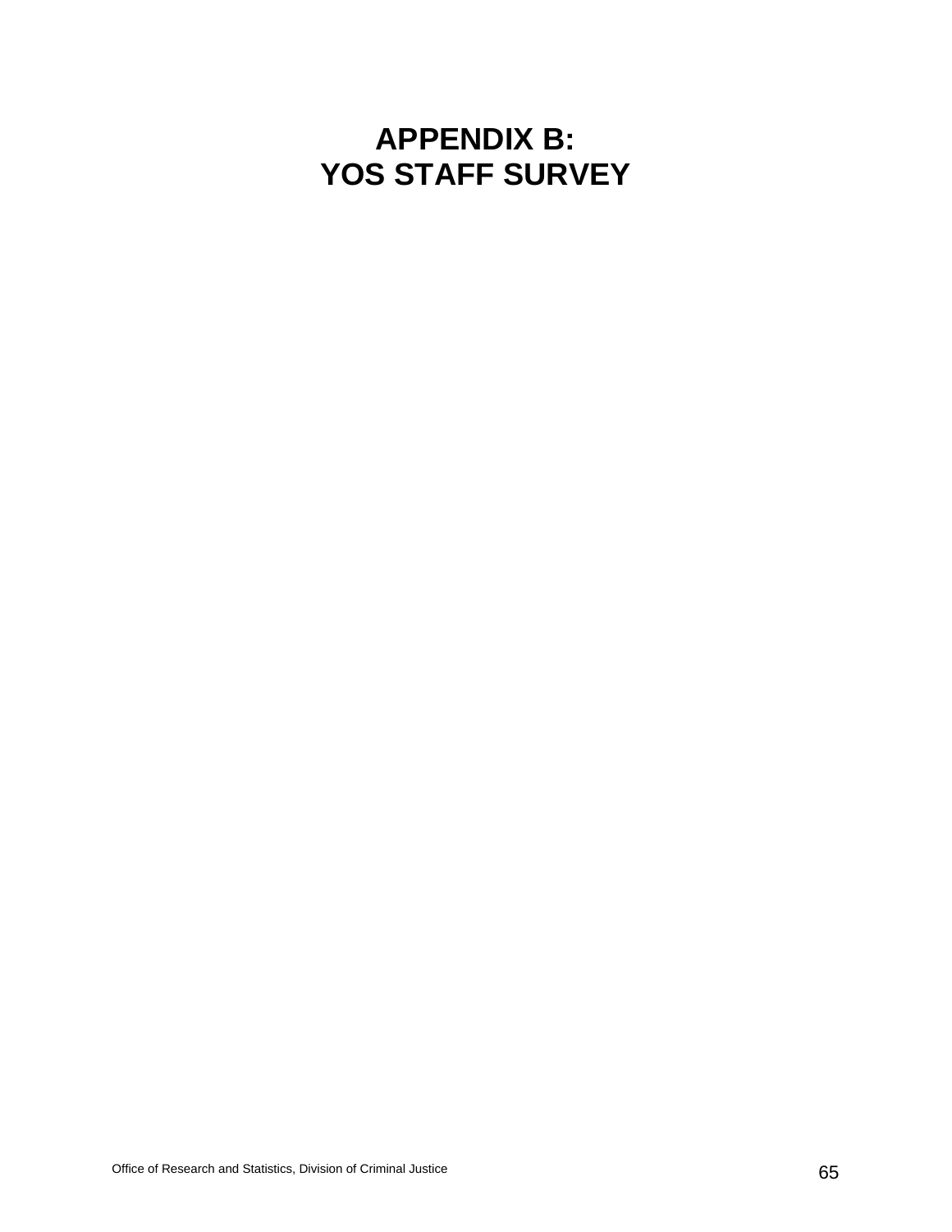# APPENDIX B: YOS STAFF SURVEY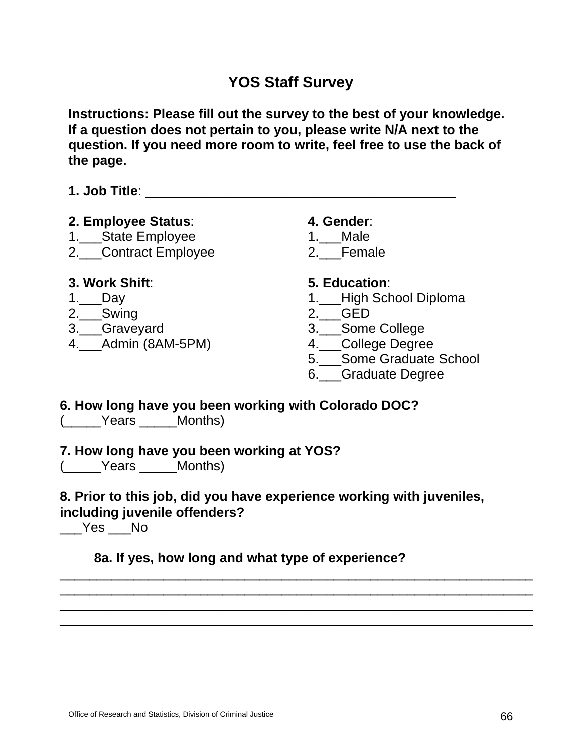# YOS Staff Survey

**Instructions: Please fill out the survey to the best of your knowledge. If a question does not pertain to you, please write N/A next to the question. If you need more room to write, feel free to use the back of the page.**

**1. Job Title**: ___________________________________________

**2. Employee Status**:
1.___State Employee
2.___Contract Employee

**3. Work Shift**:
1.___Day
2.___Swing
3.___Graveyard
4.___Admin (8AM-5PM)

**4. Gender**:
1.___Male
2.___Female

**5. Education**:
1.___High School Diploma
2.___GED
3.___Some College
4.___College Degree
5.___Some Graduate School
6.___Graduate Degree

**6. How long have you been working with Colorado DOC?**
(_____Years _____Months)

**7. How long have you been working at YOS?**
(_____Years _____Months)

**8. Prior to this job, did you have experience working with juveniles, including juvenile offenders?**
___Yes ___No

**8a. If yes, how long and what type of experience?**
_________________________________________________________________
_________________________________________________________________
_________________________________________________________________
_________________________________________________________________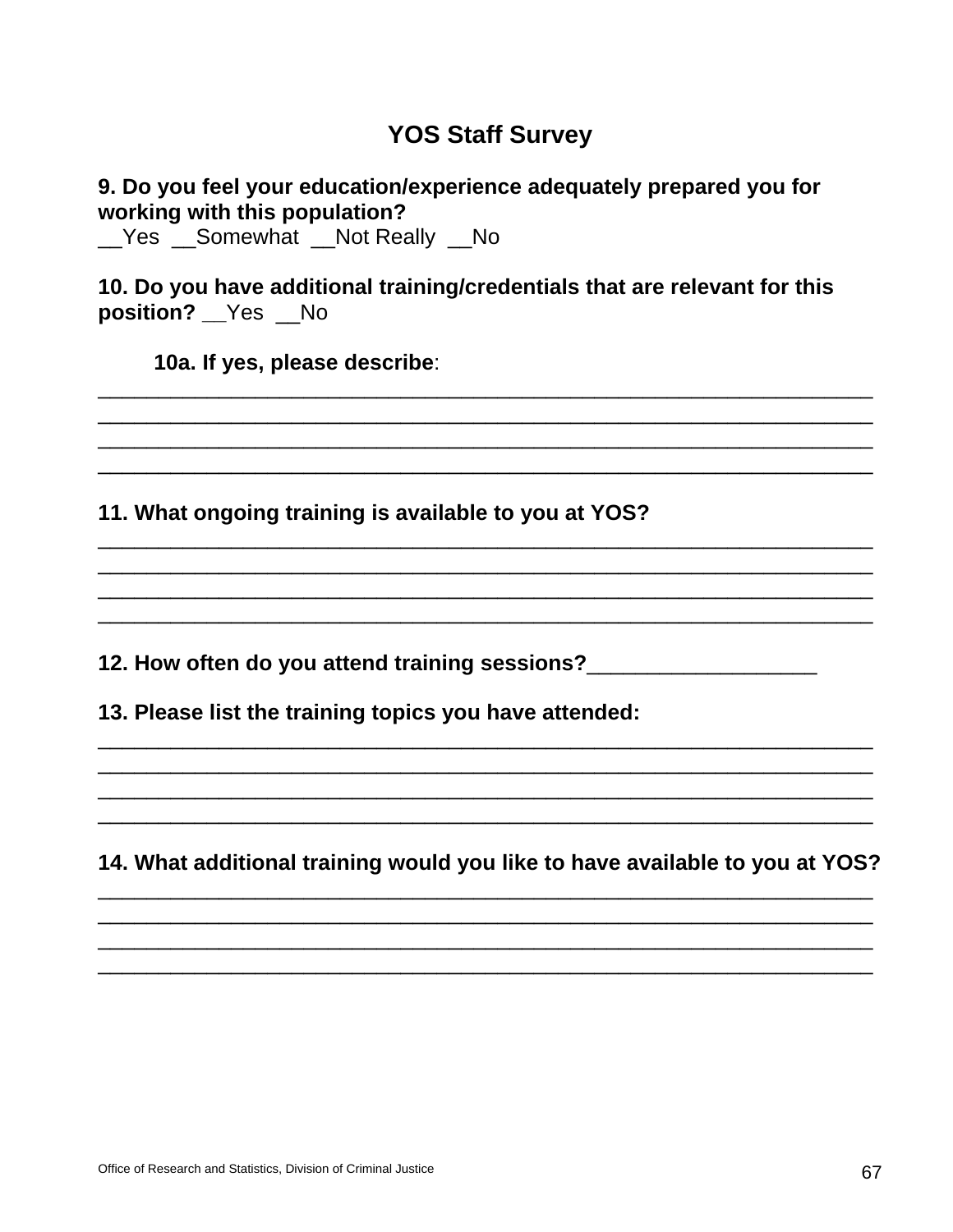# YOS Staff Survey

**9. Do you feel your education/experience adequately prepared you for working with this population?**
__Yes __Somewhat __Not Really __No

**10. Do you have additional training/credentials that are relevant for this position?** __Yes __No

**10a. If yes, please describe**:
______________________________________________________________________
______________________________________________________________________
______________________________________________________________________
______________________________________________________________________

**11. What ongoing training is available to you at YOS?**
______________________________________________________________________
______________________________________________________________________
______________________________________________________________________
______________________________________________________________________

**12. How often do you attend training sessions?**___________________

**13. Please list the training topics you have attended:**
______________________________________________________________________
______________________________________________________________________
______________________________________________________________________
______________________________________________________________________

**14. What additional training would you like to have available to you at YOS?**
______________________________________________________________________
______________________________________________________________________
______________________________________________________________________
______________________________________________________________________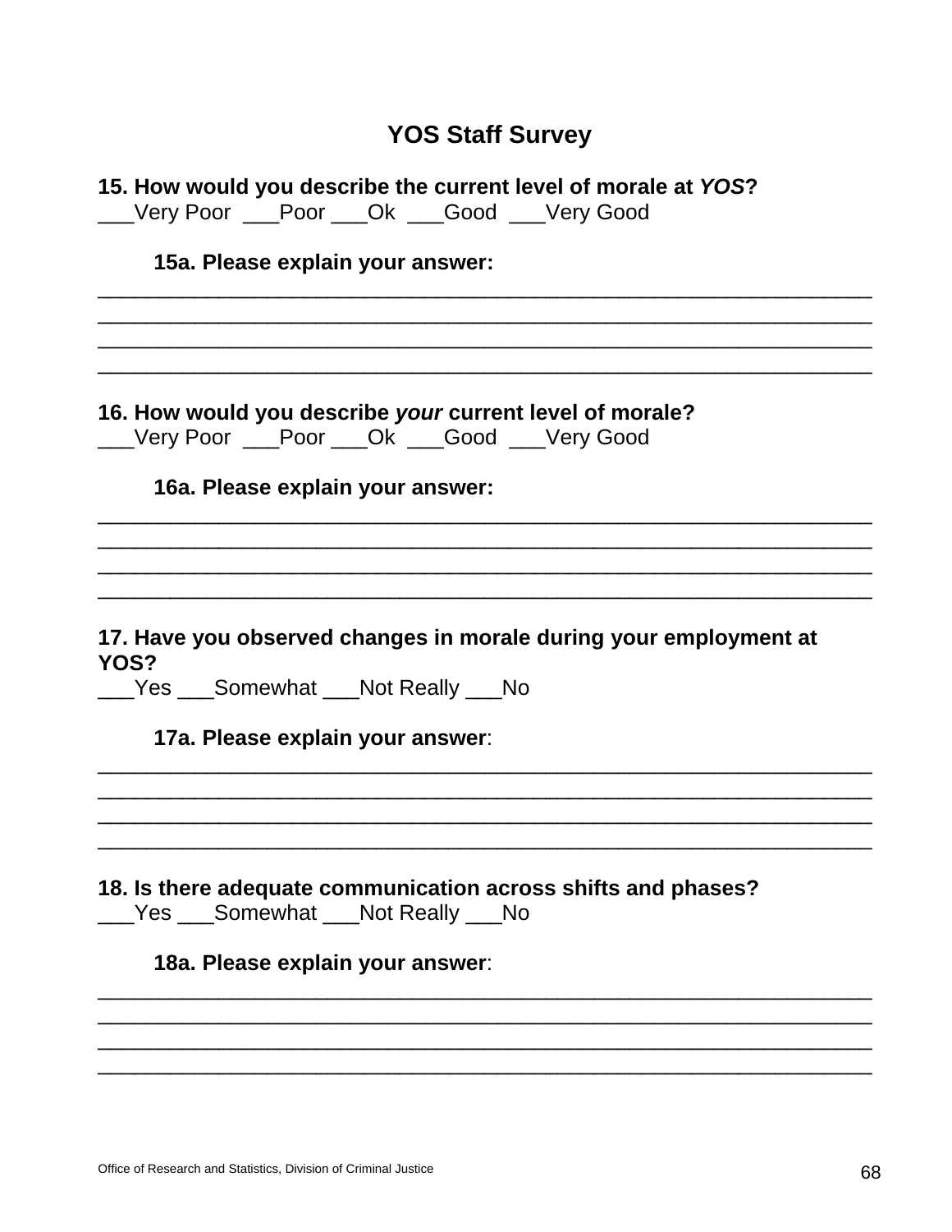# YOS Staff Survey

**15. How would you describe the current level of morale at *YOS*?**
___Very Poor ___Poor ___Ok ___Good ___Very Good

**15a. Please explain your answer:**

________________________________________________________________
________________________________________________________________
________________________________________________________________
________________________________________________________________

**16. How would you describe *your* current level of morale?**
___Very Poor ___Poor ___Ok ___Good ___Very Good

**16a. Please explain your answer:**

________________________________________________________________
________________________________________________________________
________________________________________________________________
________________________________________________________________

**17. Have you observed changes in morale during your employment at YOS?**
___Yes ___Somewhat ___Not Really ___No

**17a. Please explain your answer**:

________________________________________________________________
________________________________________________________________
________________________________________________________________
________________________________________________________________

**18. Is there adequate communication across shifts and phases?**
___Yes ___Somewhat ___Not Really ___No

**18a. Please explain your answer**:

________________________________________________________________
________________________________________________________________
________________________________________________________________
________________________________________________________________

Office of Research and Statistics, Division of Criminal Justice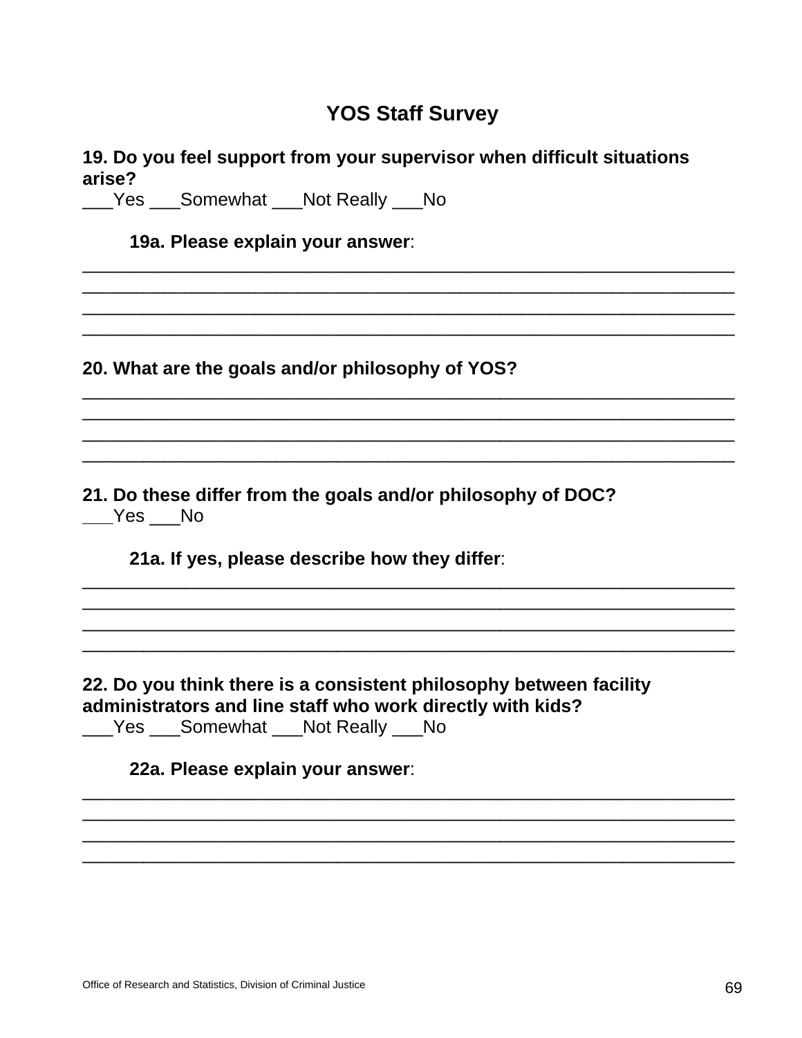# YOS Staff Survey

**19. Do you feel support from your supervisor when difficult situations arise?**

___Yes ___Somewhat ___Not Really ___No

**19a. Please explain your answer**:

________________________________________________________________
________________________________________________________________
________________________________________________________________
________________________________________________________________

**20. What are the goals and/or philosophy of YOS?**

________________________________________________________________
________________________________________________________________
________________________________________________________________
________________________________________________________________

**21. Do these differ from the goals and/or philosophy of DOC?**

___Yes ___No

**21a. If yes, please describe how they differ**:

________________________________________________________________
________________________________________________________________
________________________________________________________________
________________________________________________________________

**22. Do you think there is a consistent philosophy between facility administrators and line staff who work directly with kids?**

___Yes ___Somewhat ___Not Really ___No

**22a. Please explain your answer**:

________________________________________________________________
________________________________________________________________
________________________________________________________________
________________________________________________________________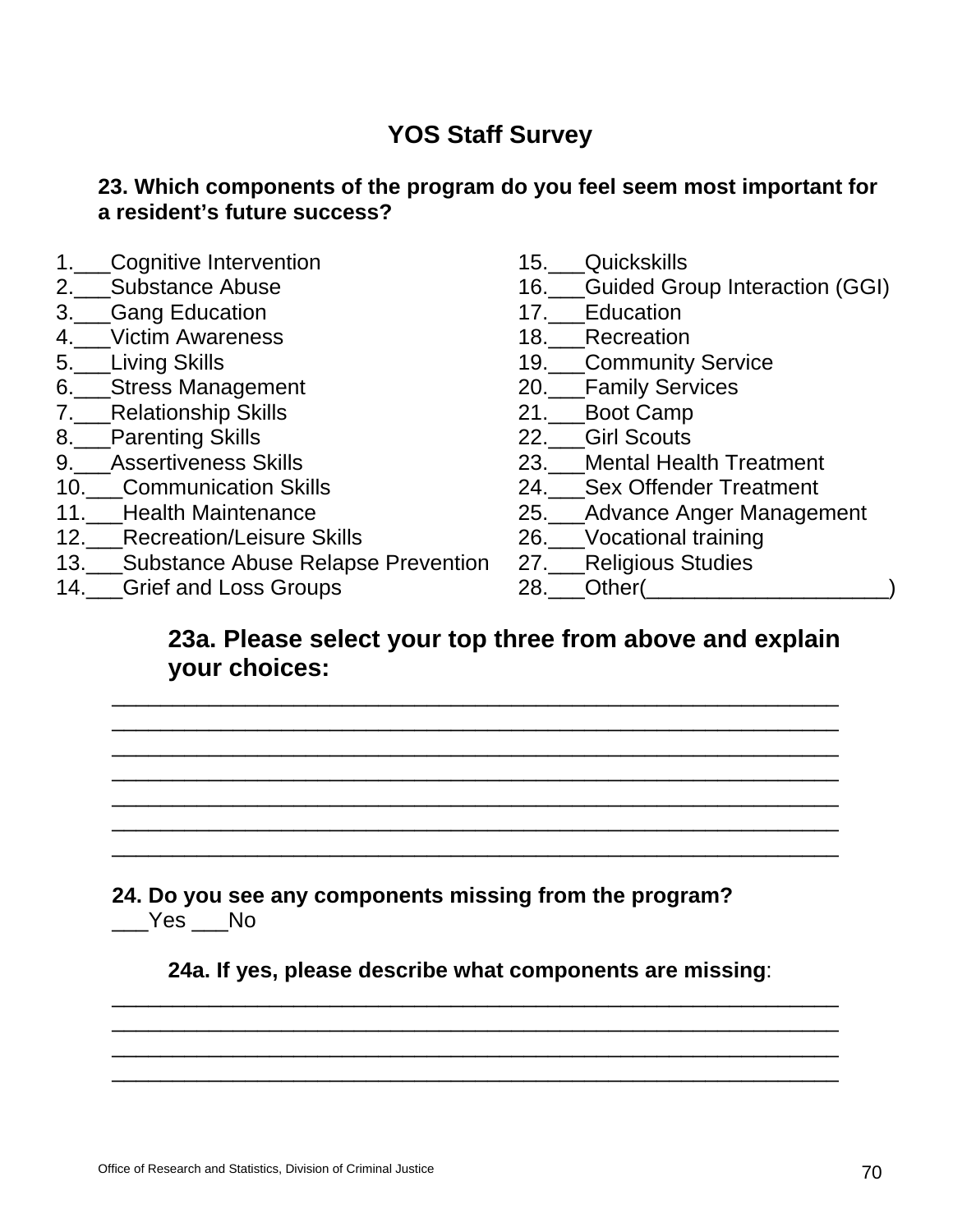# YOS Staff Survey

**23. Which components of the program do you feel seem most important for a resident's future success?**

1.___Cognitive Intervention
2.___Substance Abuse
3.___Gang Education
4.___Victim Awareness
5.___Living Skills
6.___Stress Management
7.___Relationship Skills
8.___Parenting Skills
9.___Assertiveness Skills
10.___Communication Skills
11.___Health Maintenance
12.___Recreation/Leisure Skills
13.___Substance Abuse Relapse Prevention
14.___Grief and Loss Groups
15.___Quickskills
16.___Guided Group Interaction (GGI)
17.___Education
18.___Recreation
19.___Community Service
20.___Family Services
21.___Boot Camp
22.___Girl Scouts
23.___Mental Health Treatment
24.___Sex Offender Treatment
25.___Advance Anger Management
26.___Vocational training
27.___Religious Studies
28.___Other(____________________)

**23a. Please select your top three from above and explain your choices:**

____________________________________________________________
____________________________________________________________
____________________________________________________________
____________________________________________________________
____________________________________________________________
____________________________________________________________
____________________________________________________________

**24. Do you see any components missing from the program?**
___Yes ___No

**24a. If yes, please describe what components are missing**:

____________________________________________________________
____________________________________________________________
____________________________________________________________
____________________________________________________________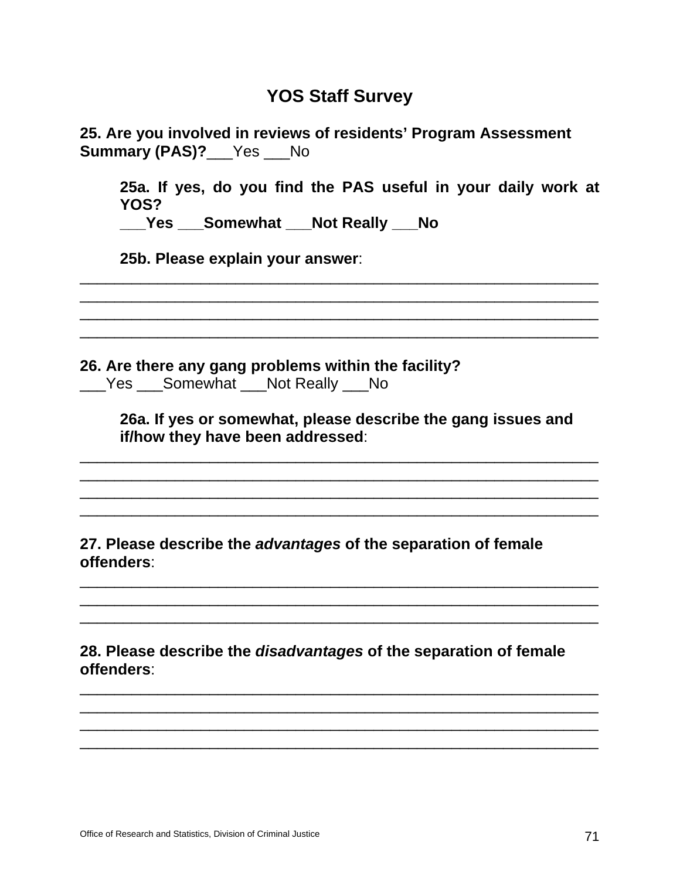# YOS Staff Survey

**25. Are you involved in reviews of residents' Program Assessment Summary (PAS)?**___Yes ___No

> **25a. If yes, do you find the PAS useful in your daily work at YOS?**
> **___Yes ___Somewhat ___Not Really ___No**
>
> **25b. Please explain your answer**:

______________________________________________________________
______________________________________________________________
______________________________________________________________
______________________________________________________________

**26. Are there any gang problems within the facility?**
___Yes ___Somewhat ___Not Really ___No

> **26a. If yes or somewhat, please describe the gang issues and if/how they have been addressed**:

______________________________________________________________
______________________________________________________________
______________________________________________________________
______________________________________________________________

**27. Please describe the *advantages* of the separation of female offenders**:

______________________________________________________________
______________________________________________________________
______________________________________________________________

**28. Please describe the *disadvantages* of the separation of female offenders**:

______________________________________________________________
______________________________________________________________
______________________________________________________________
______________________________________________________________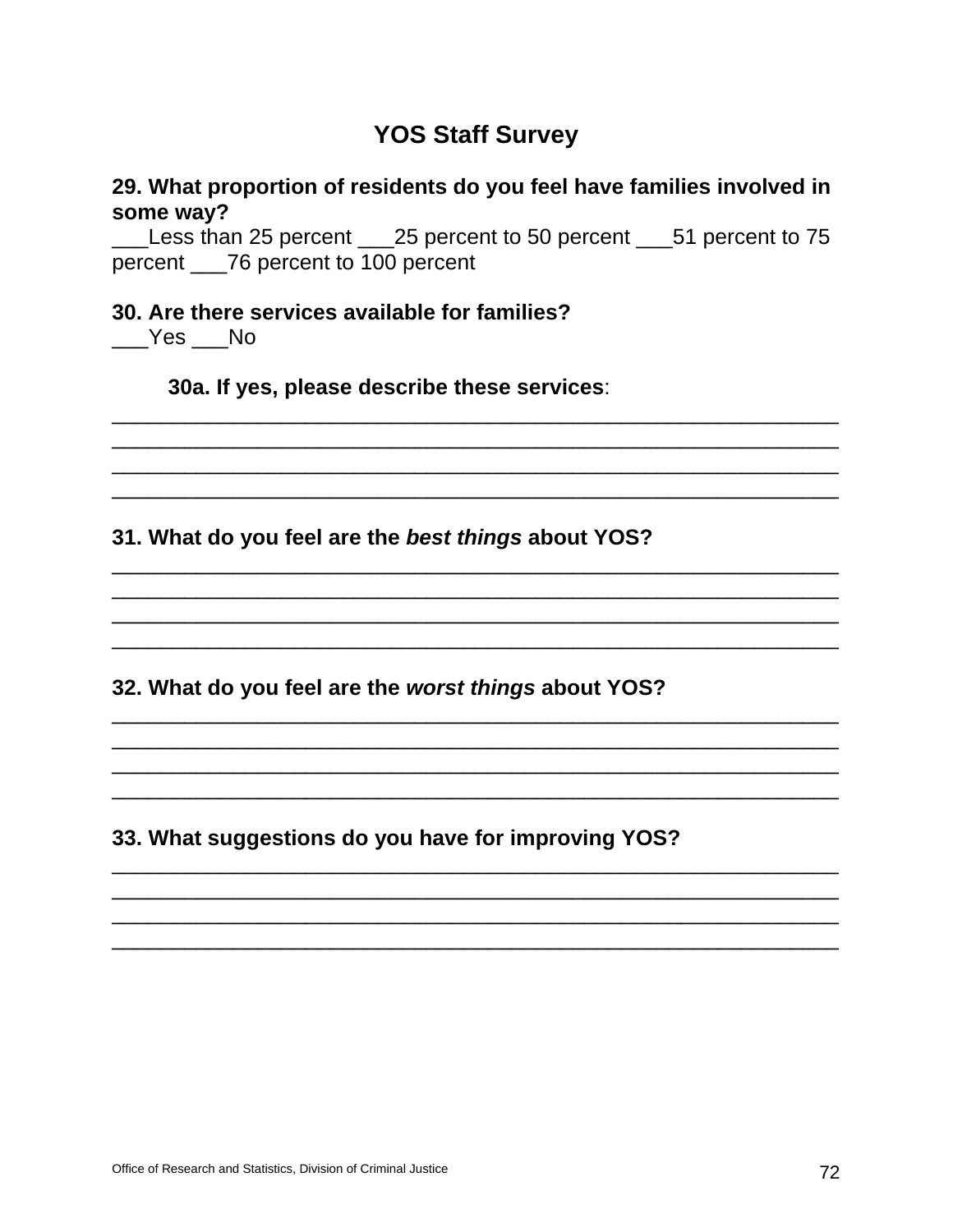## YOS Staff Survey

**29. What proportion of residents do you feel have families involved in some way?**
___Less than 25 percent ___25 percent to 50 percent ___51 percent to 75 percent ___76 percent to 100 percent

**30. Are there services available for families?**
___Yes ___No

**30a. If yes, please describe these services**:
____________________________________________________________
____________________________________________________________
____________________________________________________________
____________________________________________________________

**31. What do you feel are the *best things* about YOS?**
____________________________________________________________
____________________________________________________________
____________________________________________________________
____________________________________________________________

**32. What do you feel are the *worst things* about YOS?**
____________________________________________________________
____________________________________________________________
____________________________________________________________
____________________________________________________________

**33. What suggestions do you have for improving YOS?**
____________________________________________________________
____________________________________________________________
____________________________________________________________
____________________________________________________________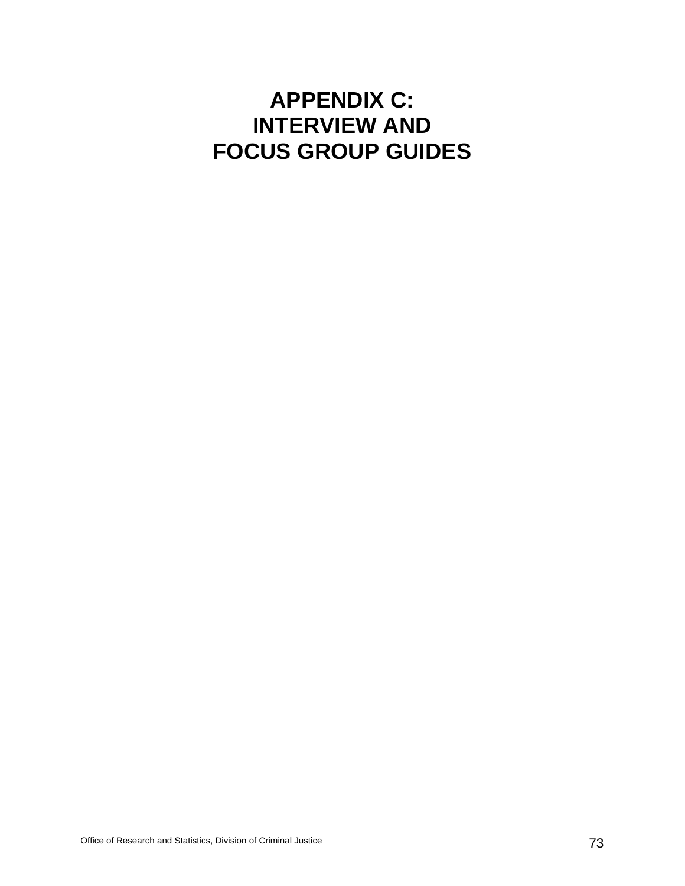# APPENDIX C: INTERVIEW AND FOCUS GROUP GUIDES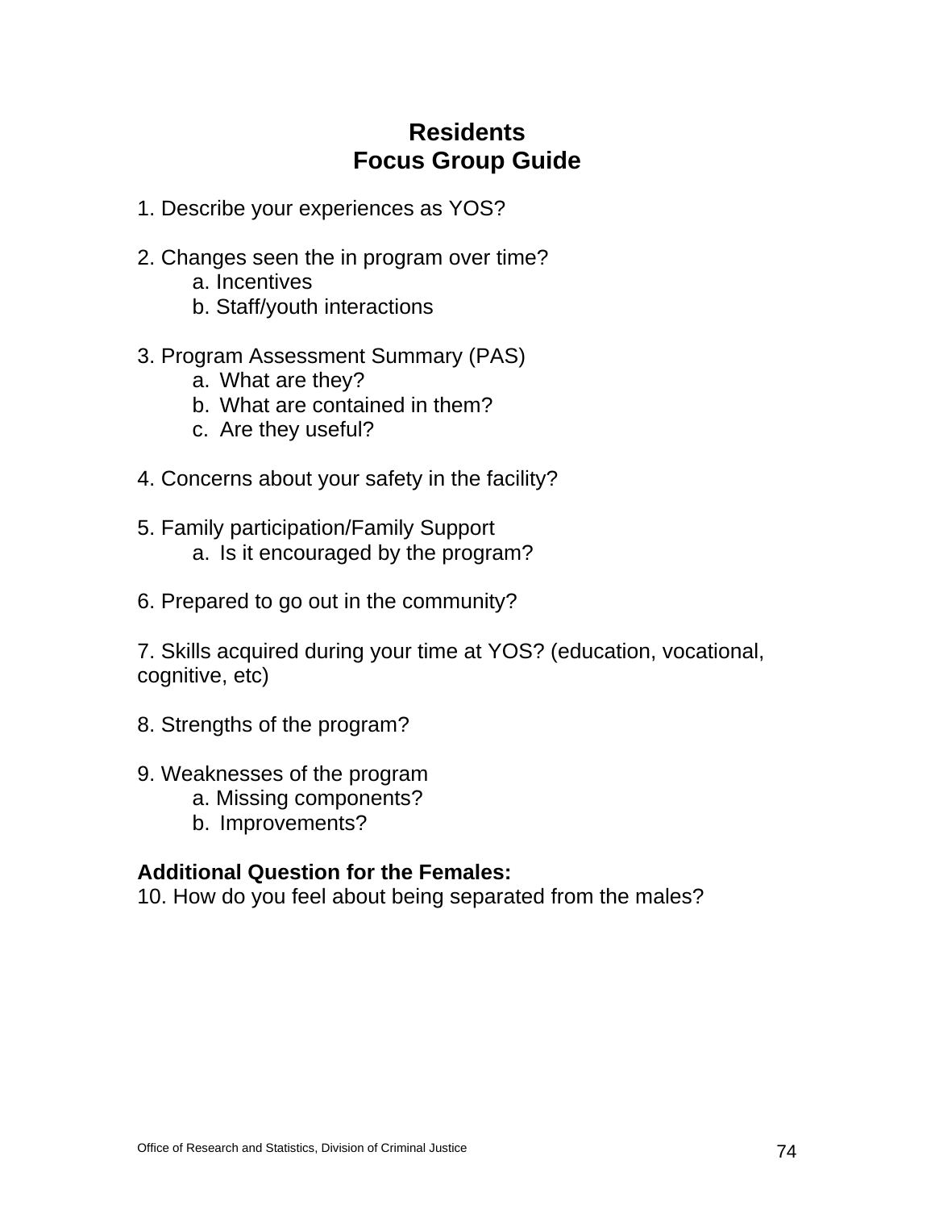# Residents
# Focus Group Guide

1. Describe your experiences as YOS?

2. Changes seen the in program over time?
   a. Incentives
   b. Staff/youth interactions

3. Program Assessment Summary (PAS)
   a. What are they?
   b. What are contained in them?
   c. Are they useful?

4. Concerns about your safety in the facility?

5. Family participation/Family Support
   a. Is it encouraged by the program?

6. Prepared to go out in the community?

7. Skills acquired during your time at YOS? (education, vocational, cognitive, etc)

8. Strengths of the program?

9. Weaknesses of the program
   a. Missing components?
   b. Improvements?

**Additional Question for the Females:**

10. How do you feel about being separated from the males?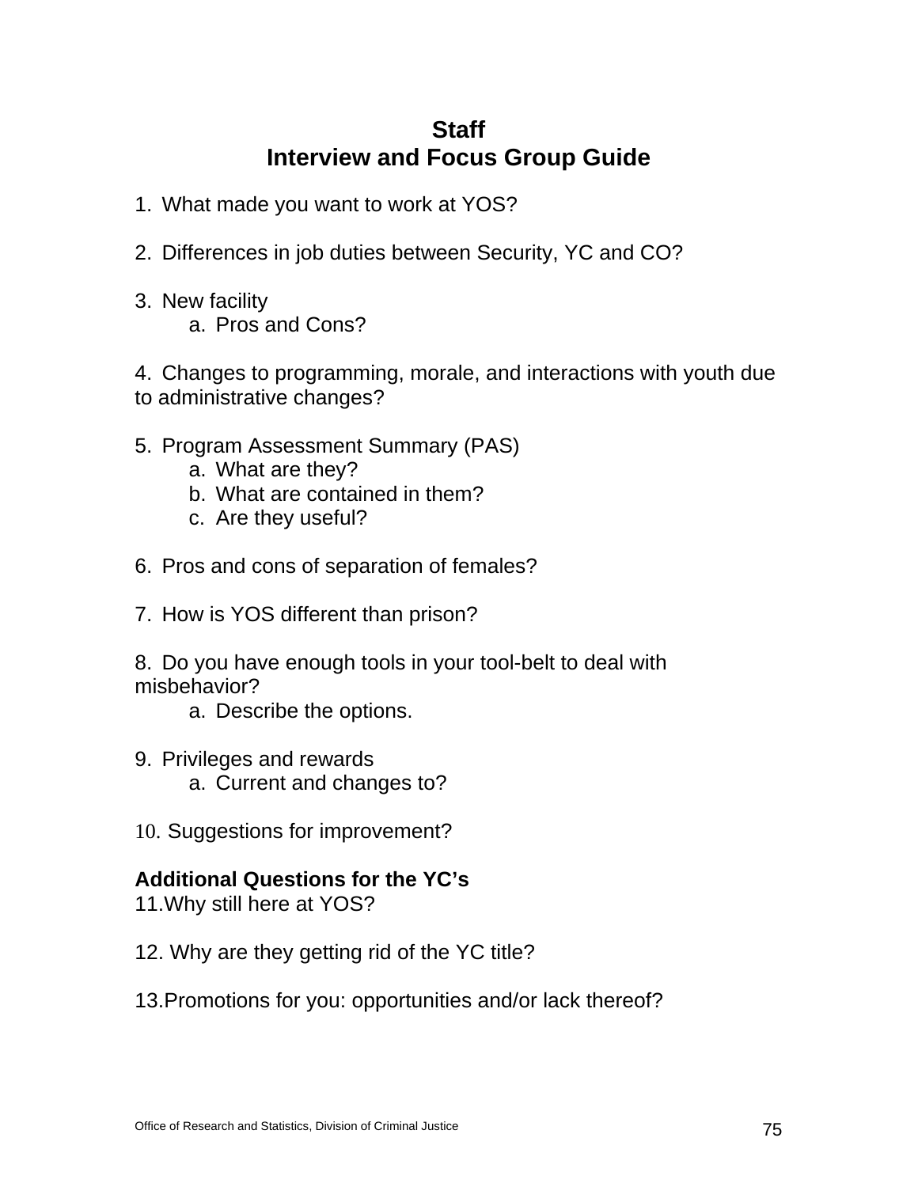# Staff
# Interview and Focus Group Guide

1. What made you want to work at YOS?

2. Differences in job duties between Security, YC and CO?

3. New facility
    a. Pros and Cons?

4. Changes to programming, morale, and interactions with youth due to administrative changes?

5. Program Assessment Summary (PAS)
    a. What are they?
    b. What are contained in them?
    c. Are they useful?

6. Pros and cons of separation of females?

7. How is YOS different than prison?

8. Do you have enough tools in your tool-belt to deal with misbehavior?
    a. Describe the options.

9. Privileges and rewards
    a. Current and changes to?

10. Suggestions for improvement?

**Additional Questions for the YC's**

11. Why still here at YOS?

12. Why are they getting rid of the YC title?

13. Promotions for you: opportunities and/or lack thereof?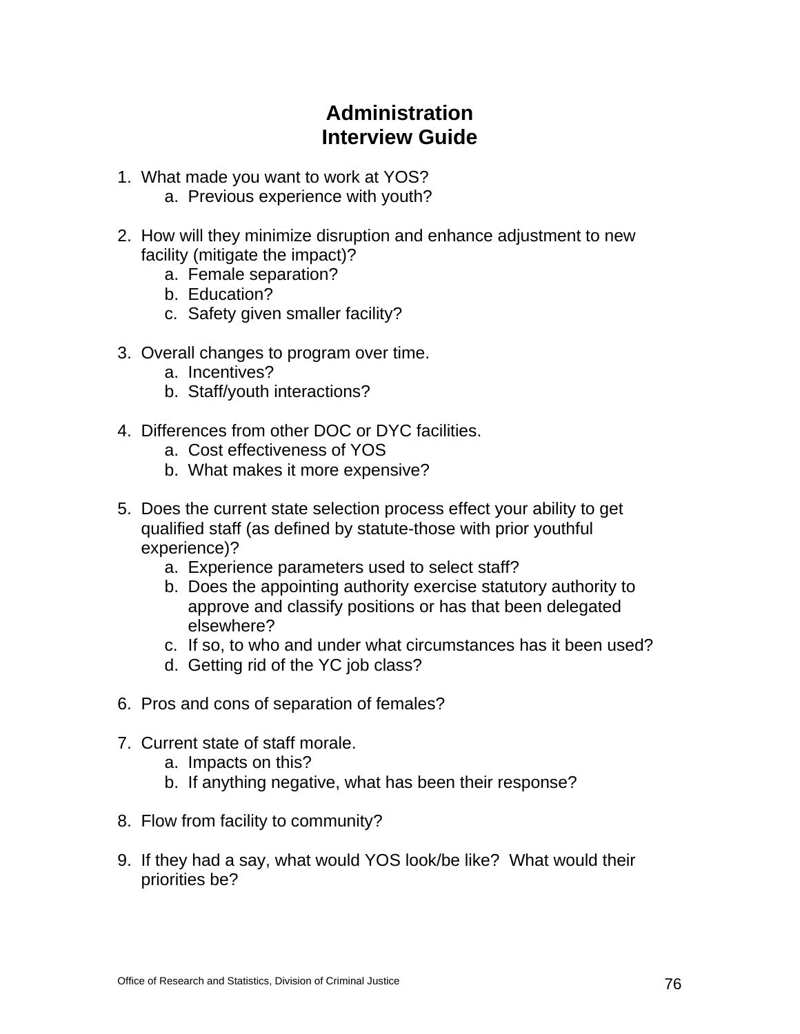# Administration
# Interview Guide

1. What made you want to work at YOS?
    a. Previous experience with youth?

2. How will they minimize disruption and enhance adjustment to new facility (mitigate the impact)?
    a. Female separation?
    b. Education?
    c. Safety given smaller facility?

3. Overall changes to program over time.
    a. Incentives?
    b. Staff/youth interactions?

4. Differences from other DOC or DYC facilities.
    a. Cost effectiveness of YOS
    b. What makes it more expensive?

5. Does the current state selection process effect your ability to get qualified staff (as defined by statute-those with prior youthful experience)?
    a. Experience parameters used to select staff?
    b. Does the appointing authority exercise statutory authority to approve and classify positions or has that been delegated elsewhere?
    c. If so, to who and under what circumstances has it been used?
    d. Getting rid of the YC job class?

6. Pros and cons of separation of females?

7. Current state of staff morale.
    a. Impacts on this?
    b. If anything negative, what has been their response?

8. Flow from facility to community?

9. If they had a say, what would YOS look/be like? What would their priorities be?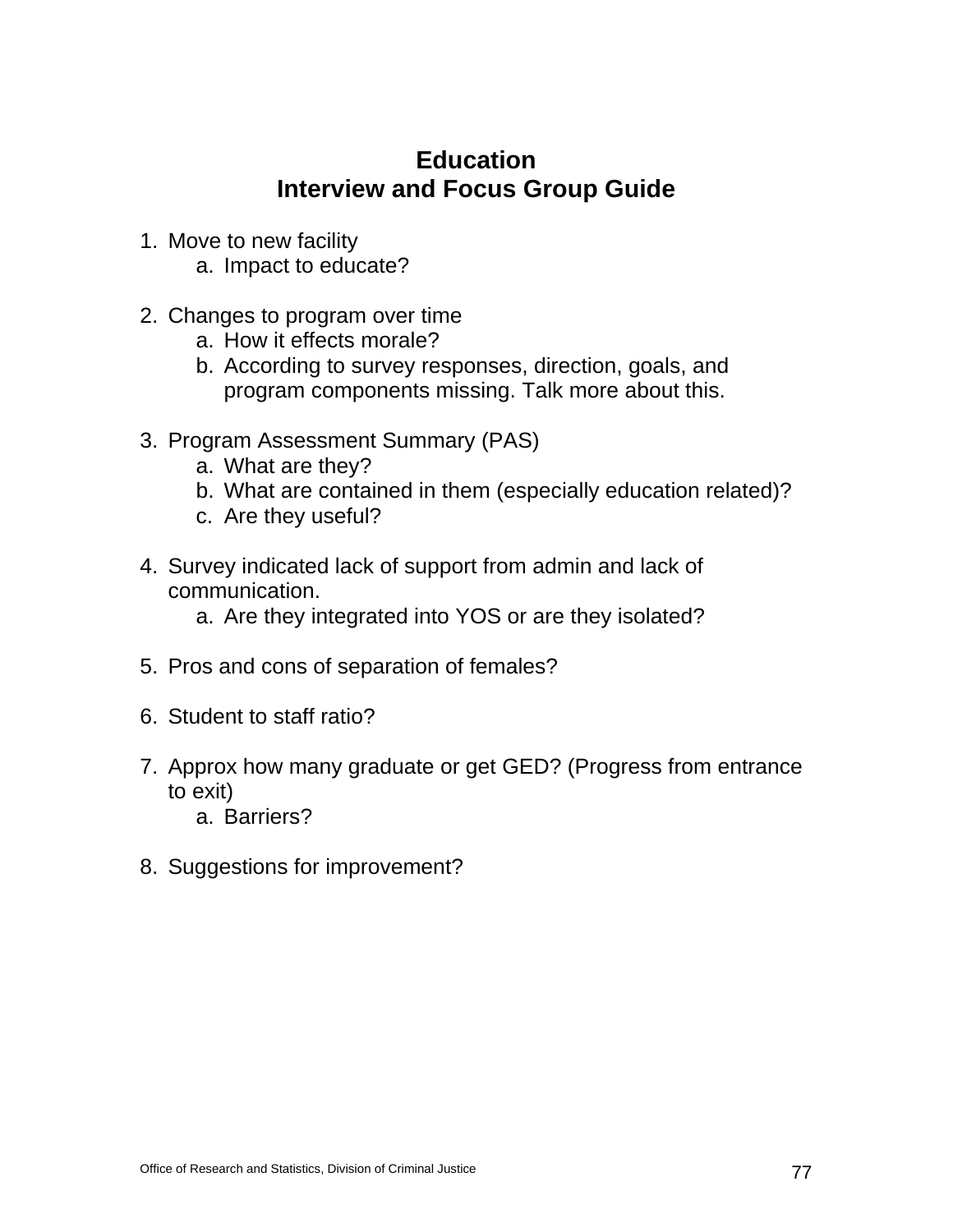# Education
# Interview and Focus Group Guide

1. Move to new facility
   a. Impact to educate?

2. Changes to program over time
   a. How it effects morale?
   b. According to survey responses, direction, goals, and program components missing. Talk more about this.

3. Program Assessment Summary (PAS)
   a. What are they?
   b. What are contained in them (especially education related)?
   c. Are they useful?

4. Survey indicated lack of support from admin and lack of communication.
   a. Are they integrated into YOS or are they isolated?

5. Pros and cons of separation of females?

6. Student to staff ratio?

7. Approx how many graduate or get GED? (Progress from entrance to exit)
   a. Barriers?

8. Suggestions for improvement?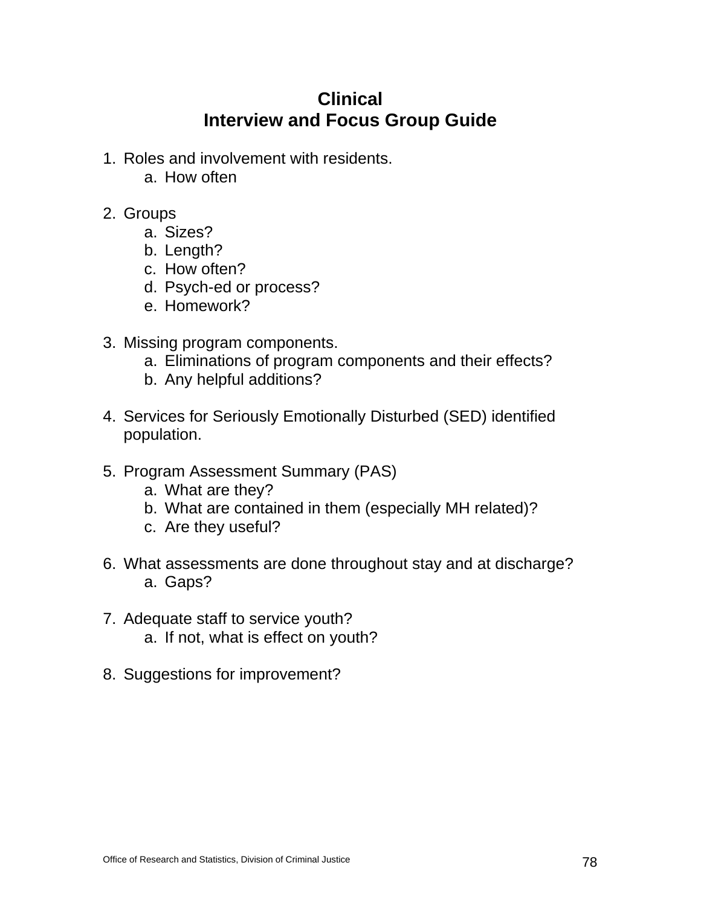# Clinical
# Interview and Focus Group Guide

1. Roles and involvement with residents.
   a. How often

2. Groups
   a. Sizes?
   b. Length?
   c. How often?
   d. Psych-ed or process?
   e. Homework?

3. Missing program components.
   a. Eliminations of program components and their effects?
   b. Any helpful additions?

4. Services for Seriously Emotionally Disturbed (SED) identified population.

5. Program Assessment Summary (PAS)
   a. What are they?
   b. What are contained in them (especially MH related)?
   c. Are they useful?

6. What assessments are done throughout stay and at discharge?
   a. Gaps?

7. Adequate staff to service youth?
   a. If not, what is effect on youth?

8. Suggestions for improvement?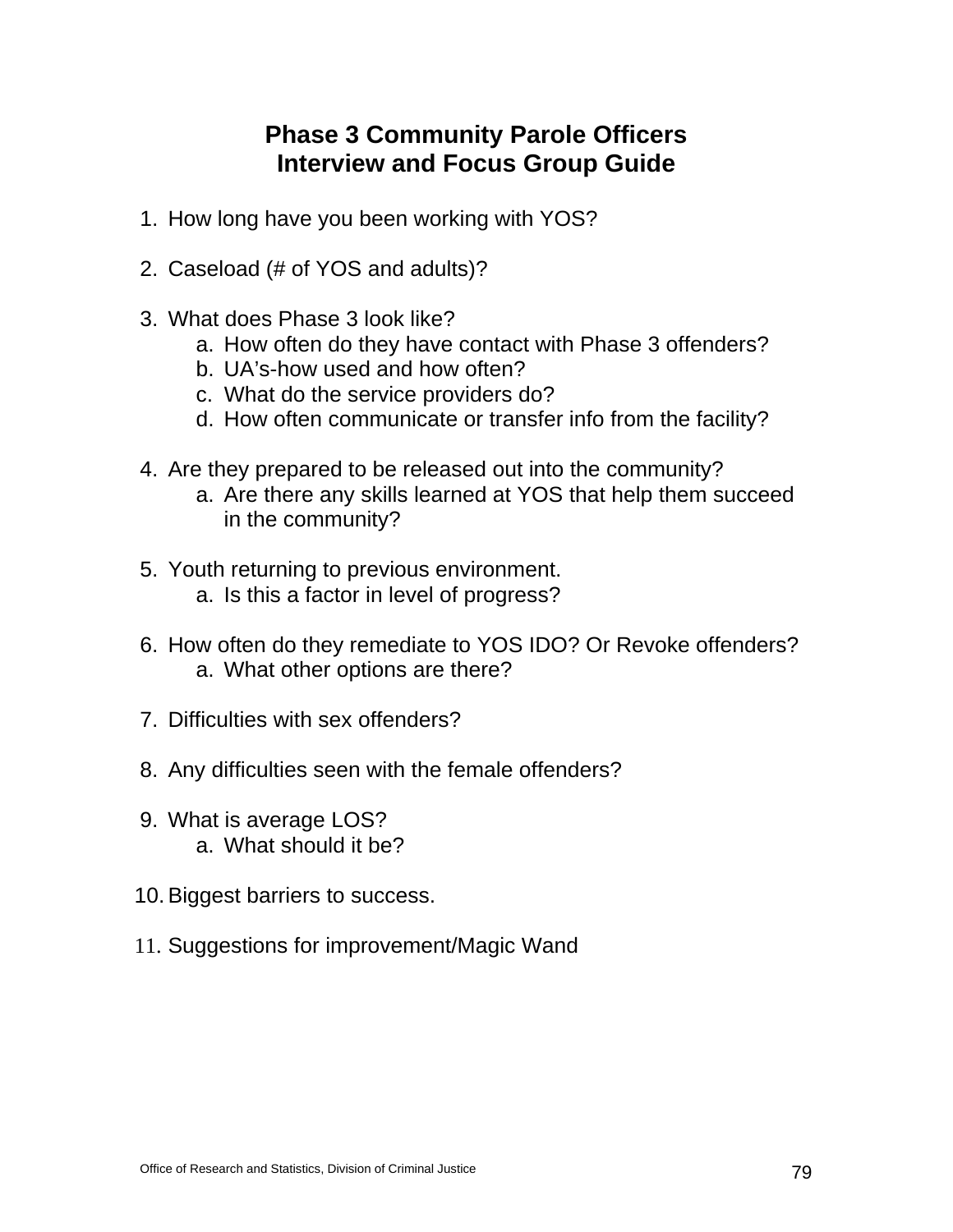# Phase 3 Community Parole Officers Interview and Focus Group Guide

1. How long have you been working with YOS?

2. Caseload (# of YOS and adults)?

3. What does Phase 3 look like?
   a. How often do they have contact with Phase 3 offenders?
   b. UA's-how used and how often?
   c. What do the service providers do?
   d. How often communicate or transfer info from the facility?

4. Are they prepared to be released out into the community?
   a. Are there any skills learned at YOS that help them succeed in the community?

5. Youth returning to previous environment.
   a. Is this a factor in level of progress?

6. How often do they remediate to YOS IDO? Or Revoke offenders?
   a. What other options are there?

7. Difficulties with sex offenders?

8. Any difficulties seen with the female offenders?

9. What is average LOS?
   a. What should it be?

10. Biggest barriers to success.

11. Suggestions for improvement/Magic Wand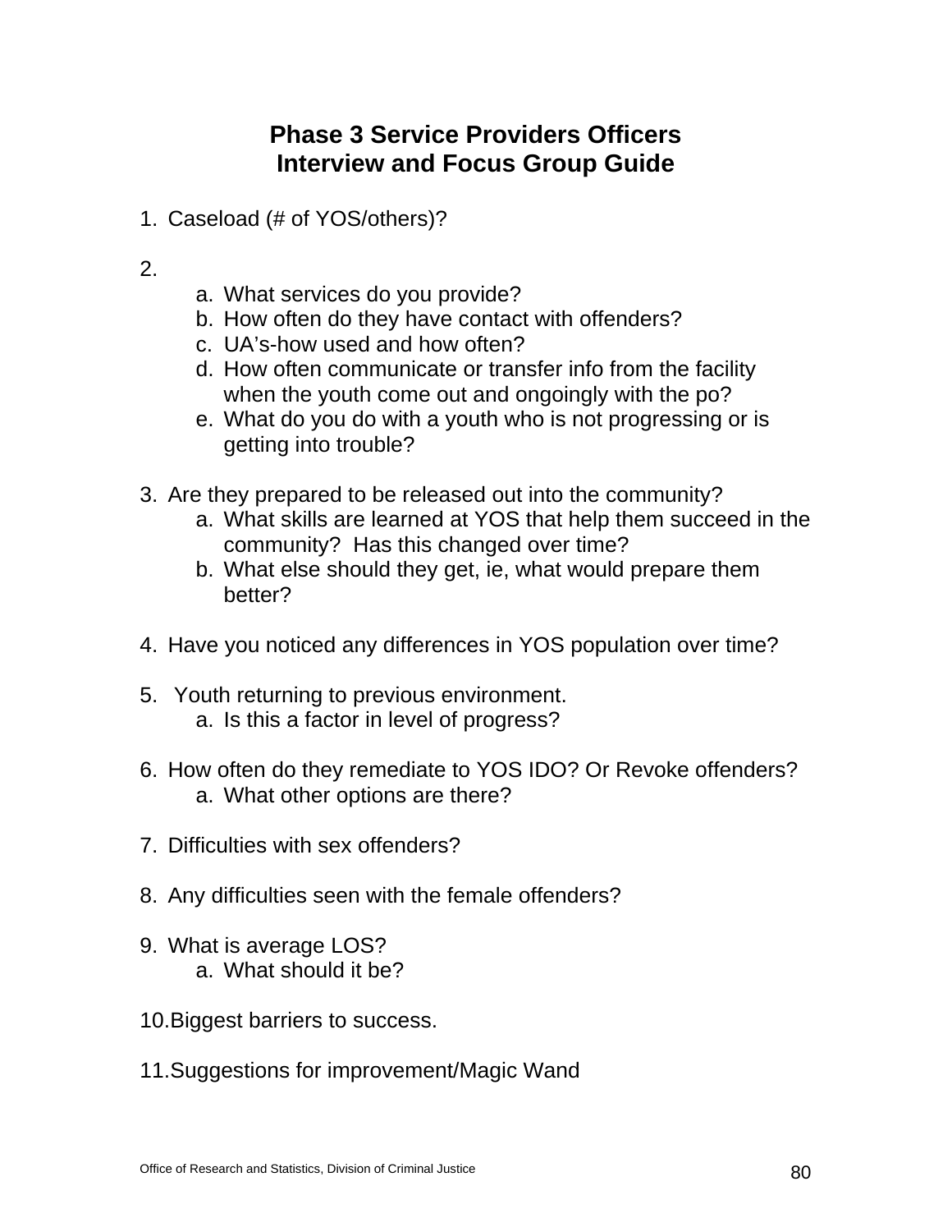# Phase 3 Service Providers Officers
# Interview and Focus Group Guide

1. Caseload (# of YOS/others)?

2. 
   a. What services do you provide?
   b. How often do they have contact with offenders?
   c. UA's-how used and how often?
   d. How often communicate or transfer info from the facility when the youth come out and ongoingly with the po?
   e. What do you do with a youth who is not progressing or is getting into trouble?

3. Are they prepared to be released out into the community?
   a. What skills are learned at YOS that help them succeed in the community? Has this changed over time?
   b. What else should they get, ie, what would prepare them better?

4. Have you noticed any differences in YOS population over time?

5. Youth returning to previous environment.
   a. Is this a factor in level of progress?

6. How often do they remediate to YOS IDO? Or Revoke offenders?
   a. What other options are there?

7. Difficulties with sex offenders?

8. Any difficulties seen with the female offenders?

9. What is average LOS?
   a. What should it be?

10. Biggest barriers to success.

11. Suggestions for improvement/Magic Wand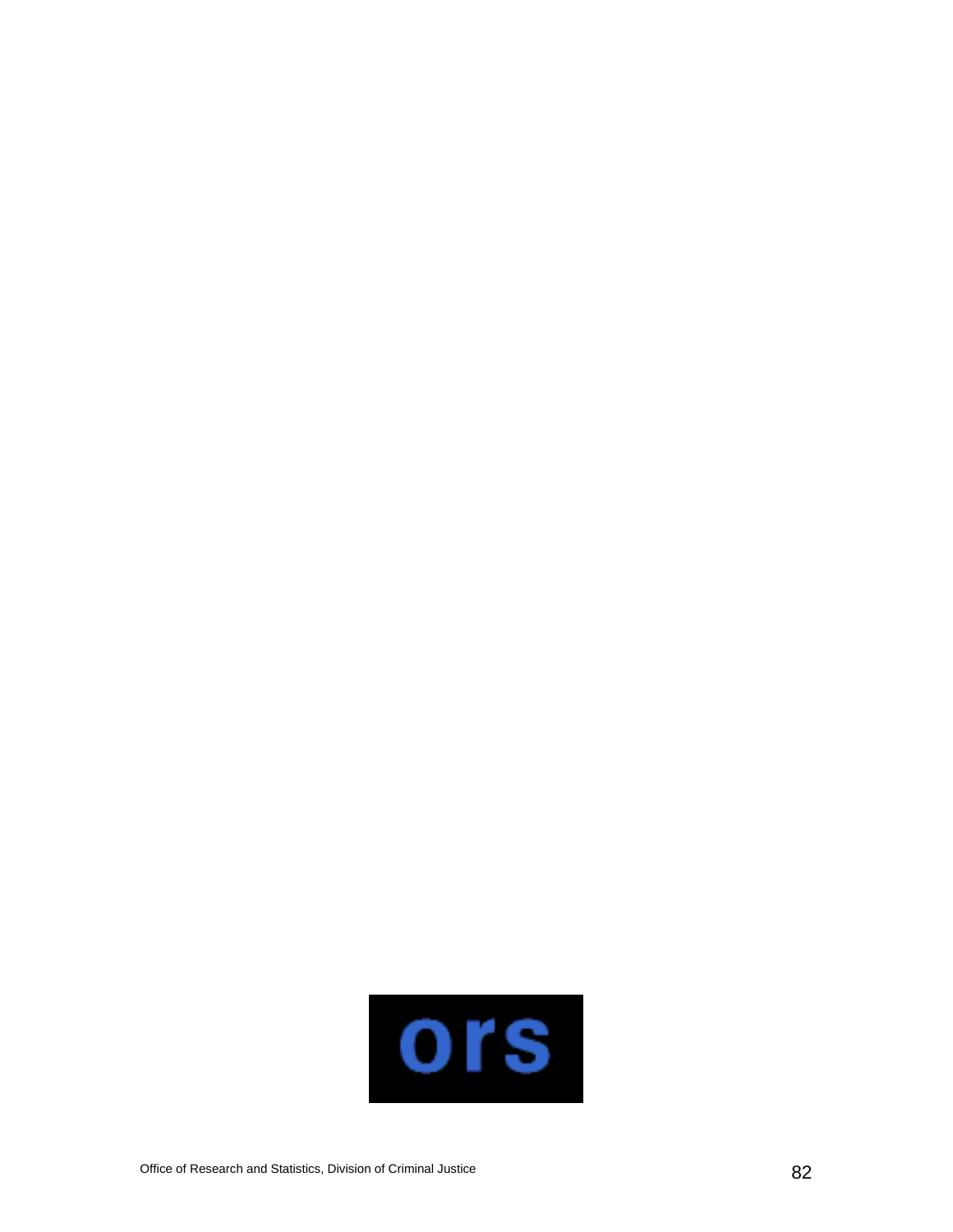ors